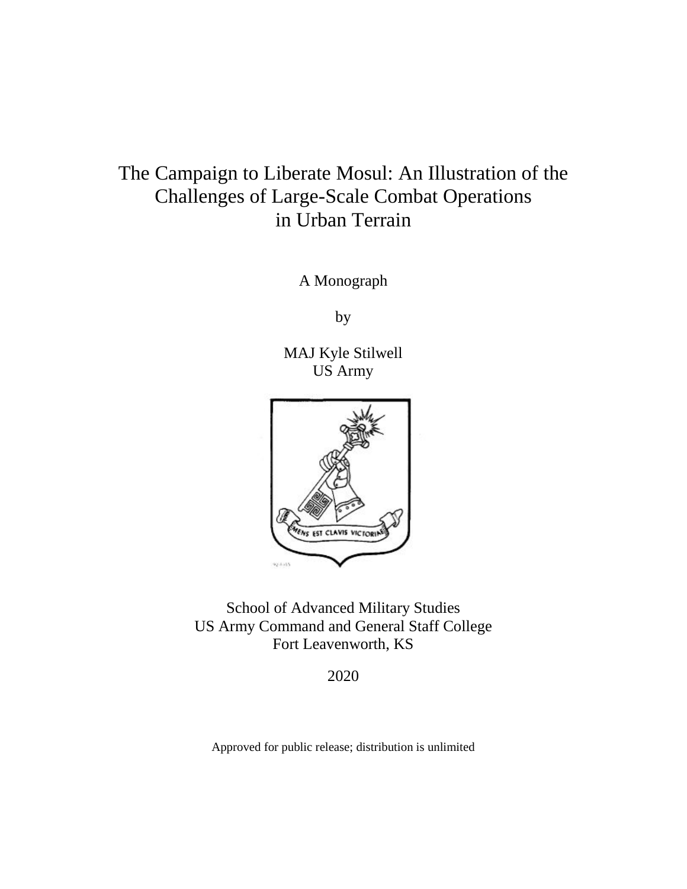# The Campaign to Liberate Mosul: An Illustration of the Challenges of Large-Scale Combat Operations in Urban Terrain

A Monograph

by

MAJ Kyle Stilwell
US Army

School of Advanced Military Studies
US Army Command and General Staff College
Fort Leavenworth, KS

2020

Approved for public release; distribution is unlimited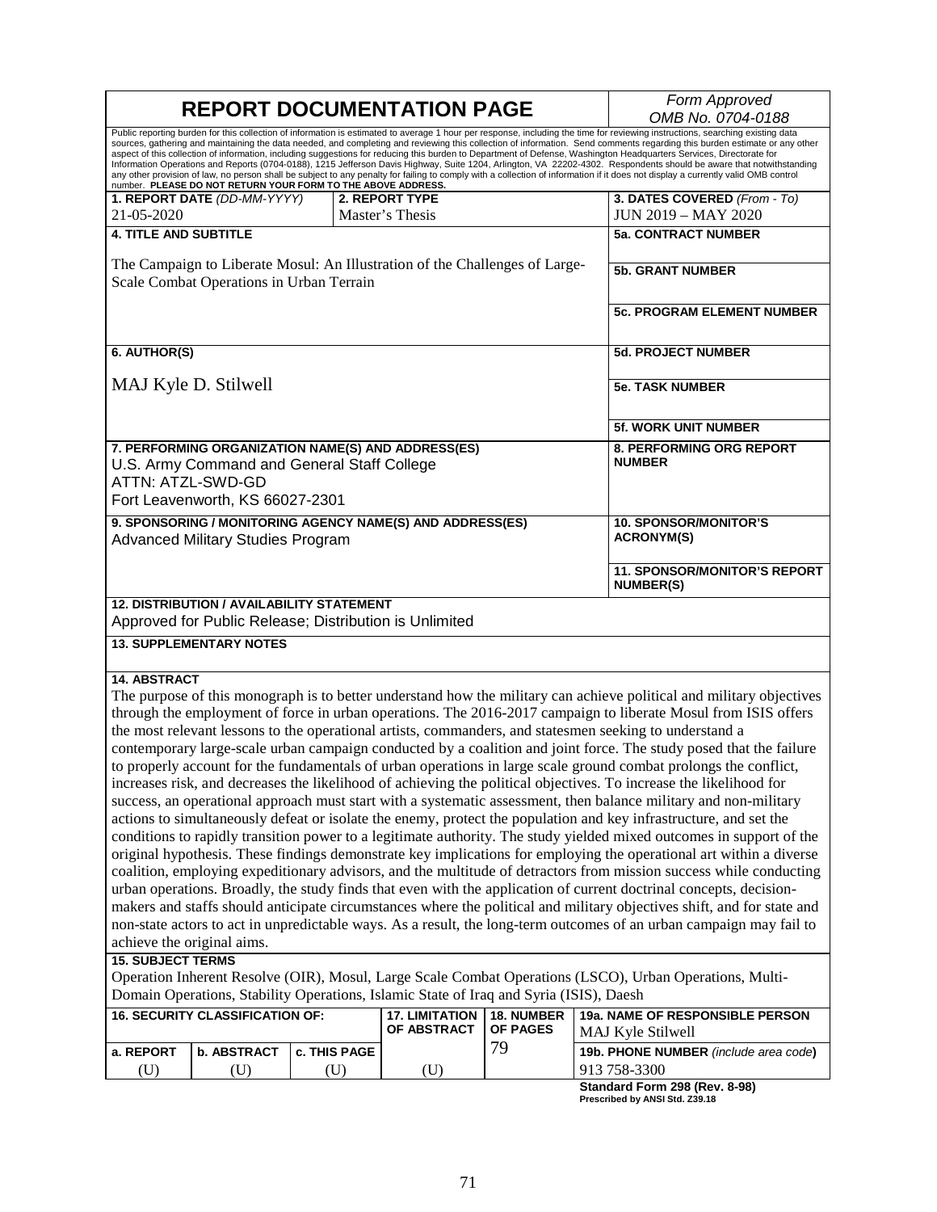# REPORT DOCUMENTATION PAGE

*Form Approved OMB No. 0704-0188*

Public reporting burden for this collection of information is estimated to average 1 hour per response, including the time for reviewing instructions, searching existing data sources, gathering and maintaining the data needed, and completing and reviewing this collection of information. Send comments regarding this burden estimate or any other aspect of this collection of information, including suggestions for reducing this burden to Department of Defense, Washington Headquarters Services, Directorate for Information Operations and Reports (0704-0188), 1215 Jefferson Davis Highway, Suite 1204, Arlington, VA 22202-4302. Respondents should be aware that notwithstanding any other provision of law, no person shall be subject to any penalty for failing to comply with a collection of information if it does not display a currently valid OMB control number. **PLEASE DO NOT RETURN YOUR FORM TO THE ABOVE ADDRESS.**

| 1. REPORT DATE (DD-MM-YYYY) | 2. REPORT TYPE | 3. DATES COVERED (From - To) |
|---|---|---|
| 21-05-2020 | Master's Thesis | JUN 2019 – MAY 2020 |

**4. TITLE AND SUBTITLE**

The Campaign to Liberate Mosul: An Illustration of the Challenges of Large-Scale Combat Operations in Urban Terrain

**5a. CONTRACT NUMBER**

**5b. GRANT NUMBER**

**5c. PROGRAM ELEMENT NUMBER**

**6. AUTHOR(S)**

MAJ Kyle D. Stilwell

**5d. PROJECT NUMBER**

**5e. TASK NUMBER**

**5f. WORK UNIT NUMBER**

**7. PERFORMING ORGANIZATION NAME(S) AND ADDRESS(ES)**

U.S. Army Command and General Staff College
ATTN: ATZL-SWD-GD
Fort Leavenworth, KS 66027-2301

**8. PERFORMING ORG REPORT NUMBER**

**9. SPONSORING / MONITORING AGENCY NAME(S) AND ADDRESS(ES)**

Advanced Military Studies Program

**10. SPONSOR/MONITOR'S ACRONYM(S)**

**11. SPONSOR/MONITOR'S REPORT NUMBER(S)**

**12. DISTRIBUTION / AVAILABILITY STATEMENT**

Approved for Public Release; Distribution is Unlimited

**13. SUPPLEMENTARY NOTES**

**14. ABSTRACT**

The purpose of this monograph is to better understand how the military can achieve political and military objectives through the employment of force in urban operations. The 2016-2017 campaign to liberate Mosul from ISIS offers the most relevant lessons to the operational artists, commanders, and statesmen seeking to understand a contemporary large-scale urban campaign conducted by a coalition and joint force. The study posed that the failure to properly account for the fundamentals of urban operations in large scale ground combat prolongs the conflict, increases risk, and decreases the likelihood of achieving the political objectives. To increase the likelihood for success, an operational approach must start with a systematic assessment, then balance military and non-military actions to simultaneously defeat or isolate the enemy, protect the population and key infrastructure, and set the conditions to rapidly transition power to a legitimate authority. The study yielded mixed outcomes in support of the original hypothesis. These findings demonstrate key implications for employing the operational art within a diverse coalition, employing expeditionary advisors, and the multitude of detractors from mission success while conducting urban operations. Broadly, the study finds that even with the application of current doctrinal concepts, decision-makers and staffs should anticipate circumstances where the political and military objectives shift, and for state and non-state actors to act in unpredictable ways. As a result, the long-term outcomes of an urban campaign may fail to achieve the original aims.

**15. SUBJECT TERMS**

Operation Inherent Resolve (OIR), Mosul, Large Scale Combat Operations (LSCO), Urban Operations, Multi-Domain Operations, Stability Operations, Islamic State of Iraq and Syria (ISIS), Daesh

| 16. SECURITY CLASSIFICATION OF: | | | 17. LIMITATION OF ABSTRACT | 18. NUMBER OF PAGES | 19a. NAME OF RESPONSIBLE PERSON |
|---|---|---|---|---|---|
| | | | | | MAJ Kyle Stilwell |
| a. REPORT | b. ABSTRACT | c. THIS PAGE | | 79 | 19b. PHONE NUMBER (include area code) |
| (U) | (U) | (U) | (U) | | 913 758-3300 |

**Standard Form 298 (Rev. 8-98)**
**Prescribed by ANSI Std. Z39.18**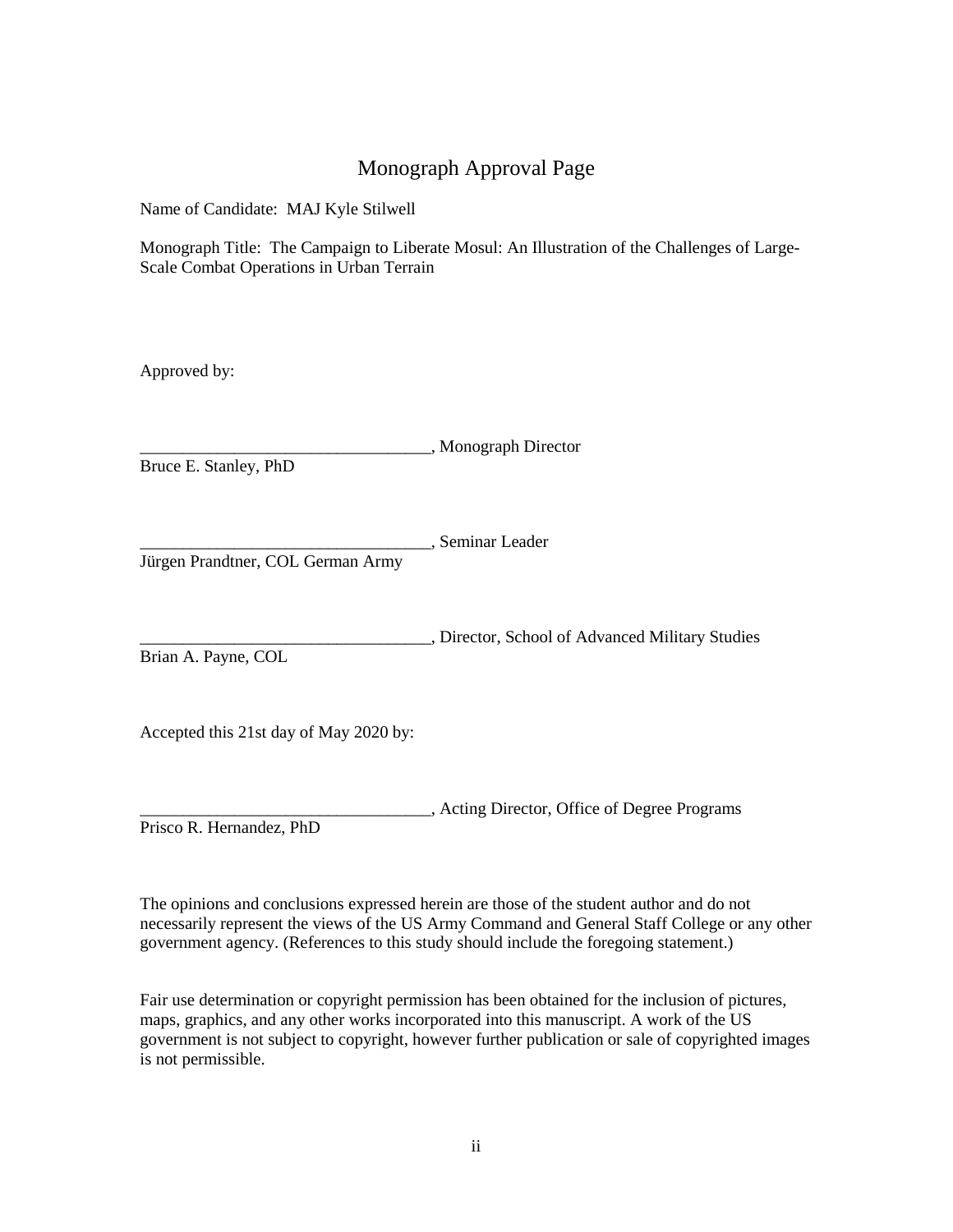# Monograph Approval Page

Name of Candidate: MAJ Kyle Stilwell

Monograph Title: The Campaign to Liberate Mosul: An Illustration of the Challenges of Large-Scale Combat Operations in Urban Terrain

Approved by:

__________________________________, Monograph Director
Bruce E. Stanley, PhD

__________________________________, Seminar Leader
Jürgen Prandtner, COL German Army

__________________________________, Director, School of Advanced Military Studies
Brian A. Payne, COL

Accepted this 21st day of May 2020 by:

__________________________________, Acting Director, Office of Degree Programs
Prisco R. Hernandez, PhD

The opinions and conclusions expressed herein are those of the student author and do not necessarily represent the views of the US Army Command and General Staff College or any other government agency. (References to this study should include the foregoing statement.)

Fair use determination or copyright permission has been obtained for the inclusion of pictures, maps, graphics, and any other works incorporated into this manuscript. A work of the US government is not subject to copyright, however further publication or sale of copyrighted images is not permissible.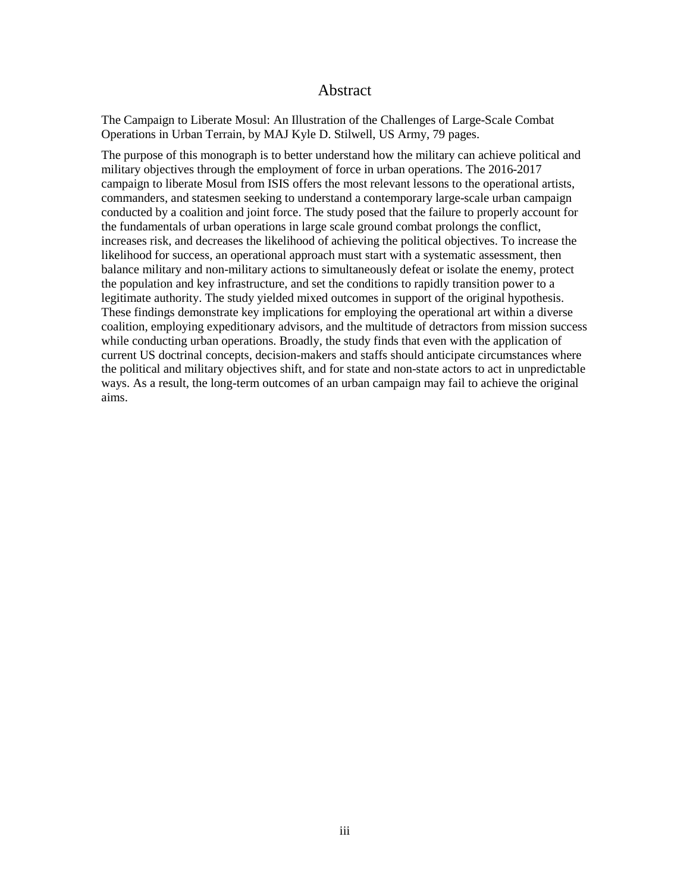# Abstract

The Campaign to Liberate Mosul: An Illustration of the Challenges of Large-Scale Combat Operations in Urban Terrain, by MAJ Kyle D. Stilwell, US Army, 79 pages.

The purpose of this monograph is to better understand how the military can achieve political and military objectives through the employment of force in urban operations. The 2016-2017 campaign to liberate Mosul from ISIS offers the most relevant lessons to the operational artists, commanders, and statesmen seeking to understand a contemporary large-scale urban campaign conducted by a coalition and joint force. The study posed that the failure to properly account for the fundamentals of urban operations in large scale ground combat prolongs the conflict, increases risk, and decreases the likelihood of achieving the political objectives. To increase the likelihood for success, an operational approach must start with a systematic assessment, then balance military and non-military actions to simultaneously defeat or isolate the enemy, protect the population and key infrastructure, and set the conditions to rapidly transition power to a legitimate authority. The study yielded mixed outcomes in support of the original hypothesis. These findings demonstrate key implications for employing the operational art within a diverse coalition, employing expeditionary advisors, and the multitude of detractors from mission success while conducting urban operations. Broadly, the study finds that even with the application of current US doctrinal concepts, decision-makers and staffs should anticipate circumstances where the political and military objectives shift, and for state and non-state actors to act in unpredictable ways. As a result, the long-term outcomes of an urban campaign may fail to achieve the original aims.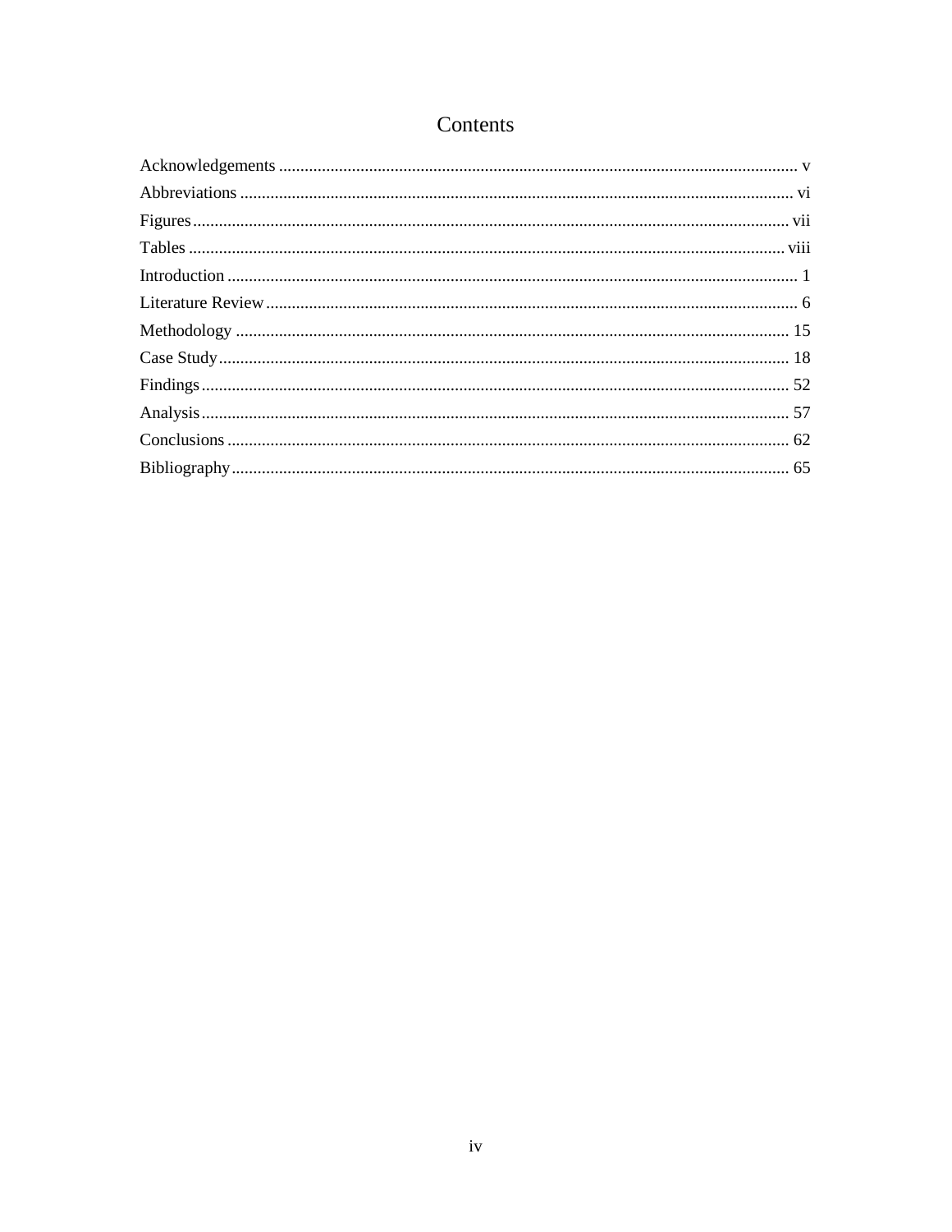# Contents

Acknowledgements ........................................................................................................................ v
Abbreviations ............................................................................................................................... vi
Figures......................................................................................................................................... vii
Tables ......................................................................................................................................... viii
Introduction .................................................................................................................................. 1
Literature Review .......................................................................................................................... 6
Methodology ............................................................................................................................... 15
Case Study................................................................................................................................... 18
Findings....................................................................................................................................... 52
Analysis....................................................................................................................................... 57
Conclusions ................................................................................................................................. 62
Bibliography................................................................................................................................ 65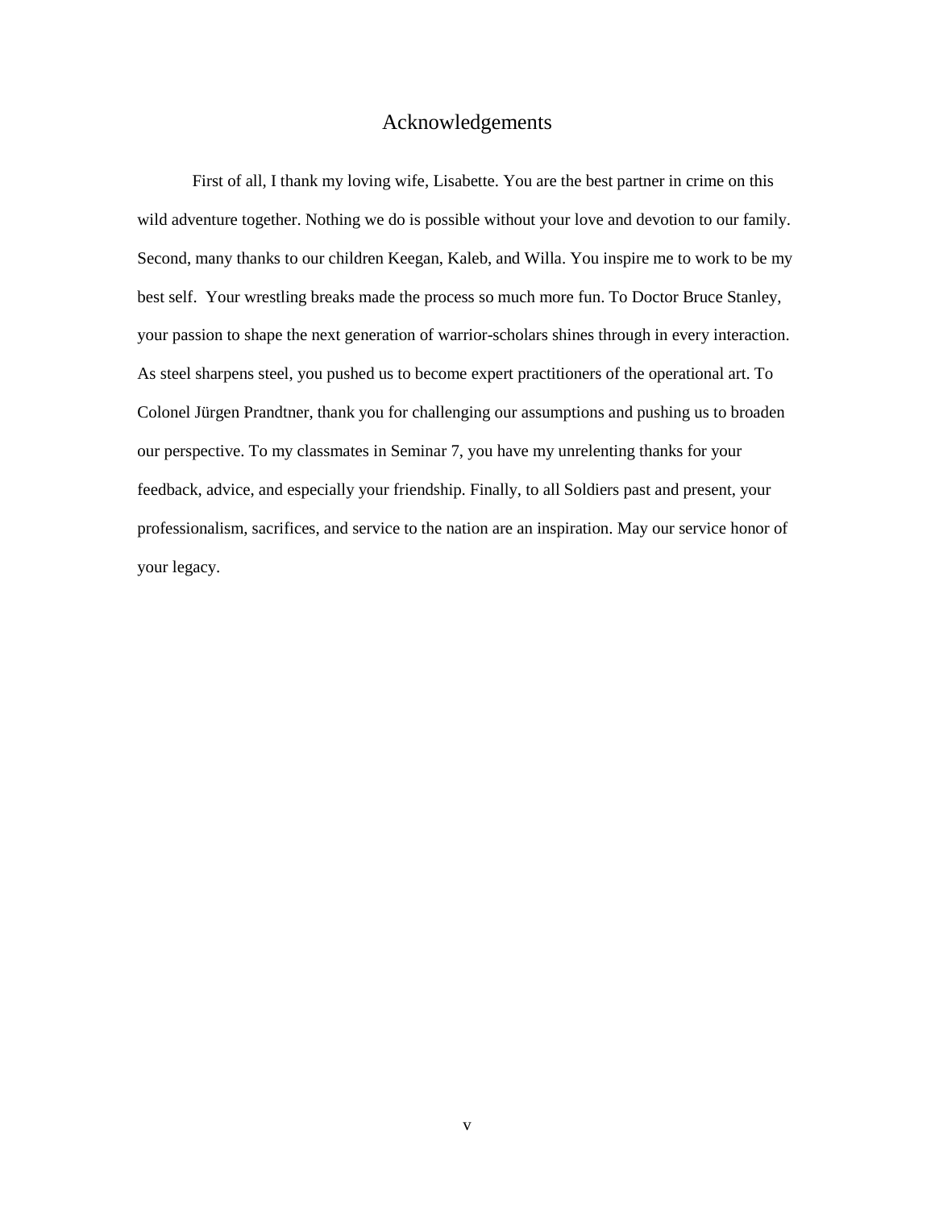# Acknowledgements

First of all, I thank my loving wife, Lisabette. You are the best partner in crime on this wild adventure together. Nothing we do is possible without your love and devotion to our family. Second, many thanks to our children Keegan, Kaleb, and Willa. You inspire me to work to be my best self. Your wrestling breaks made the process so much more fun. To Doctor Bruce Stanley, your passion to shape the next generation of warrior-scholars shines through in every interaction. As steel sharpens steel, you pushed us to become expert practitioners of the operational art. To Colonel Jürgen Prandtner, thank you for challenging our assumptions and pushing us to broaden our perspective. To my classmates in Seminar 7, you have my unrelenting thanks for your feedback, advice, and especially your friendship. Finally, to all Soldiers past and present, your professionalism, sacrifices, and service to the nation are an inspiration. May our service honor of your legacy.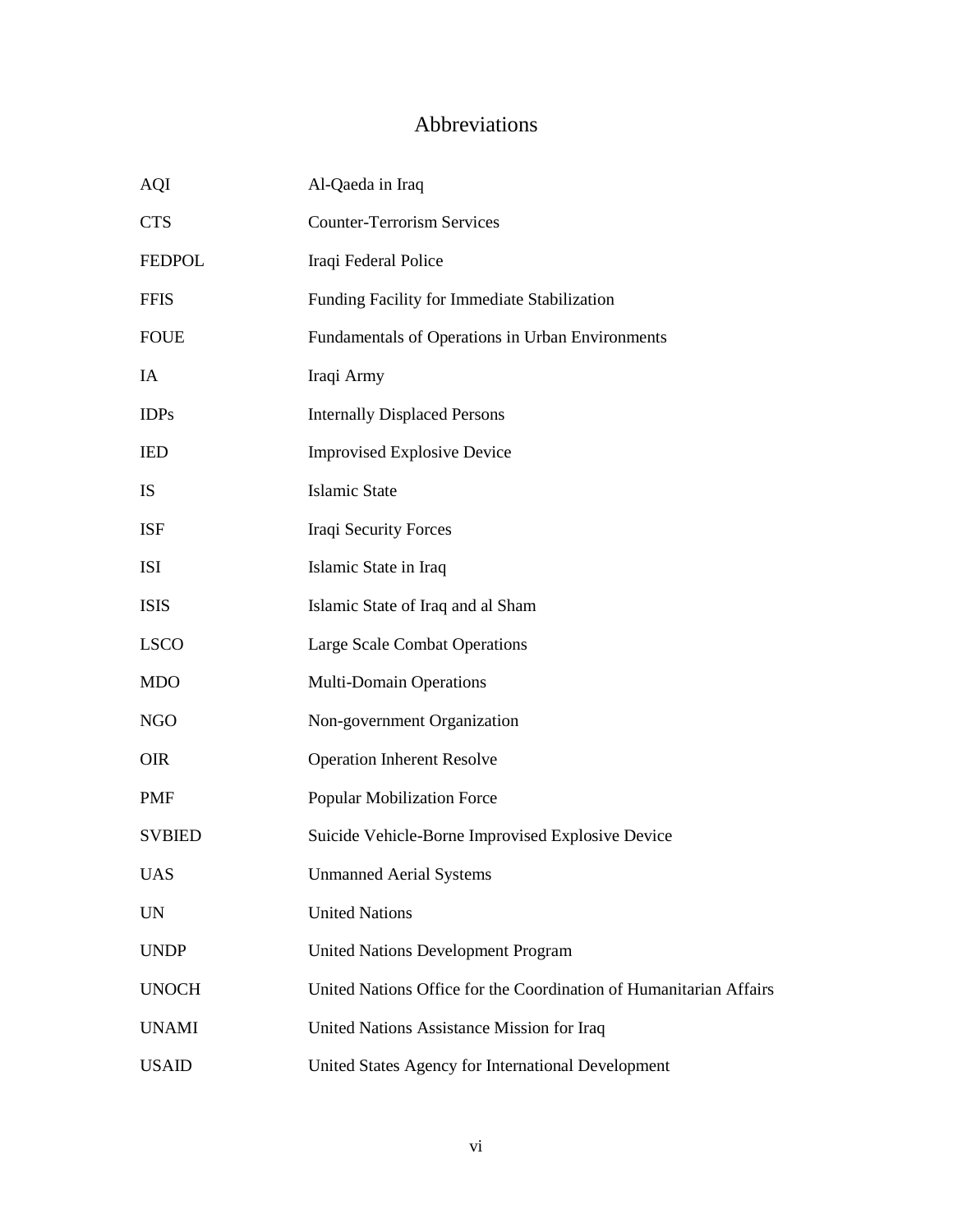# Abbreviations

| | |
|---|---|
| AQI | Al-Qaeda in Iraq |
| CTS | Counter-Terrorism Services |
| FEDPOL | Iraqi Federal Police |
| FFIS | Funding Facility for Immediate Stabilization |
| FOUE | Fundamentals of Operations in Urban Environments |
| IA | Iraqi Army |
| IDPs | Internally Displaced Persons |
| IED | Improvised Explosive Device |
| IS | Islamic State |
| ISF | Iraqi Security Forces |
| ISI | Islamic State in Iraq |
| ISIS | Islamic State of Iraq and al Sham |
| LSCO | Large Scale Combat Operations |
| MDO | Multi-Domain Operations |
| NGO | Non-government Organization |
| OIR | Operation Inherent Resolve |
| PMF | Popular Mobilization Force |
| SVBIED | Suicide Vehicle-Borne Improvised Explosive Device |
| UAS | Unmanned Aerial Systems |
| UN | United Nations |
| UNDP | United Nations Development Program |
| UNOCH | United Nations Office for the Coordination of Humanitarian Affairs |
| UNAMI | United Nations Assistance Mission for Iraq |
| USAID | United States Agency for International Development |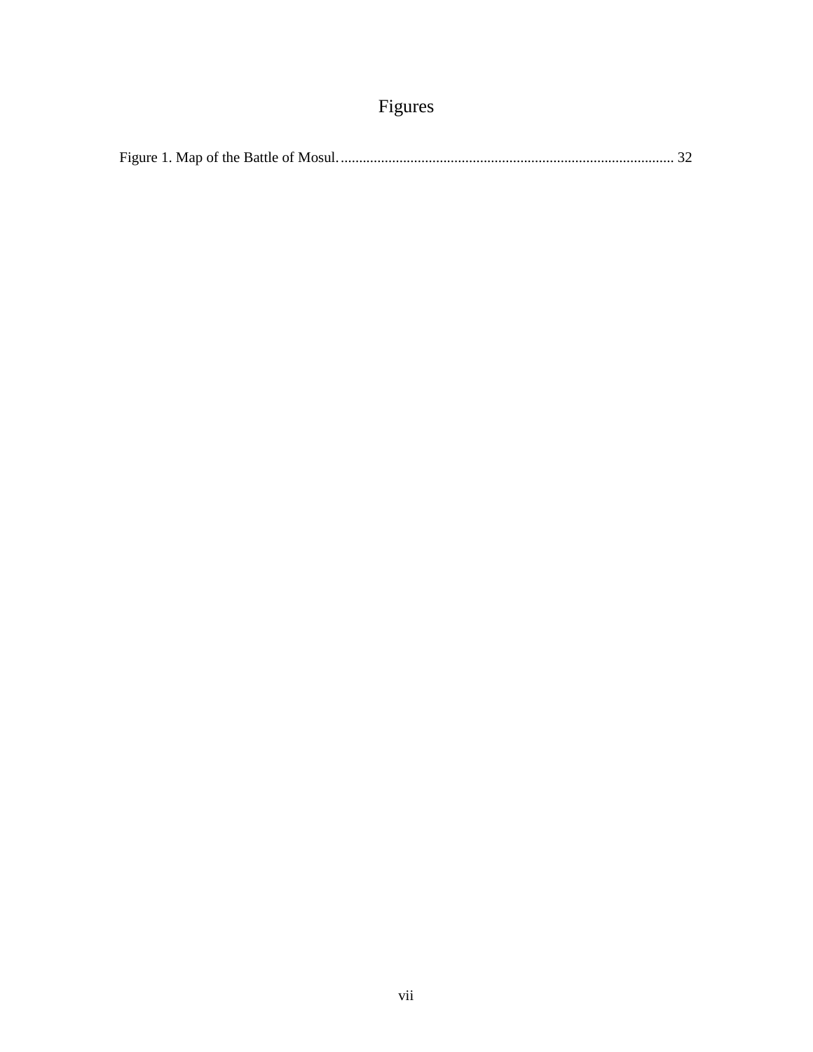# Figures

Figure 1. Map of the Battle of Mosul. ........................................................................................ 32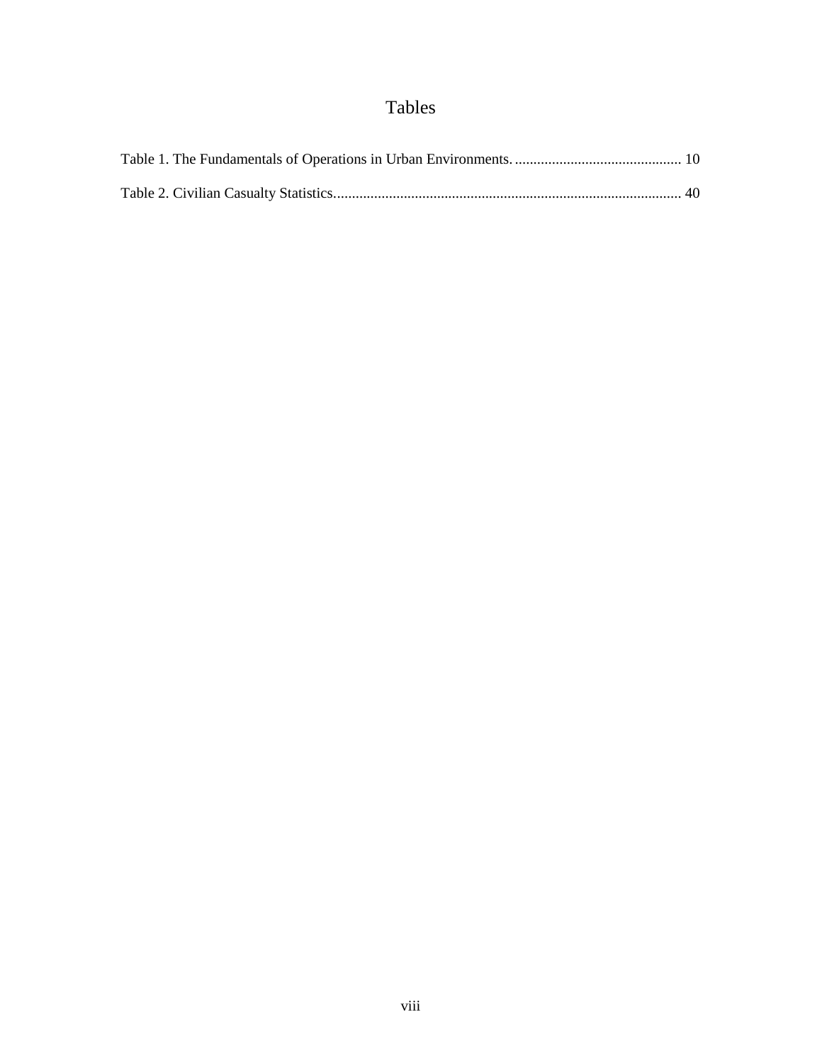# Tables

Table 1. The Fundamentals of Operations in Urban Environments. ............................................ 10

Table 2. Civilian Casualty Statistics............................................................................................ 40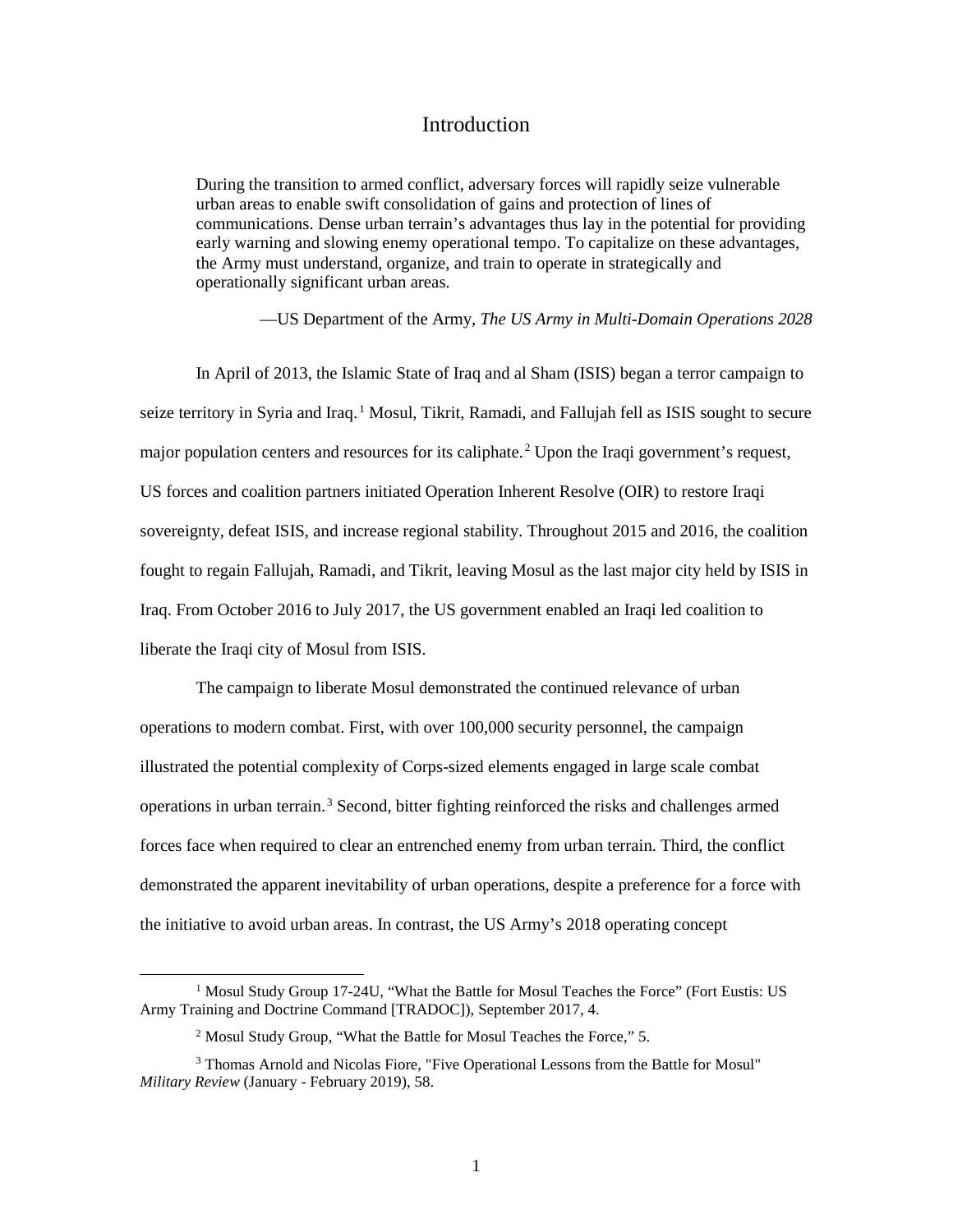# Introduction

> During the transition to armed conflict, adversary forces will rapidly seize vulnerable urban areas to enable swift consolidation of gains and protection of lines of communications. Dense urban terrain's advantages thus lay in the potential for providing early warning and slowing enemy operational tempo. To capitalize on these advantages, the Army must understand, organize, and train to operate in strategically and operationally significant urban areas.
>
> —US Department of the Army, *The US Army in Multi-Domain Operations 2028*

In April of 2013, the Islamic State of Iraq and al Sham (ISIS) began a terror campaign to seize territory in Syria and Iraq.[1] Mosul, Tikrit, Ramadi, and Fallujah fell as ISIS sought to secure major population centers and resources for its caliphate.[2] Upon the Iraqi government's request, US forces and coalition partners initiated Operation Inherent Resolve (OIR) to restore Iraqi sovereignty, defeat ISIS, and increase regional stability. Throughout 2015 and 2016, the coalition fought to regain Fallujah, Ramadi, and Tikrit, leaving Mosul as the last major city held by ISIS in Iraq. From October 2016 to July 2017, the US government enabled an Iraqi led coalition to liberate the Iraqi city of Mosul from ISIS.

The campaign to liberate Mosul demonstrated the continued relevance of urban operations to modern combat. First, with over 100,000 security personnel, the campaign illustrated the potential complexity of Corps-sized elements engaged in large scale combat operations in urban terrain.[3] Second, bitter fighting reinforced the risks and challenges armed forces face when required to clear an entrenched enemy from urban terrain. Third, the conflict demonstrated the apparent inevitability of urban operations, despite a preference for a force with the initiative to avoid urban areas. In contrast, the US Army's 2018 operating concept

---

[1] Mosul Study Group 17-24U, "What the Battle for Mosul Teaches the Force" (Fort Eustis: US Army Training and Doctrine Command [TRADOC]), September 2017, 4.

[2] Mosul Study Group, "What the Battle for Mosul Teaches the Force," 5.

[3] Thomas Arnold and Nicolas Fiore, "Five Operational Lessons from the Battle for Mosul" *Military Review* (January - February 2019), 58.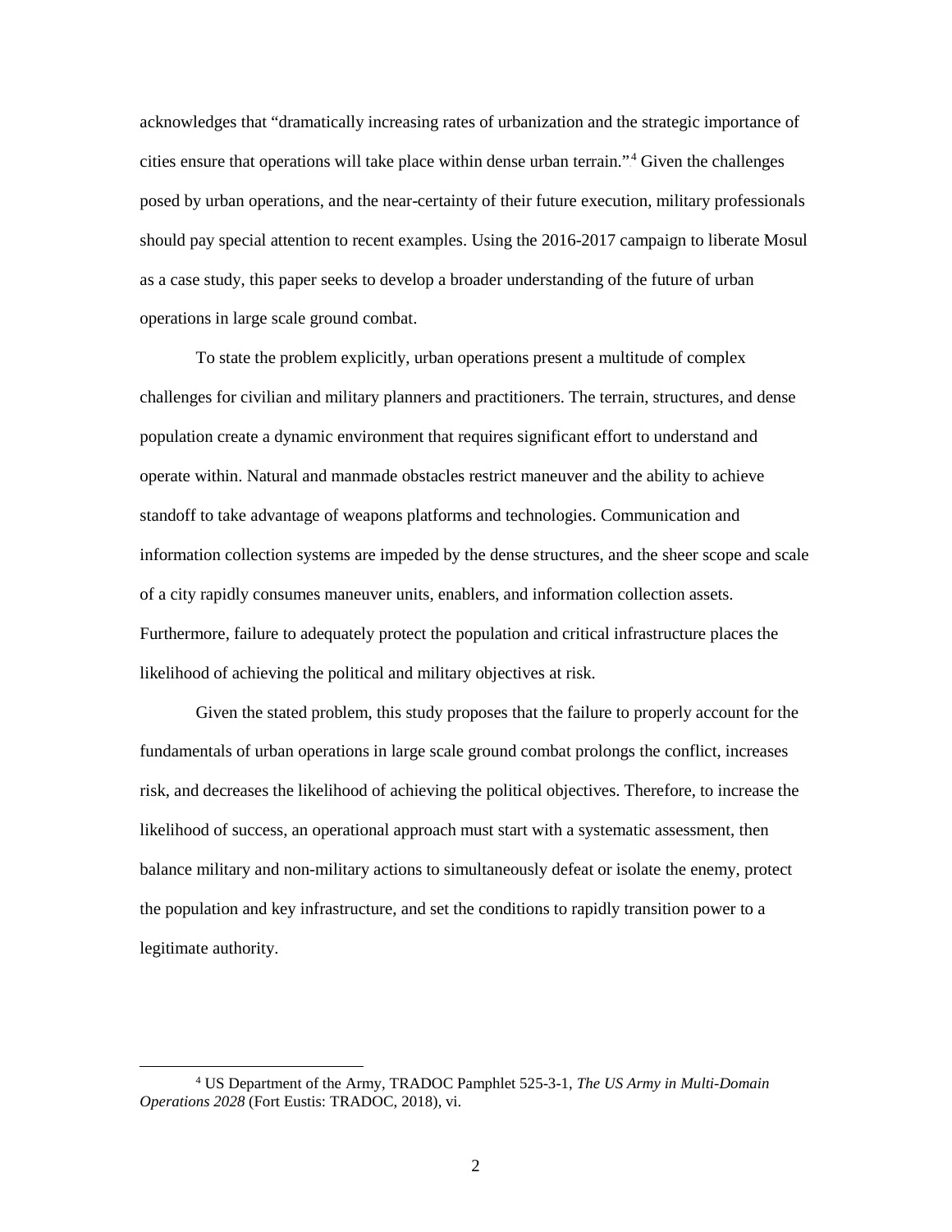acknowledges that "dramatically increasing rates of urbanization and the strategic importance of cities ensure that operations will take place within dense urban terrain."[4] Given the challenges posed by urban operations, and the near-certainty of their future execution, military professionals should pay special attention to recent examples. Using the 2016-2017 campaign to liberate Mosul as a case study, this paper seeks to develop a broader understanding of the future of urban operations in large scale ground combat.

To state the problem explicitly, urban operations present a multitude of complex challenges for civilian and military planners and practitioners. The terrain, structures, and dense population create a dynamic environment that requires significant effort to understand and operate within. Natural and manmade obstacles restrict maneuver and the ability to achieve standoff to take advantage of weapons platforms and technologies. Communication and information collection systems are impeded by the dense structures, and the sheer scope and scale of a city rapidly consumes maneuver units, enablers, and information collection assets. Furthermore, failure to adequately protect the population and critical infrastructure places the likelihood of achieving the political and military objectives at risk.

Given the stated problem, this study proposes that the failure to properly account for the fundamentals of urban operations in large scale ground combat prolongs the conflict, increases risk, and decreases the likelihood of achieving the political objectives. Therefore, to increase the likelihood of success, an operational approach must start with a systematic assessment, then balance military and non-military actions to simultaneously defeat or isolate the enemy, protect the population and key infrastructure, and set the conditions to rapidly transition power to a legitimate authority.

[4] US Department of the Army, TRADOC Pamphlet 525-3-1, *The US Army in Multi-Domain Operations 2028* (Fort Eustis: TRADOC, 2018), vi.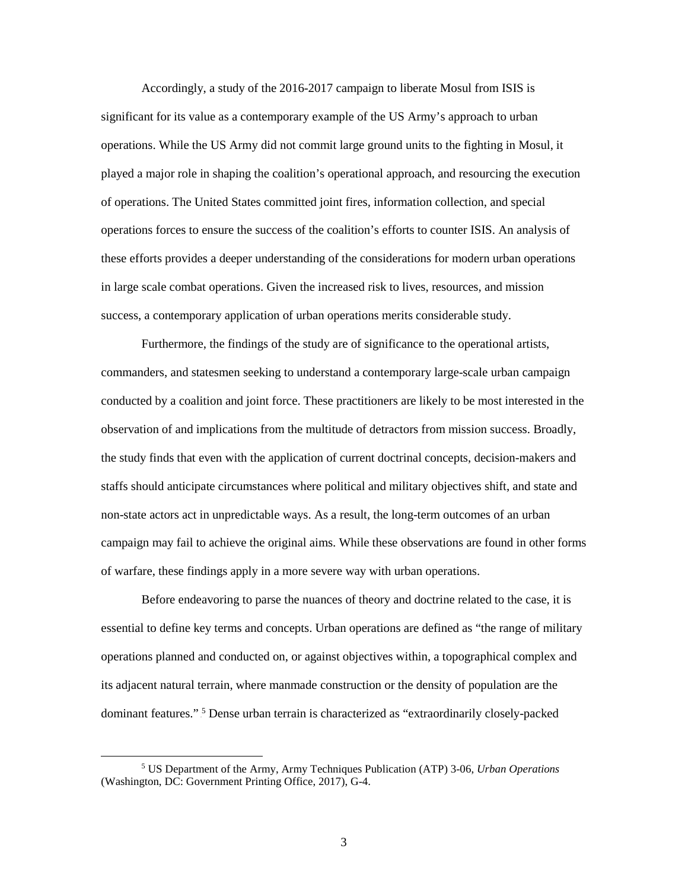Accordingly, a study of the 2016-2017 campaign to liberate Mosul from ISIS is significant for its value as a contemporary example of the US Army's approach to urban operations. While the US Army did not commit large ground units to the fighting in Mosul, it played a major role in shaping the coalition's operational approach, and resourcing the execution of operations. The United States committed joint fires, information collection, and special operations forces to ensure the success of the coalition's efforts to counter ISIS. An analysis of these efforts provides a deeper understanding of the considerations for modern urban operations in large scale combat operations. Given the increased risk to lives, resources, and mission success, a contemporary application of urban operations merits considerable study.

Furthermore, the findings of the study are of significance to the operational artists, commanders, and statesmen seeking to understand a contemporary large-scale urban campaign conducted by a coalition and joint force. These practitioners are likely to be most interested in the observation of and implications from the multitude of detractors from mission success. Broadly, the study finds that even with the application of current doctrinal concepts, decision-makers and staffs should anticipate circumstances where political and military objectives shift, and state and non-state actors act in unpredictable ways. As a result, the long-term outcomes of an urban campaign may fail to achieve the original aims. While these observations are found in other forms of warfare, these findings apply in a more severe way with urban operations.

Before endeavoring to parse the nuances of theory and doctrine related to the case, it is essential to define key terms and concepts. Urban operations are defined as "the range of military operations planned and conducted on, or against objectives within, a topographical complex and its adjacent natural terrain, where manmade construction or the density of population are the dominant features."[5] Dense urban terrain is characterized as "extraordinarily closely-packed

[5] US Department of the Army, Army Techniques Publication (ATP) 3-06, *Urban Operations* (Washington, DC: Government Printing Office, 2017), G-4.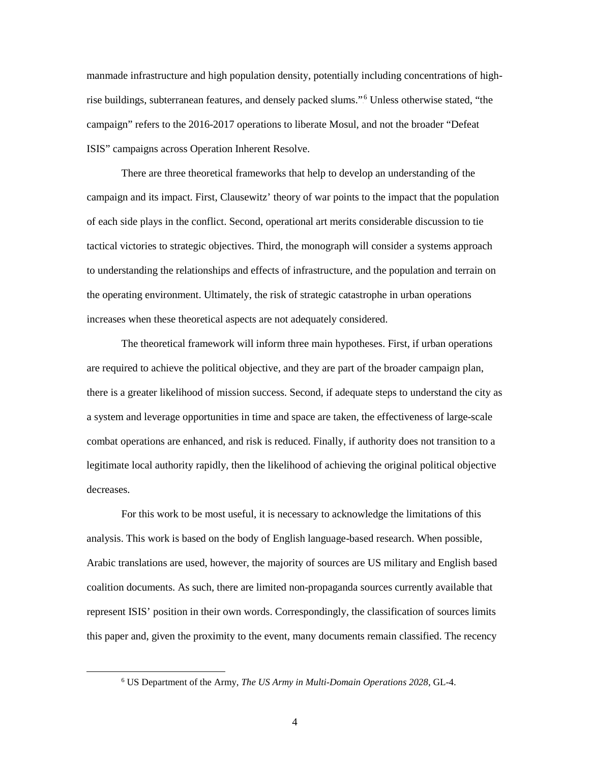manmade infrastructure and high population density, potentially including concentrations of high-rise buildings, subterranean features, and densely packed slums."[6] Unless otherwise stated, "the campaign" refers to the 2016-2017 operations to liberate Mosul, and not the broader "Defeat ISIS" campaigns across Operation Inherent Resolve.

There are three theoretical frameworks that help to develop an understanding of the campaign and its impact. First, Clausewitz' theory of war points to the impact that the population of each side plays in the conflict. Second, operational art merits considerable discussion to tie tactical victories to strategic objectives. Third, the monograph will consider a systems approach to understanding the relationships and effects of infrastructure, and the population and terrain on the operating environment. Ultimately, the risk of strategic catastrophe in urban operations increases when these theoretical aspects are not adequately considered.

The theoretical framework will inform three main hypotheses. First, if urban operations are required to achieve the political objective, and they are part of the broader campaign plan, there is a greater likelihood of mission success. Second, if adequate steps to understand the city as a system and leverage opportunities in time and space are taken, the effectiveness of large-scale combat operations are enhanced, and risk is reduced. Finally, if authority does not transition to a legitimate local authority rapidly, then the likelihood of achieving the original political objective decreases.

For this work to be most useful, it is necessary to acknowledge the limitations of this analysis. This work is based on the body of English language-based research. When possible, Arabic translations are used, however, the majority of sources are US military and English based coalition documents. As such, there are limited non-propaganda sources currently available that represent ISIS' position in their own words. Correspondingly, the classification of sources limits this paper and, given the proximity to the event, many documents remain classified. The recency

[6] US Department of the Army, *The US Army in Multi-Domain Operations 2028*, GL-4.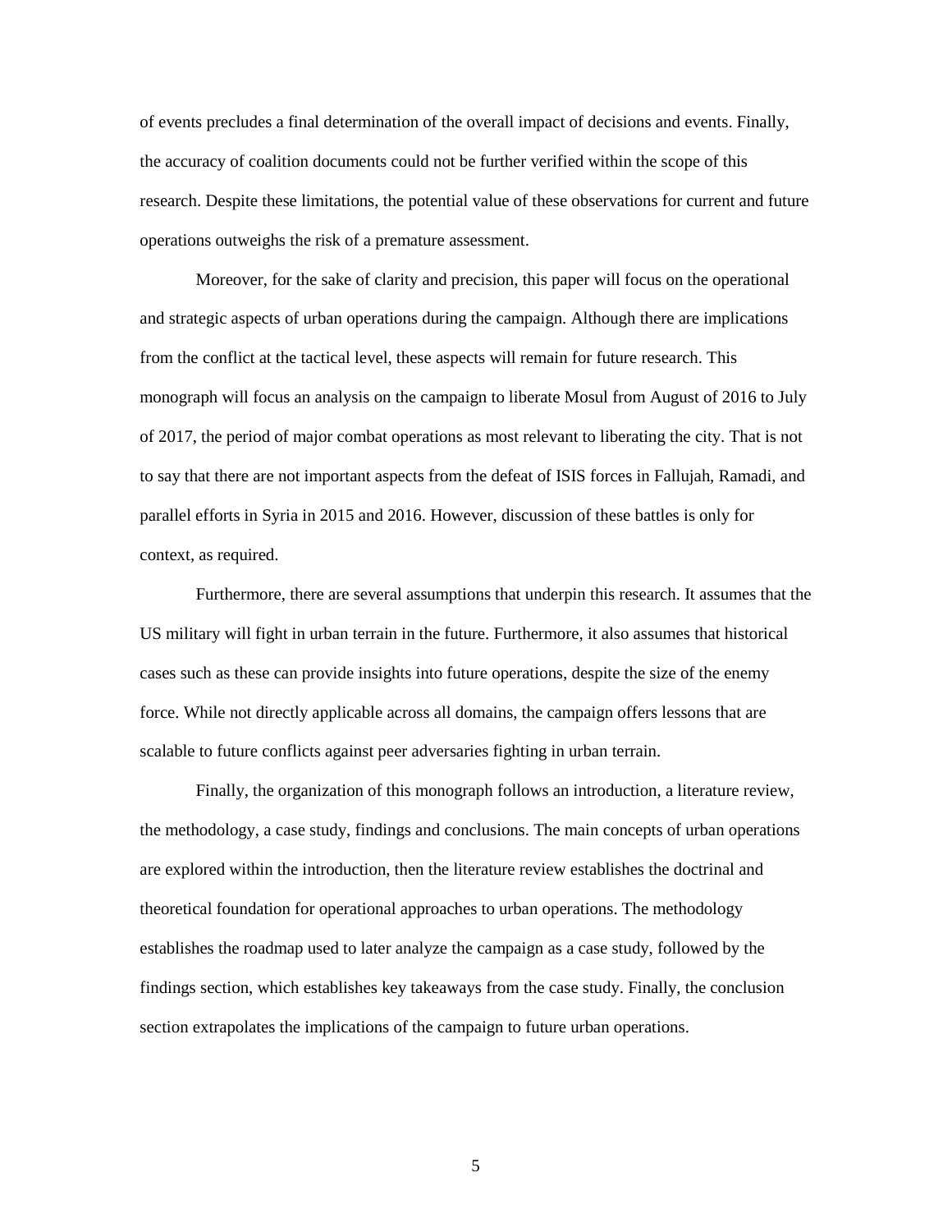of events precludes a final determination of the overall impact of decisions and events. Finally, the accuracy of coalition documents could not be further verified within the scope of this research. Despite these limitations, the potential value of these observations for current and future operations outweighs the risk of a premature assessment.

Moreover, for the sake of clarity and precision, this paper will focus on the operational and strategic aspects of urban operations during the campaign. Although there are implications from the conflict at the tactical level, these aspects will remain for future research. This monograph will focus an analysis on the campaign to liberate Mosul from August of 2016 to July of 2017, the period of major combat operations as most relevant to liberating the city. That is not to say that there are not important aspects from the defeat of ISIS forces in Fallujah, Ramadi, and parallel efforts in Syria in 2015 and 2016. However, discussion of these battles is only for context, as required.

Furthermore, there are several assumptions that underpin this research. It assumes that the US military will fight in urban terrain in the future. Furthermore, it also assumes that historical cases such as these can provide insights into future operations, despite the size of the enemy force. While not directly applicable across all domains, the campaign offers lessons that are scalable to future conflicts against peer adversaries fighting in urban terrain.

Finally, the organization of this monograph follows an introduction, a literature review, the methodology, a case study, findings and conclusions. The main concepts of urban operations are explored within the introduction, then the literature review establishes the doctrinal and theoretical foundation for operational approaches to urban operations. The methodology establishes the roadmap used to later analyze the campaign as a case study, followed by the findings section, which establishes key takeaways from the case study. Finally, the conclusion section extrapolates the implications of the campaign to future urban operations.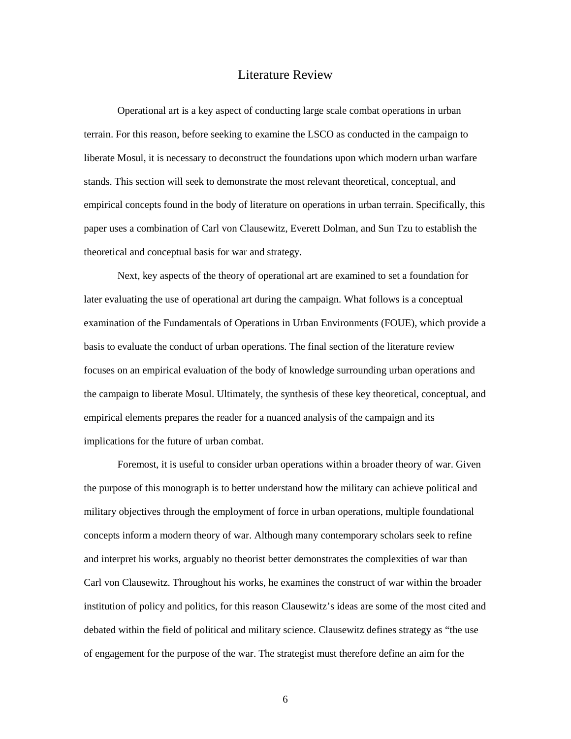# Literature Review

Operational art is a key aspect of conducting large scale combat operations in urban terrain. For this reason, before seeking to examine the LSCO as conducted in the campaign to liberate Mosul, it is necessary to deconstruct the foundations upon which modern urban warfare stands. This section will seek to demonstrate the most relevant theoretical, conceptual, and empirical concepts found in the body of literature on operations in urban terrain. Specifically, this paper uses a combination of Carl von Clausewitz, Everett Dolman, and Sun Tzu to establish the theoretical and conceptual basis for war and strategy.

Next, key aspects of the theory of operational art are examined to set a foundation for later evaluating the use of operational art during the campaign. What follows is a conceptual examination of the Fundamentals of Operations in Urban Environments (FOUE), which provide a basis to evaluate the conduct of urban operations. The final section of the literature review focuses on an empirical evaluation of the body of knowledge surrounding urban operations and the campaign to liberate Mosul. Ultimately, the synthesis of these key theoretical, conceptual, and empirical elements prepares the reader for a nuanced analysis of the campaign and its implications for the future of urban combat.

Foremost, it is useful to consider urban operations within a broader theory of war. Given the purpose of this monograph is to better understand how the military can achieve political and military objectives through the employment of force in urban operations, multiple foundational concepts inform a modern theory of war. Although many contemporary scholars seek to refine and interpret his works, arguably no theorist better demonstrates the complexities of war than Carl von Clausewitz. Throughout his works, he examines the construct of war within the broader institution of policy and politics, for this reason Clausewitz's ideas are some of the most cited and debated within the field of political and military science. Clausewitz defines strategy as "the use of engagement for the purpose of the war. The strategist must therefore define an aim for the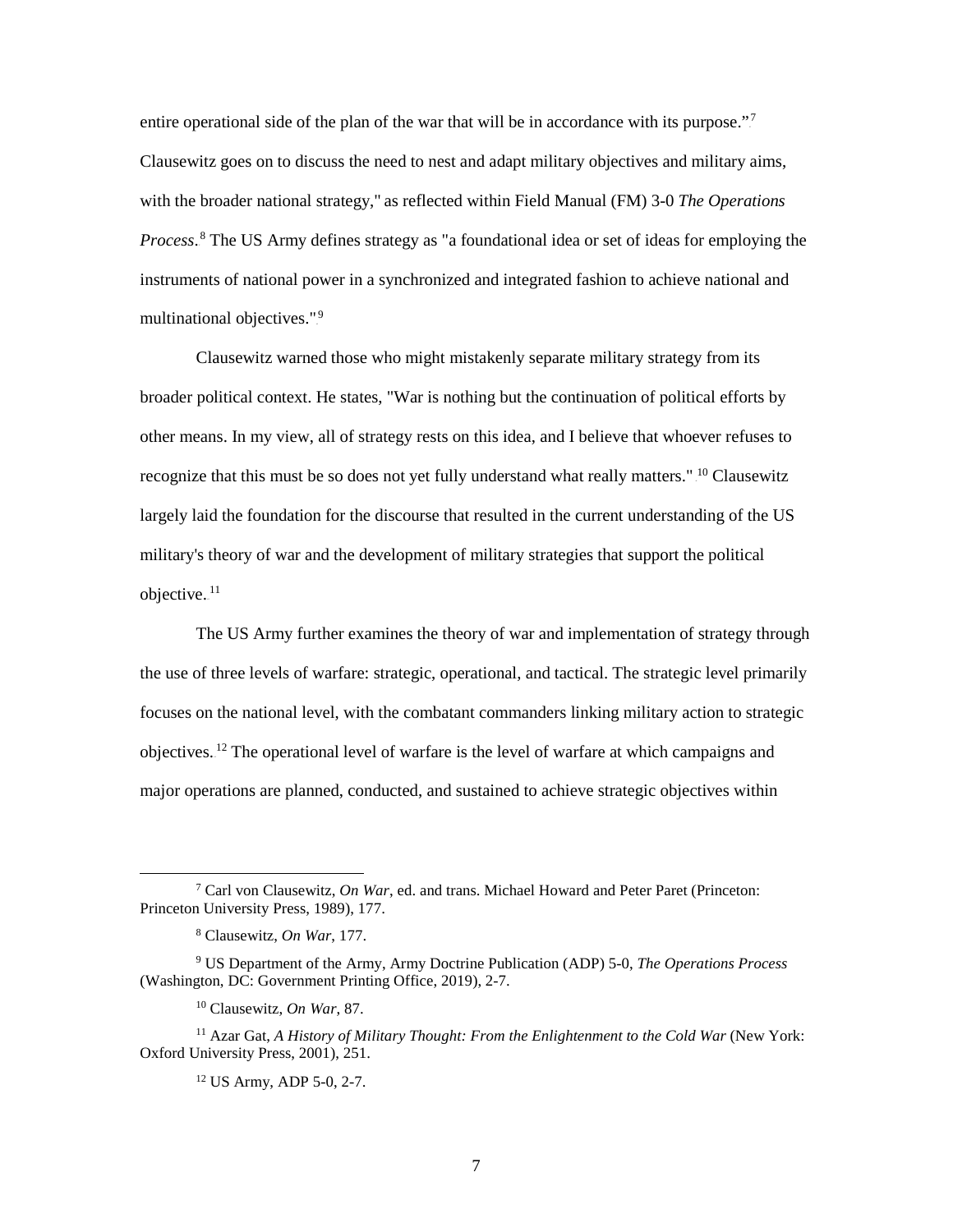entire operational side of the plan of the war that will be in accordance with its purpose."[7] Clausewitz goes on to discuss the need to nest and adapt military objectives and military aims, with the broader national strategy," as reflected within Field Manual (FM) 3-0 *The Operations Process*.[8] The US Army defines strategy as "a foundational idea or set of ideas for employing the instruments of national power in a synchronized and integrated fashion to achieve national and multinational objectives."[9]

Clausewitz warned those who might mistakenly separate military strategy from its broader political context. He states, "War is nothing but the continuation of political efforts by other means. In my view, all of strategy rests on this idea, and I believe that whoever refuses to recognize that this must be so does not yet fully understand what really matters."[10] Clausewitz largely laid the foundation for the discourse that resulted in the current understanding of the US military's theory of war and the development of military strategies that support the political objective.[11]

The US Army further examines the theory of war and implementation of strategy through the use of three levels of warfare: strategic, operational, and tactical. The strategic level primarily focuses on the national level, with the combatant commanders linking military action to strategic objectives.[12] The operational level of warfare is the level of warfare at which campaigns and major operations are planned, conducted, and sustained to achieve strategic objectives within

---

[7] Carl von Clausewitz, *On War*, ed. and trans. Michael Howard and Peter Paret (Princeton: Princeton University Press, 1989), 177.

[8] Clausewitz, *On War*, 177.

[9] US Department of the Army, Army Doctrine Publication (ADP) 5-0, *The Operations Process* (Washington, DC: Government Printing Office, 2019), 2-7.

[10] Clausewitz, *On War*, 87.

[11] Azar Gat, *A History of Military Thought: From the Enlightenment to the Cold War* (New York: Oxford University Press, 2001), 251.

[12] US Army, ADP 5-0, 2-7.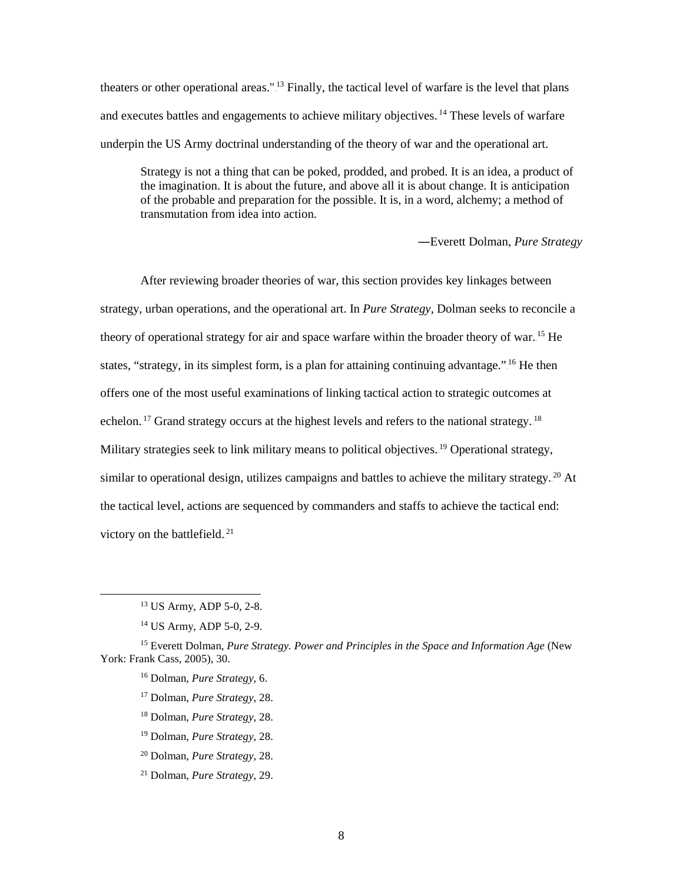theaters or other operational areas."[13] Finally, the tactical level of warfare is the level that plans and executes battles and engagements to achieve military objectives.[14] These levels of warfare underpin the US Army doctrinal understanding of the theory of war and the operational art.

> Strategy is not a thing that can be poked, prodded, and probed. It is an idea, a product of the imagination. It is about the future, and above all it is about change. It is anticipation of the probable and preparation for the possible. It is, in a word, alchemy; a method of transmutation from idea into action.
>
> —Everett Dolman, *Pure Strategy*

After reviewing broader theories of war, this section provides key linkages between strategy, urban operations, and the operational art. In *Pure Strategy*, Dolman seeks to reconcile a theory of operational strategy for air and space warfare within the broader theory of war.[15] He states, "strategy, in its simplest form, is a plan for attaining continuing advantage."[16] He then offers one of the most useful examinations of linking tactical action to strategic outcomes at echelon.[17] Grand strategy occurs at the highest levels and refers to the national strategy.[18] Military strategies seek to link military means to political objectives.[19] Operational strategy, similar to operational design, utilizes campaigns and battles to achieve the military strategy.[20] At the tactical level, actions are sequenced by commanders and staffs to achieve the tactical end: victory on the battlefield.[21]

---

[13] US Army, ADP 5-0, 2-8.

[14] US Army, ADP 5-0, 2-9.

[15] Everett Dolman, *Pure Strategy. Power and Principles in the Space and Information Age* (New York: Frank Cass, 2005), 30.

[16] Dolman, *Pure Strategy*, 6.

[17] Dolman, *Pure Strategy*, 28.

[18] Dolman, *Pure Strategy*, 28.

[19] Dolman, *Pure Strategy*, 28.

[20] Dolman, *Pure Strategy*, 28.

[21] Dolman, *Pure Strategy*, 29.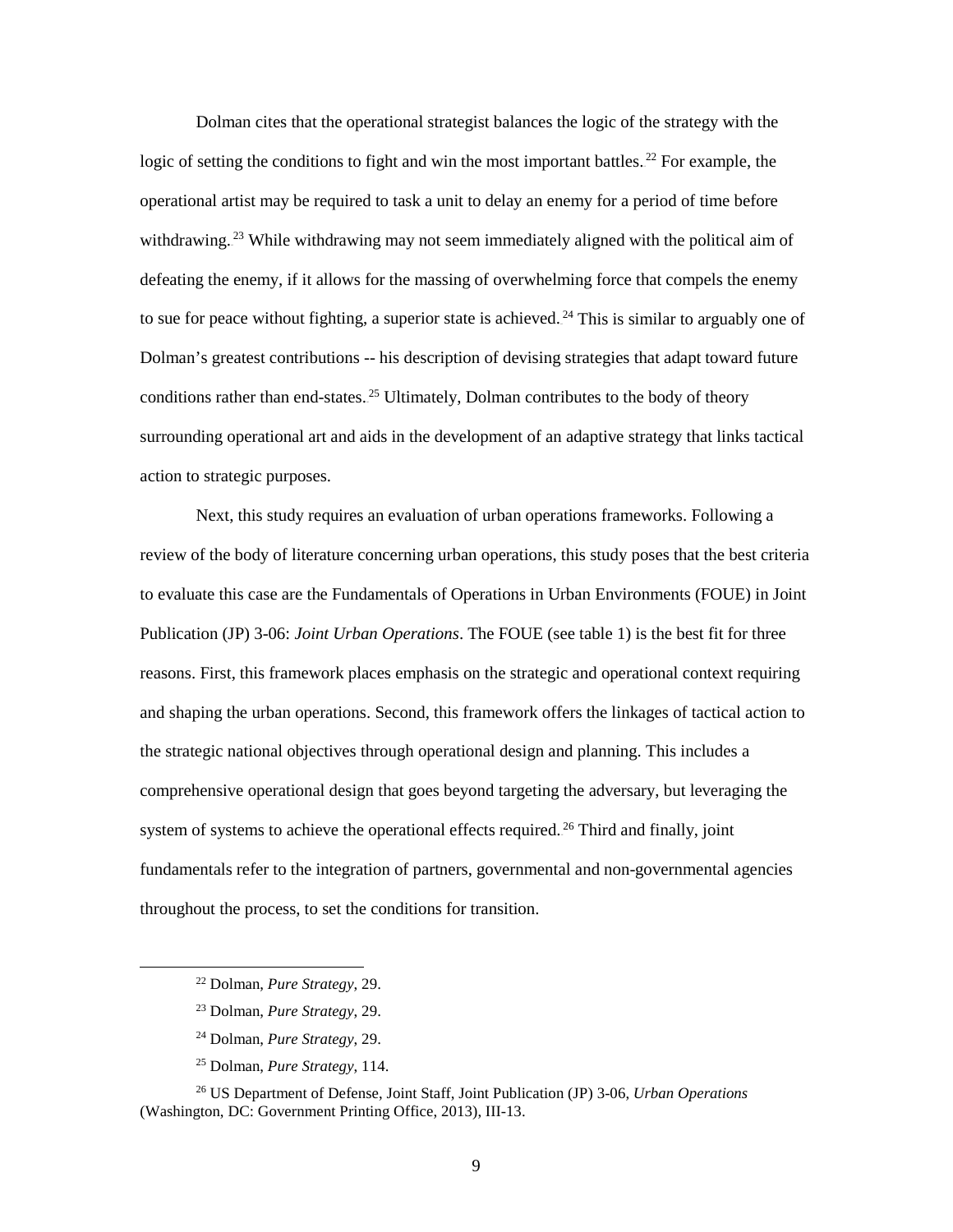Dolman cites that the operational strategist balances the logic of the strategy with the logic of setting the conditions to fight and win the most important battles.[22] For example, the operational artist may be required to task a unit to delay an enemy for a period of time before withdrawing.[23] While withdrawing may not seem immediately aligned with the political aim of defeating the enemy, if it allows for the massing of overwhelming force that compels the enemy to sue for peace without fighting, a superior state is achieved.[24] This is similar to arguably one of Dolman's greatest contributions -- his description of devising strategies that adapt toward future conditions rather than end-states.[25] Ultimately, Dolman contributes to the body of theory surrounding operational art and aids in the development of an adaptive strategy that links tactical action to strategic purposes.

Next, this study requires an evaluation of urban operations frameworks. Following a review of the body of literature concerning urban operations, this study poses that the best criteria to evaluate this case are the Fundamentals of Operations in Urban Environments (FOUE) in Joint Publication (JP) 3-06: *Joint Urban Operations*. The FOUE (see table 1) is the best fit for three reasons. First, this framework places emphasis on the strategic and operational context requiring and shaping the urban operations. Second, this framework offers the linkages of tactical action to the strategic national objectives through operational design and planning. This includes a comprehensive operational design that goes beyond targeting the adversary, but leveraging the system of systems to achieve the operational effects required.[26] Third and finally, joint fundamentals refer to the integration of partners, governmental and non-governmental agencies throughout the process, to set the conditions for transition.

---

[22] Dolman, *Pure Strategy*, 29.

[23] Dolman, *Pure Strategy*, 29.

[24] Dolman, *Pure Strategy*, 29.

[25] Dolman, *Pure Strategy*, 114.

[26] US Department of Defense, Joint Staff, Joint Publication (JP) 3-06, *Urban Operations* (Washington, DC: Government Printing Office, 2013), III-13.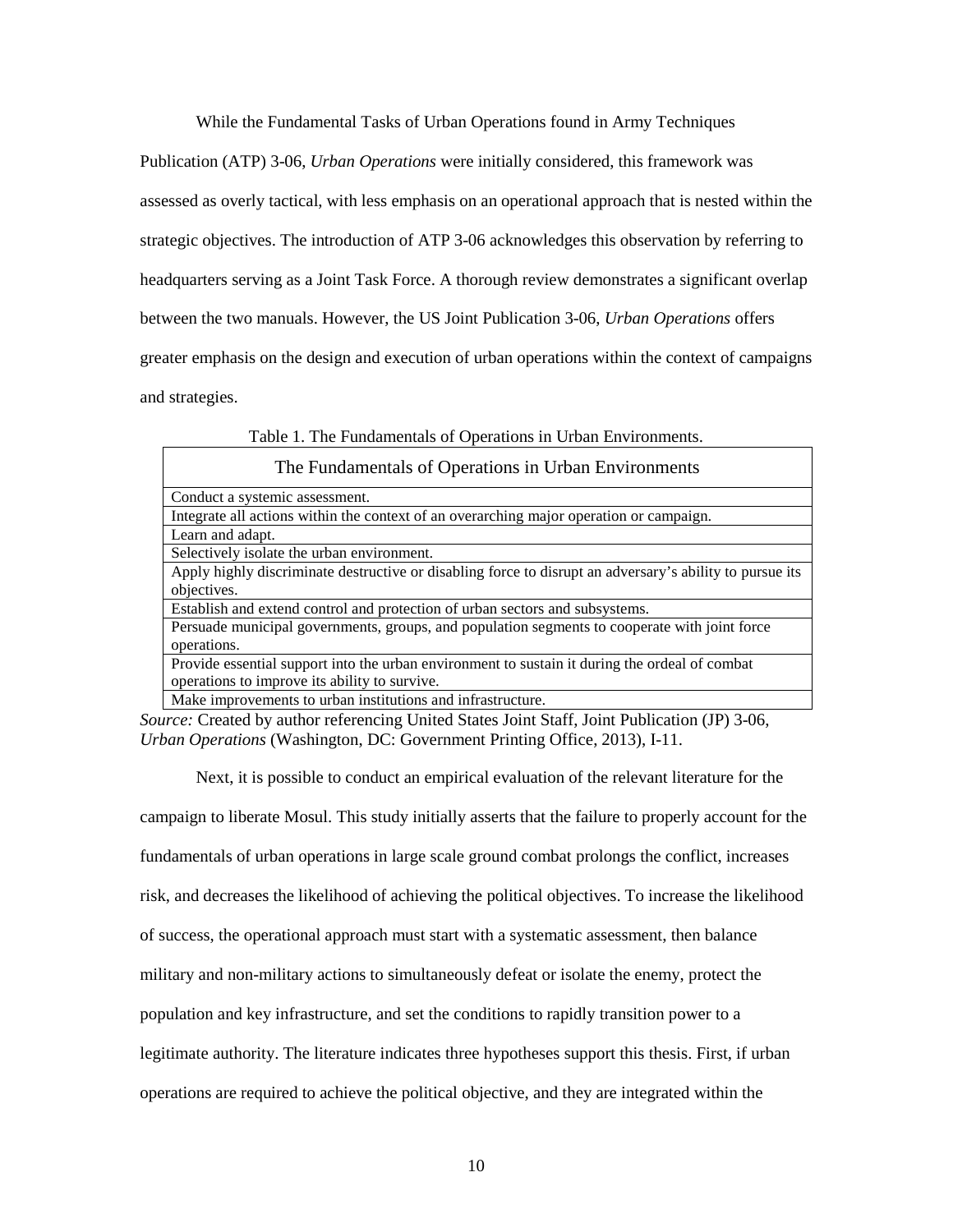While the Fundamental Tasks of Urban Operations found in Army Techniques Publication (ATP) 3-06, *Urban Operations* were initially considered, this framework was assessed as overly tactical, with less emphasis on an operational approach that is nested within the strategic objectives. The introduction of ATP 3-06 acknowledges this observation by referring to headquarters serving as a Joint Task Force. A thorough review demonstrates a significant overlap between the two manuals. However, the US Joint Publication 3-06, *Urban Operations* offers greater emphasis on the design and execution of urban operations within the context of campaigns and strategies.

Table 1. The Fundamentals of Operations in Urban Environments.

| The Fundamentals of Operations in Urban Environments |
|---|
| Conduct a systemic assessment. |
| Integrate all actions within the context of an overarching major operation or campaign. |
| Learn and adapt. |
| Selectively isolate the urban environment. |
| Apply highly discriminate destructive or disabling force to disrupt an adversary's ability to pursue its objectives. |
| Establish and extend control and protection of urban sectors and subsystems. |
| Persuade municipal governments, groups, and population segments to cooperate with joint force operations. |
| Provide essential support into the urban environment to sustain it during the ordeal of combat operations to improve its ability to survive. |
| Make improvements to urban institutions and infrastructure. |

*Source:* Created by author referencing United States Joint Staff, Joint Publication (JP) 3-06, *Urban Operations* (Washington, DC: Government Printing Office, 2013), I-11.

Next, it is possible to conduct an empirical evaluation of the relevant literature for the campaign to liberate Mosul. This study initially asserts that the failure to properly account for the fundamentals of urban operations in large scale ground combat prolongs the conflict, increases risk, and decreases the likelihood of achieving the political objectives. To increase the likelihood of success, the operational approach must start with a systematic assessment, then balance military and non-military actions to simultaneously defeat or isolate the enemy, protect the population and key infrastructure, and set the conditions to rapidly transition power to a legitimate authority. The literature indicates three hypotheses support this thesis. First, if urban operations are required to achieve the political objective, and they are integrated within the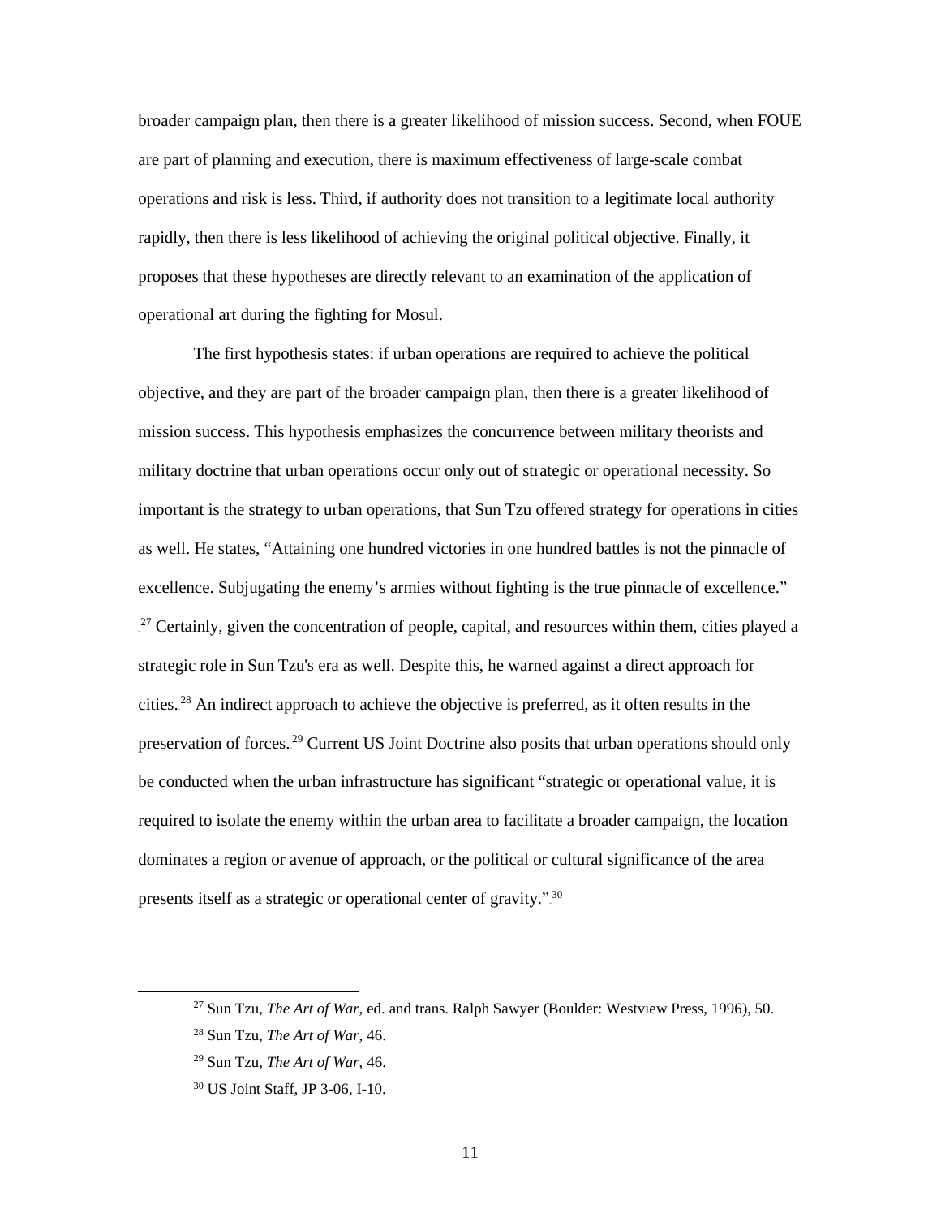broader campaign plan, then there is a greater likelihood of mission success. Second, when FOUE are part of planning and execution, there is maximum effectiveness of large-scale combat operations and risk is less. Third, if authority does not transition to a legitimate local authority rapidly, then there is less likelihood of achieving the original political objective. Finally, it proposes that these hypotheses are directly relevant to an examination of the application of operational art during the fighting for Mosul.

The first hypothesis states: if urban operations are required to achieve the political objective, and they are part of the broader campaign plan, then there is a greater likelihood of mission success. This hypothesis emphasizes the concurrence between military theorists and military doctrine that urban operations occur only out of strategic or operational necessity. So important is the strategy to urban operations, that Sun Tzu offered strategy for operations in cities as well. He states, "Attaining one hundred victories in one hundred battles is not the pinnacle of excellence. Subjugating the enemy's armies without fighting is the true pinnacle of excellence." [27] Certainly, given the concentration of people, capital, and resources within them, cities played a strategic role in Sun Tzu's era as well. Despite this, he warned against a direct approach for cities.[28] An indirect approach to achieve the objective is preferred, as it often results in the preservation of forces.[29] Current US Joint Doctrine also posits that urban operations should only be conducted when the urban infrastructure has significant "strategic or operational value, it is required to isolate the enemy within the urban area to facilitate a broader campaign, the location dominates a region or avenue of approach, or the political or cultural significance of the area presents itself as a strategic or operational center of gravity."[30]

---

[27] Sun Tzu, *The Art of War*, ed. and trans. Ralph Sawyer (Boulder: Westview Press, 1996), 50.

[28] Sun Tzu, *The Art of War*, 46.

[29] Sun Tzu, *The Art of War*, 46.

[30] US Joint Staff, JP 3-06, I-10.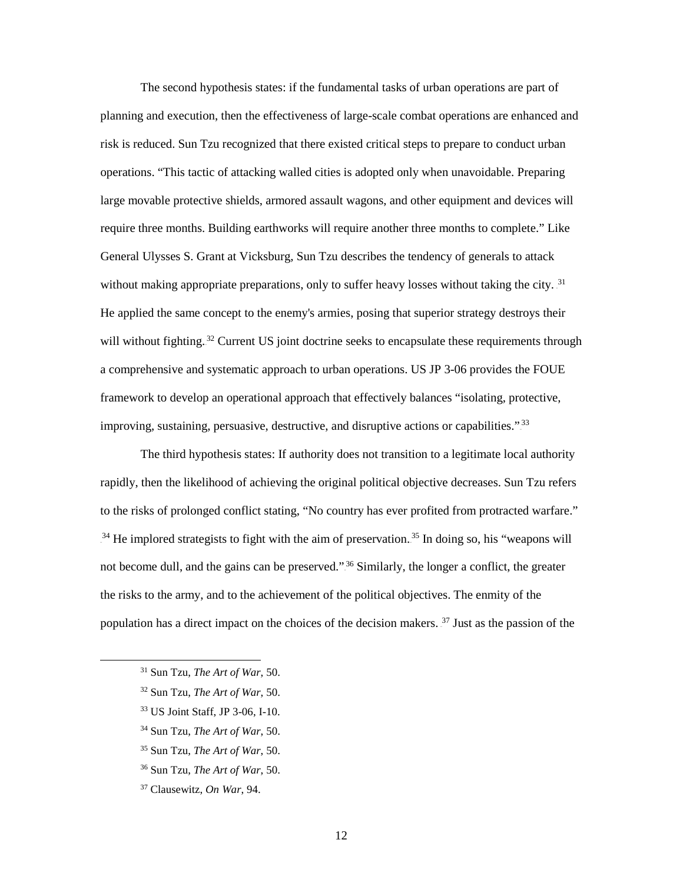The second hypothesis states: if the fundamental tasks of urban operations are part of planning and execution, then the effectiveness of large-scale combat operations are enhanced and risk is reduced. Sun Tzu recognized that there existed critical steps to prepare to conduct urban operations. "This tactic of attacking walled cities is adopted only when unavoidable. Preparing large movable protective shields, armored assault wagons, and other equipment and devices will require three months. Building earthworks will require another three months to complete." Like General Ulysses S. Grant at Vicksburg, Sun Tzu describes the tendency of generals to attack without making appropriate preparations, only to suffer heavy losses without taking the city.[31] He applied the same concept to the enemy's armies, posing that superior strategy destroys their will without fighting.[32] Current US joint doctrine seeks to encapsulate these requirements through a comprehensive and systematic approach to urban operations. US JP 3-06 provides the FOUE framework to develop an operational approach that effectively balances "isolating, protective, improving, sustaining, persuasive, destructive, and disruptive actions or capabilities."[33]

The third hypothesis states: If authority does not transition to a legitimate local authority rapidly, then the likelihood of achieving the original political objective decreases. Sun Tzu refers to the risks of prolonged conflict stating, "No country has ever profited from protracted warfare."[34] He implored strategists to fight with the aim of preservation.[35] In doing so, his "weapons will not become dull, and the gains can be preserved."[36] Similarly, the longer a conflict, the greater the risks to the army, and to the achievement of the political objectives. The enmity of the population has a direct impact on the choices of the decision makers.[37] Just as the passion of the

---

[31] Sun Tzu, *The Art of War*, 50.

[32] Sun Tzu, *The Art of War*, 50.

[33] US Joint Staff, JP 3-06, I-10.

[34] Sun Tzu, *The Art of War*, 50.

[35] Sun Tzu, *The Art of War*, 50.

[36] Sun Tzu, *The Art of War*, 50.

[37] Clausewitz, *On War*, 94.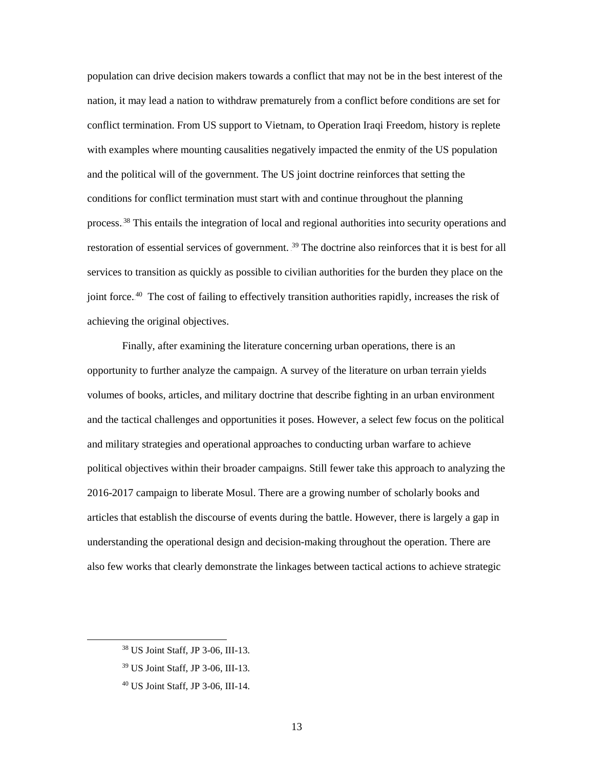population can drive decision makers towards a conflict that may not be in the best interest of the nation, it may lead a nation to withdraw prematurely from a conflict before conditions are set for conflict termination. From US support to Vietnam, to Operation Iraqi Freedom, history is replete with examples where mounting causalities negatively impacted the enmity of the US population and the political will of the government. The US joint doctrine reinforces that setting the conditions for conflict termination must start with and continue throughout the planning process.[38] This entails the integration of local and regional authorities into security operations and restoration of essential services of government.[39] The doctrine also reinforces that it is best for all services to transition as quickly as possible to civilian authorities for the burden they place on the joint force.[40] The cost of failing to effectively transition authorities rapidly, increases the risk of achieving the original objectives.

Finally, after examining the literature concerning urban operations, there is an opportunity to further analyze the campaign. A survey of the literature on urban terrain yields volumes of books, articles, and military doctrine that describe fighting in an urban environment and the tactical challenges and opportunities it poses. However, a select few focus on the political and military strategies and operational approaches to conducting urban warfare to achieve political objectives within their broader campaigns. Still fewer take this approach to analyzing the 2016-2017 campaign to liberate Mosul. There are a growing number of scholarly books and articles that establish the discourse of events during the battle. However, there is largely a gap in understanding the operational design and decision-making throughout the operation. There are also few works that clearly demonstrate the linkages between tactical actions to achieve strategic

[38] US Joint Staff, JP 3-06, III-13.

[39] US Joint Staff, JP 3-06, III-13.

[40] US Joint Staff, JP 3-06, III-14.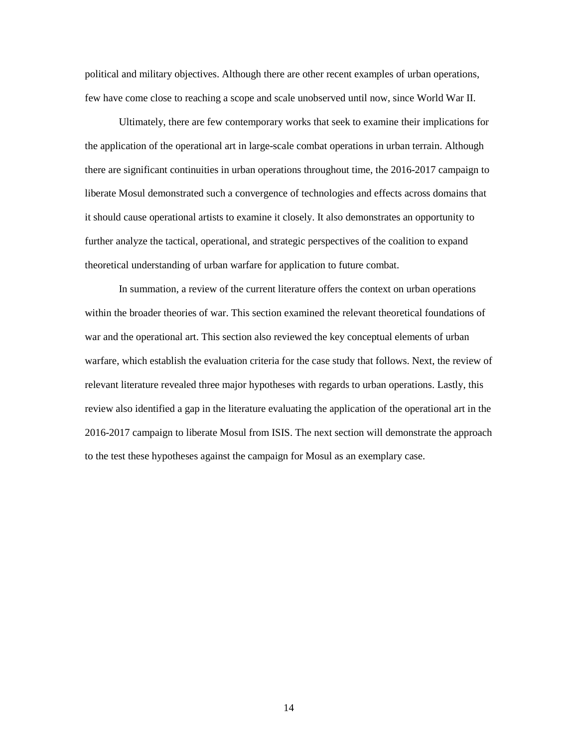political and military objectives. Although there are other recent examples of urban operations, few have come close to reaching a scope and scale unobserved until now, since World War II.

Ultimately, there are few contemporary works that seek to examine their implications for the application of the operational art in large-scale combat operations in urban terrain. Although there are significant continuities in urban operations throughout time, the 2016-2017 campaign to liberate Mosul demonstrated such a convergence of technologies and effects across domains that it should cause operational artists to examine it closely. It also demonstrates an opportunity to further analyze the tactical, operational, and strategic perspectives of the coalition to expand theoretical understanding of urban warfare for application to future combat.

In summation, a review of the current literature offers the context on urban operations within the broader theories of war. This section examined the relevant theoretical foundations of war and the operational art. This section also reviewed the key conceptual elements of urban warfare, which establish the evaluation criteria for the case study that follows. Next, the review of relevant literature revealed three major hypotheses with regards to urban operations. Lastly, this review also identified a gap in the literature evaluating the application of the operational art in the 2016-2017 campaign to liberate Mosul from ISIS. The next section will demonstrate the approach to the test these hypotheses against the campaign for Mosul as an exemplary case.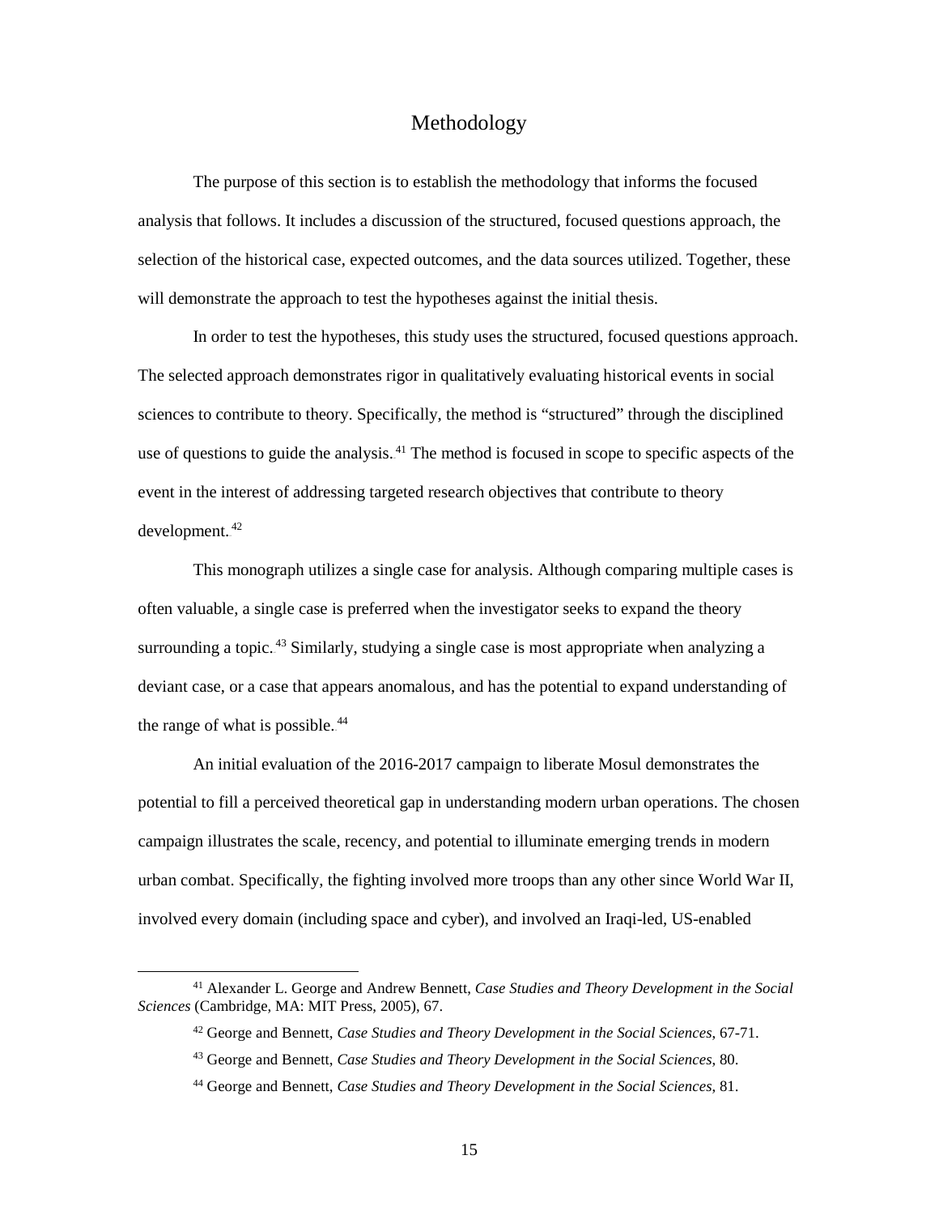# Methodology

The purpose of this section is to establish the methodology that informs the focused analysis that follows. It includes a discussion of the structured, focused questions approach, the selection of the historical case, expected outcomes, and the data sources utilized. Together, these will demonstrate the approach to test the hypotheses against the initial thesis.

In order to test the hypotheses, this study uses the structured, focused questions approach. The selected approach demonstrates rigor in qualitatively evaluating historical events in social sciences to contribute to theory. Specifically, the method is "structured" through the disciplined use of questions to guide the analysis.[41] The method is focused in scope to specific aspects of the event in the interest of addressing targeted research objectives that contribute to theory development.[42]

This monograph utilizes a single case for analysis. Although comparing multiple cases is often valuable, a single case is preferred when the investigator seeks to expand the theory surrounding a topic.[43] Similarly, studying a single case is most appropriate when analyzing a deviant case, or a case that appears anomalous, and has the potential to expand understanding of the range of what is possible.[44]

An initial evaluation of the 2016-2017 campaign to liberate Mosul demonstrates the potential to fill a perceived theoretical gap in understanding modern urban operations. The chosen campaign illustrates the scale, recency, and potential to illuminate emerging trends in modern urban combat. Specifically, the fighting involved more troops than any other since World War II, involved every domain (including space and cyber), and involved an Iraqi-led, US-enabled

---

[41] Alexander L. George and Andrew Bennett, *Case Studies and Theory Development in the Social Sciences* (Cambridge, MA: MIT Press, 2005), 67.

[42] George and Bennett, *Case Studies and Theory Development in the Social Sciences*, 67-71.

[43] George and Bennett, *Case Studies and Theory Development in the Social Sciences*, 80.

[44] George and Bennett, *Case Studies and Theory Development in the Social Sciences*, 81.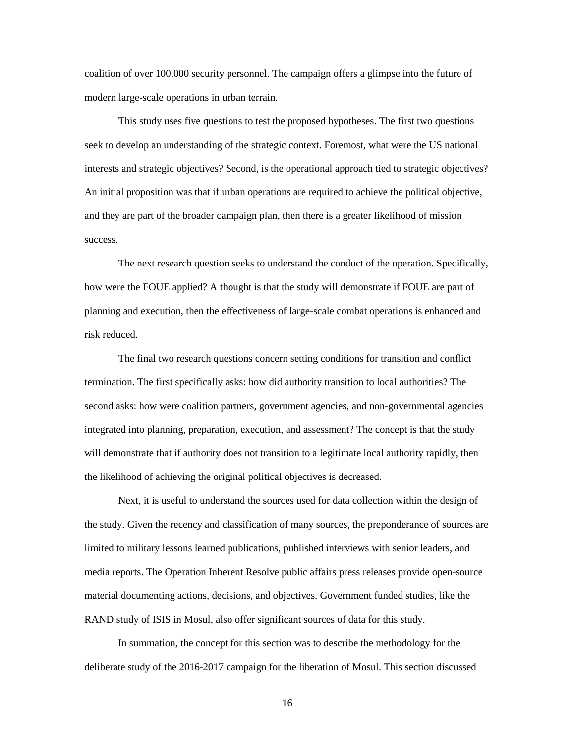coalition of over 100,000 security personnel. The campaign offers a glimpse into the future of modern large-scale operations in urban terrain.

This study uses five questions to test the proposed hypotheses. The first two questions seek to develop an understanding of the strategic context. Foremost, what were the US national interests and strategic objectives? Second, is the operational approach tied to strategic objectives? An initial proposition was that if urban operations are required to achieve the political objective, and they are part of the broader campaign plan, then there is a greater likelihood of mission success.

The next research question seeks to understand the conduct of the operation. Specifically, how were the FOUE applied? A thought is that the study will demonstrate if FOUE are part of planning and execution, then the effectiveness of large-scale combat operations is enhanced and risk reduced.

The final two research questions concern setting conditions for transition and conflict termination. The first specifically asks: how did authority transition to local authorities? The second asks: how were coalition partners, government agencies, and non-governmental agencies integrated into planning, preparation, execution, and assessment? The concept is that the study will demonstrate that if authority does not transition to a legitimate local authority rapidly, then the likelihood of achieving the original political objectives is decreased.

Next, it is useful to understand the sources used for data collection within the design of the study. Given the recency and classification of many sources, the preponderance of sources are limited to military lessons learned publications, published interviews with senior leaders, and media reports. The Operation Inherent Resolve public affairs press releases provide open-source material documenting actions, decisions, and objectives. Government funded studies, like the RAND study of ISIS in Mosul, also offer significant sources of data for this study.

In summation, the concept for this section was to describe the methodology for the deliberate study of the 2016-2017 campaign for the liberation of Mosul. This section discussed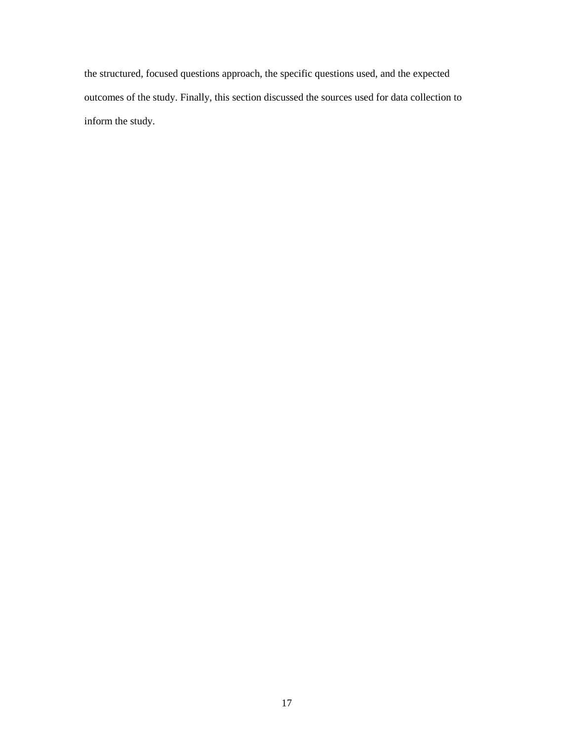the structured, focused questions approach, the specific questions used, and the expected outcomes of the study. Finally, this section discussed the sources used for data collection to inform the study.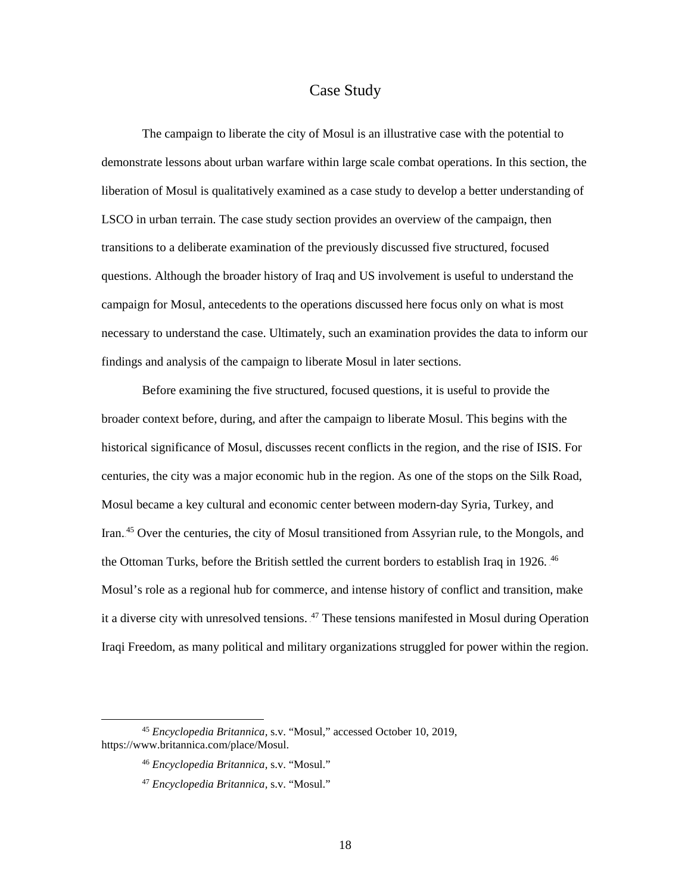# Case Study

The campaign to liberate the city of Mosul is an illustrative case with the potential to demonstrate lessons about urban warfare within large scale combat operations. In this section, the liberation of Mosul is qualitatively examined as a case study to develop a better understanding of LSCO in urban terrain. The case study section provides an overview of the campaign, then transitions to a deliberate examination of the previously discussed five structured, focused questions. Although the broader history of Iraq and US involvement is useful to understand the campaign for Mosul, antecedents to the operations discussed here focus only on what is most necessary to understand the case. Ultimately, such an examination provides the data to inform our findings and analysis of the campaign to liberate Mosul in later sections.

Before examining the five structured, focused questions, it is useful to provide the broader context before, during, and after the campaign to liberate Mosul. This begins with the historical significance of Mosul, discusses recent conflicts in the region, and the rise of ISIS. For centuries, the city was a major economic hub in the region. As one of the stops on the Silk Road, Mosul became a key cultural and economic center between modern-day Syria, Turkey, and Iran.[45] Over the centuries, the city of Mosul transitioned from Assyrian rule, to the Mongols, and the Ottoman Turks, before the British settled the current borders to establish Iraq in 1926.[46] Mosul's role as a regional hub for commerce, and intense history of conflict and transition, make it a diverse city with unresolved tensions.[47] These tensions manifested in Mosul during Operation Iraqi Freedom, as many political and military organizations struggled for power within the region.

---

[45] *Encyclopedia Britannica*, s.v. "Mosul," accessed October 10, 2019, https://www.britannica.com/place/Mosul.

[46] *Encyclopedia Britannica*, s.v. "Mosul."

[47] *Encyclopedia Britannica*, s.v. "Mosul."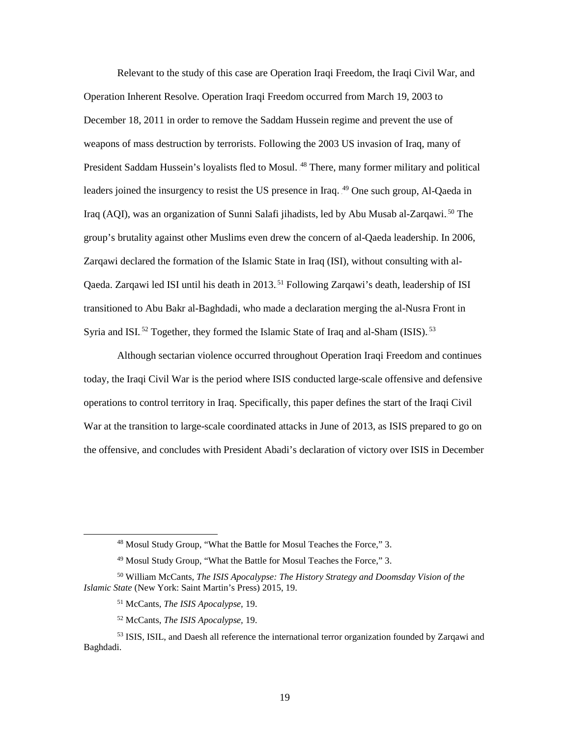Relevant to the study of this case are Operation Iraqi Freedom, the Iraqi Civil War, and Operation Inherent Resolve. Operation Iraqi Freedom occurred from March 19, 2003 to December 18, 2011 in order to remove the Saddam Hussein regime and prevent the use of weapons of mass destruction by terrorists. Following the 2003 US invasion of Iraq, many of President Saddam Hussein's loyalists fled to Mosul.[48] There, many former military and political leaders joined the insurgency to resist the US presence in Iraq.[49] One such group, Al-Qaeda in Iraq (AQI), was an organization of Sunni Salafi jihadists, led by Abu Musab al-Zarqawi.[50] The group's brutality against other Muslims even drew the concern of al-Qaeda leadership. In 2006, Zarqawi declared the formation of the Islamic State in Iraq (ISI), without consulting with al-Qaeda. Zarqawi led ISI until his death in 2013.[51] Following Zarqawi's death, leadership of ISI transitioned to Abu Bakr al-Baghdadi, who made a declaration merging the al-Nusra Front in Syria and ISI.[52] Together, they formed the Islamic State of Iraq and al-Sham (ISIS).[53]

Although sectarian violence occurred throughout Operation Iraqi Freedom and continues today, the Iraqi Civil War is the period where ISIS conducted large-scale offensive and defensive operations to control territory in Iraq. Specifically, this paper defines the start of the Iraqi Civil War at the transition to large-scale coordinated attacks in June of 2013, as ISIS prepared to go on the offensive, and concludes with President Abadi's declaration of victory over ISIS in December

---

[48] Mosul Study Group, "What the Battle for Mosul Teaches the Force," 3.

[49] Mosul Study Group, "What the Battle for Mosul Teaches the Force," 3.

[50] William McCants, *The ISIS Apocalypse: The History Strategy and Doomsday Vision of the Islamic State* (New York: Saint Martin's Press) 2015, 19.

[51] McCants, *The ISIS Apocalypse,* 19.

[52] McCants, *The ISIS Apocalypse,* 19.

[53] ISIS, ISIL, and Daesh all reference the international terror organization founded by Zarqawi and Baghdadi.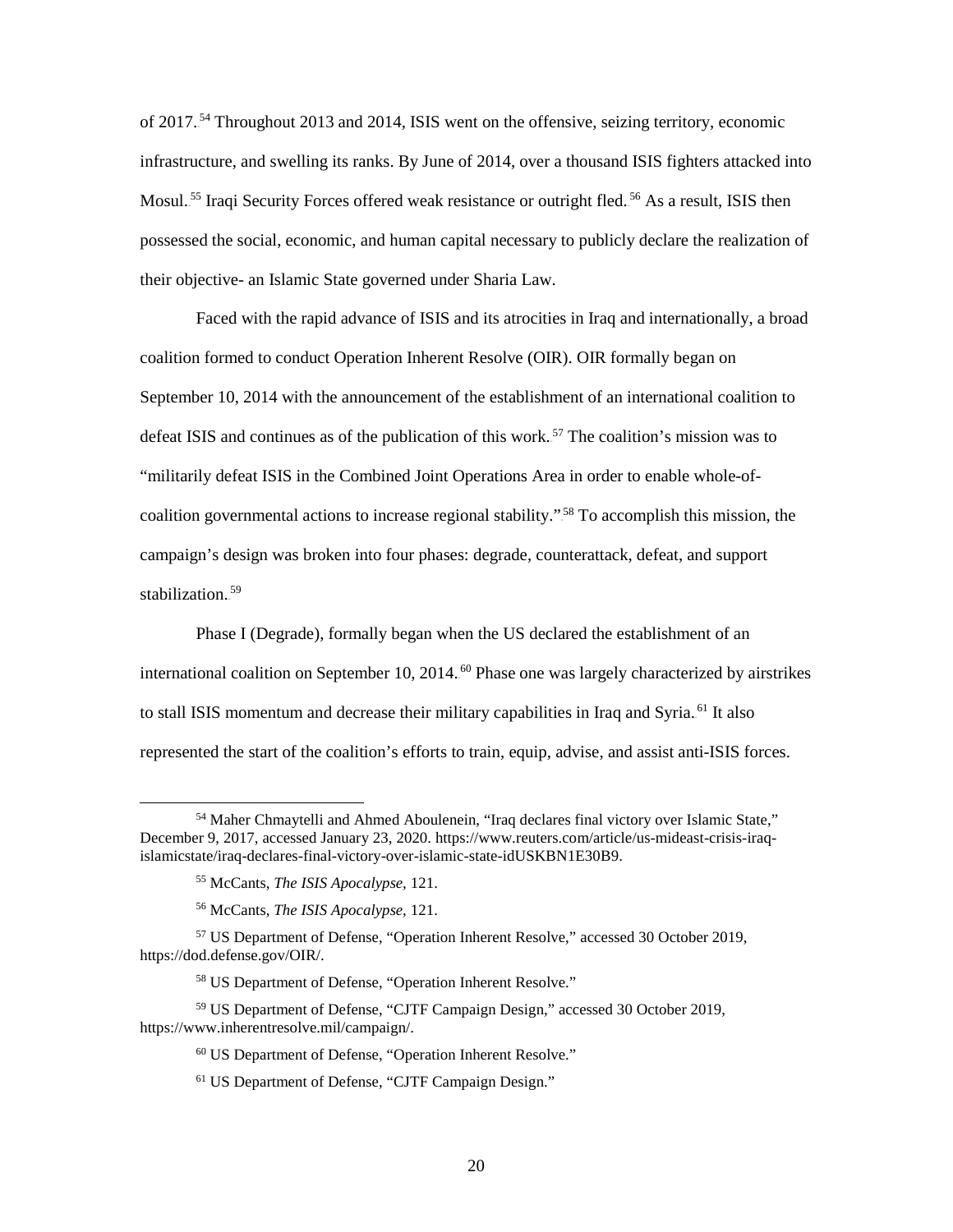of 2017.[54] Throughout 2013 and 2014, ISIS went on the offensive, seizing territory, economic infrastructure, and swelling its ranks. By June of 2014, over a thousand ISIS fighters attacked into Mosul.[55] Iraqi Security Forces offered weak resistance or outright fled.[56] As a result, ISIS then possessed the social, economic, and human capital necessary to publicly declare the realization of their objective- an Islamic State governed under Sharia Law.

Faced with the rapid advance of ISIS and its atrocities in Iraq and internationally, a broad coalition formed to conduct Operation Inherent Resolve (OIR). OIR formally began on September 10, 2014 with the announcement of the establishment of an international coalition to defeat ISIS and continues as of the publication of this work.[57] The coalition's mission was to "militarily defeat ISIS in the Combined Joint Operations Area in order to enable whole-of-coalition governmental actions to increase regional stability."[58] To accomplish this mission, the campaign's design was broken into four phases: degrade, counterattack, defeat, and support stabilization.[59]

Phase I (Degrade), formally began when the US declared the establishment of an international coalition on September 10, 2014.[60] Phase one was largely characterized by airstrikes to stall ISIS momentum and decrease their military capabilities in Iraq and Syria.[61] It also represented the start of the coalition's efforts to train, equip, advise, and assist anti-ISIS forces.

---

[54] Maher Chmaytelli and Ahmed Aboulenein, "Iraq declares final victory over Islamic State," December 9, 2017, accessed January 23, 2020. https://www.reuters.com/article/us-mideast-crisis-iraq-islamicstate/iraq-declares-final-victory-over-islamic-state-idUSKBN1E30B9.

[55] McCants, *The ISIS Apocalypse,* 121.

[56] McCants, *The ISIS Apocalypse,* 121.

[57] US Department of Defense, "Operation Inherent Resolve," accessed 30 October 2019, https://dod.defense.gov/OIR/.

[58] US Department of Defense, "Operation Inherent Resolve."

[59] US Department of Defense, "CJTF Campaign Design," accessed 30 October 2019, https://www.inherentresolve.mil/campaign/.

[60] US Department of Defense, "Operation Inherent Resolve."

[61] US Department of Defense, "CJTF Campaign Design."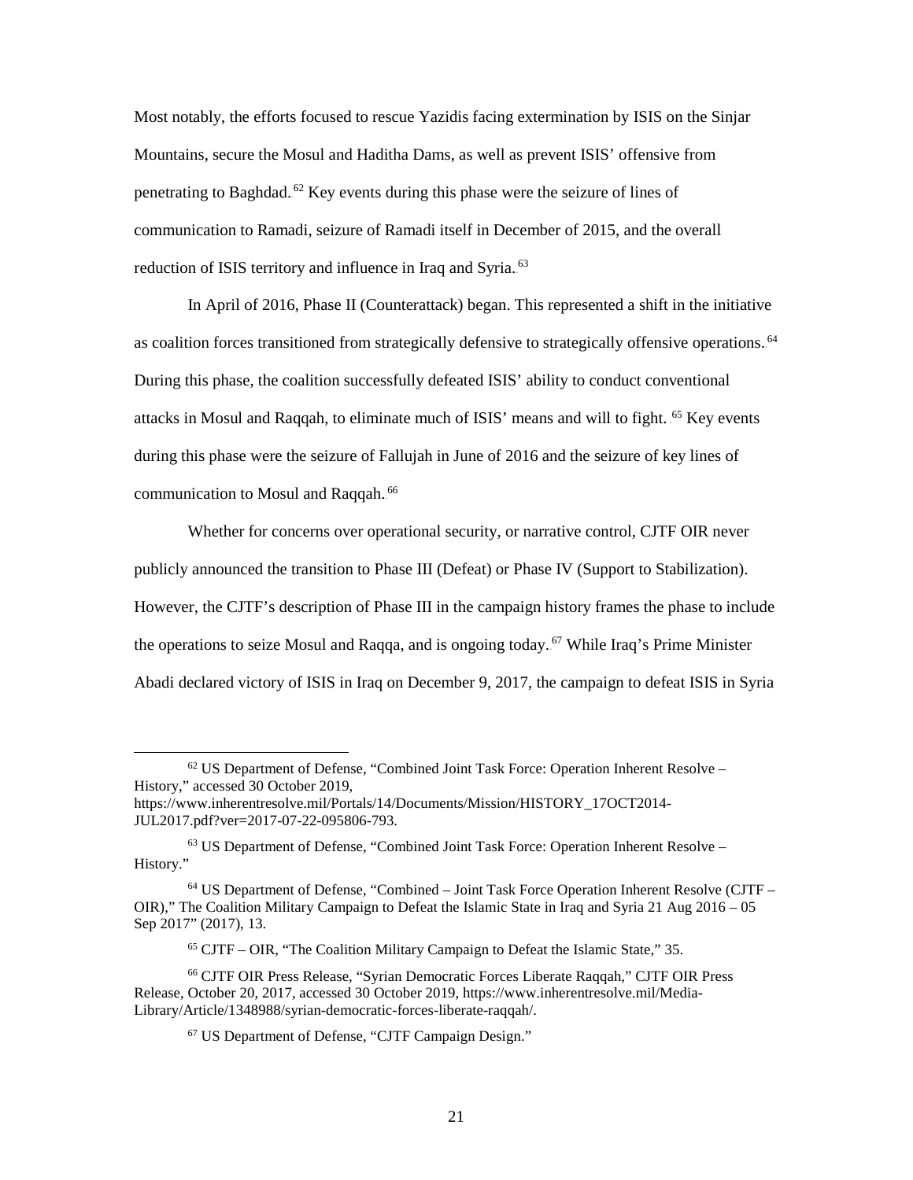Most notably, the efforts focused to rescue Yazidis facing extermination by ISIS on the Sinjar Mountains, secure the Mosul and Haditha Dams, as well as prevent ISIS' offensive from penetrating to Baghdad.[62] Key events during this phase were the seizure of lines of communication to Ramadi, seizure of Ramadi itself in December of 2015, and the overall reduction of ISIS territory and influence in Iraq and Syria.[63]

In April of 2016, Phase II (Counterattack) began. This represented a shift in the initiative as coalition forces transitioned from strategically defensive to strategically offensive operations.[64] During this phase, the coalition successfully defeated ISIS' ability to conduct conventional attacks in Mosul and Raqqah, to eliminate much of ISIS' means and will to fight.[65] Key events during this phase were the seizure of Fallujah in June of 2016 and the seizure of key lines of communication to Mosul and Raqqah.[66]

Whether for concerns over operational security, or narrative control, CJTF OIR never publicly announced the transition to Phase III (Defeat) or Phase IV (Support to Stabilization). However, the CJTF's description of Phase III in the campaign history frames the phase to include the operations to seize Mosul and Raqqa, and is ongoing today.[67] While Iraq's Prime Minister Abadi declared victory of ISIS in Iraq on December 9, 2017, the campaign to defeat ISIS in Syria

---

[62] US Department of Defense, "Combined Joint Task Force: Operation Inherent Resolve – History," accessed 30 October 2019, https://www.inherentresolve.mil/Portals/14/Documents/Mission/HISTORY_17OCT2014-JUL2017.pdf?ver=2017-07-22-095806-793.

[63] US Department of Defense, "Combined Joint Task Force: Operation Inherent Resolve – History."

[64] US Department of Defense, "Combined – Joint Task Force Operation Inherent Resolve (CJTF – OIR)," The Coalition Military Campaign to Defeat the Islamic State in Iraq and Syria 21 Aug 2016 – 05 Sep 2017" (2017), 13.

[65] CJTF – OIR, "The Coalition Military Campaign to Defeat the Islamic State," 35.

[66] CJTF OIR Press Release, "Syrian Democratic Forces Liberate Raqqah," CJTF OIR Press Release, October 20, 2017, accessed 30 October 2019, https://www.inherentresolve.mil/Media-Library/Article/1348988/syrian-democratic-forces-liberate-raqqah/.

[67] US Department of Defense, "CJTF Campaign Design."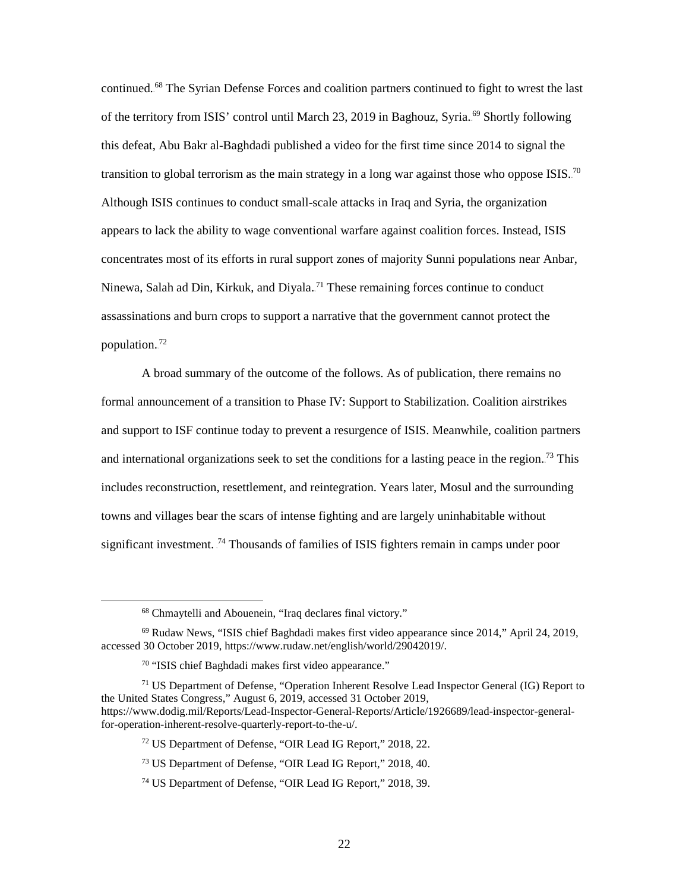continued.[68] The Syrian Defense Forces and coalition partners continued to fight to wrest the last of the territory from ISIS' control until March 23, 2019 in Baghouz, Syria.[69] Shortly following this defeat, Abu Bakr al-Baghdadi published a video for the first time since 2014 to signal the transition to global terrorism as the main strategy in a long war against those who oppose ISIS.[70] Although ISIS continues to conduct small-scale attacks in Iraq and Syria, the organization appears to lack the ability to wage conventional warfare against coalition forces. Instead, ISIS concentrates most of its efforts in rural support zones of majority Sunni populations near Anbar, Ninewa, Salah ad Din, Kirkuk, and Diyala.[71] These remaining forces continue to conduct assassinations and burn crops to support a narrative that the government cannot protect the population.[72]

A broad summary of the outcome of the follows. As of publication, there remains no formal announcement of a transition to Phase IV: Support to Stabilization. Coalition airstrikes and support to ISF continue today to prevent a resurgence of ISIS. Meanwhile, coalition partners and international organizations seek to set the conditions for a lasting peace in the region.[73] This includes reconstruction, resettlement, and reintegration. Years later, Mosul and the surrounding towns and villages bear the scars of intense fighting and are largely uninhabitable without significant investment.[74] Thousands of families of ISIS fighters remain in camps under poor

---

[68] Chmaytelli and Abouenein, "Iraq declares final victory."

[69] Rudaw News, "ISIS chief Baghdadi makes first video appearance since 2014," April 24, 2019, accessed 30 October 2019, https://www.rudaw.net/english/world/29042019/.

[70] "ISIS chief Baghdadi makes first video appearance."

[71] US Department of Defense, "Operation Inherent Resolve Lead Inspector General (IG) Report to the United States Congress," August 6, 2019, accessed 31 October 2019, https://www.dodig.mil/Reports/Lead-Inspector-General-Reports/Article/1926689/lead-inspector-general-for-operation-inherent-resolve-quarterly-report-to-the-u/.

[72] US Department of Defense, "OIR Lead IG Report," 2018, 22.

[73] US Department of Defense, "OIR Lead IG Report," 2018, 40.

[74] US Department of Defense, "OIR Lead IG Report," 2018, 39.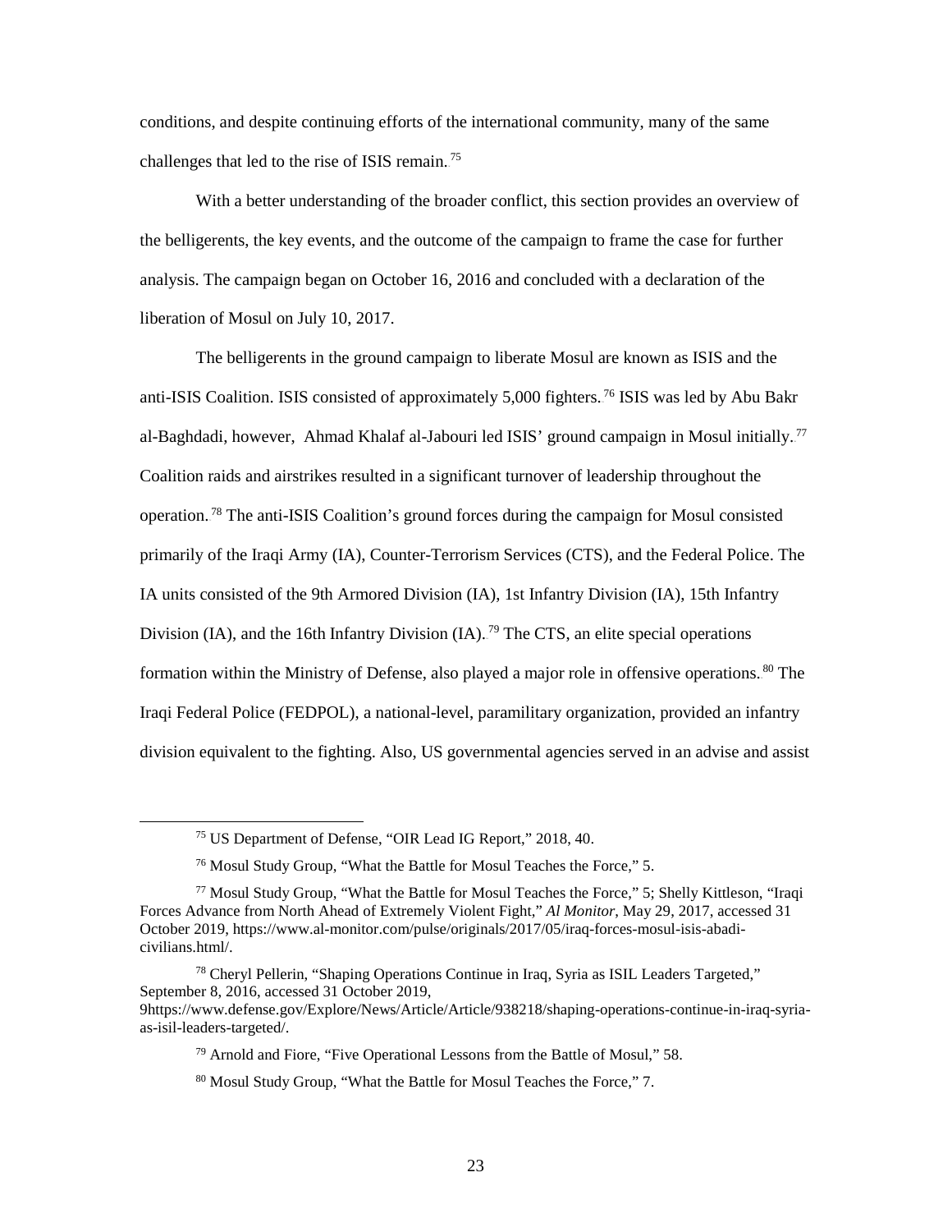conditions, and despite continuing efforts of the international community, many of the same challenges that led to the rise of ISIS remain.[75]

With a better understanding of the broader conflict, this section provides an overview of the belligerents, the key events, and the outcome of the campaign to frame the case for further analysis. The campaign began on October 16, 2016 and concluded with a declaration of the liberation of Mosul on July 10, 2017.

The belligerents in the ground campaign to liberate Mosul are known as ISIS and the anti-ISIS Coalition. ISIS consisted of approximately 5,000 fighters.[76] ISIS was led by Abu Bakr al-Baghdadi, however, Ahmad Khalaf al-Jabouri led ISIS' ground campaign in Mosul initially.[77] Coalition raids and airstrikes resulted in a significant turnover of leadership throughout the operation.[78] The anti-ISIS Coalition's ground forces during the campaign for Mosul consisted primarily of the Iraqi Army (IA), Counter-Terrorism Services (CTS), and the Federal Police. The IA units consisted of the 9th Armored Division (IA), 1st Infantry Division (IA), 15th Infantry Division (IA), and the 16th Infantry Division (IA).[79] The CTS, an elite special operations formation within the Ministry of Defense, also played a major role in offensive operations.[80] The Iraqi Federal Police (FEDPOL), a national-level, paramilitary organization, provided an infantry division equivalent to the fighting. Also, US governmental agencies served in an advise and assist

---

[75] US Department of Defense, "OIR Lead IG Report," 2018, 40.

[76] Mosul Study Group, "What the Battle for Mosul Teaches the Force," 5.

[77] Mosul Study Group, "What the Battle for Mosul Teaches the Force," 5; Shelly Kittleson, "Iraqi Forces Advance from North Ahead of Extremely Violent Fight," *Al Monitor*, May 29, 2017, accessed 31 October 2019, https://www.al-monitor.com/pulse/originals/2017/05/iraq-forces-mosul-isis-abadi-civilians.html/.

[78] Cheryl Pellerin, "Shaping Operations Continue in Iraq, Syria as ISIL Leaders Targeted," September 8, 2016, accessed 31 October 2019, 9https://www.defense.gov/Explore/News/Article/Article/938218/shaping-operations-continue-in-iraq-syria-as-isil-leaders-targeted/.

[79] Arnold and Fiore, "Five Operational Lessons from the Battle of Mosul," 58.

[80] Mosul Study Group, "What the Battle for Mosul Teaches the Force," 7.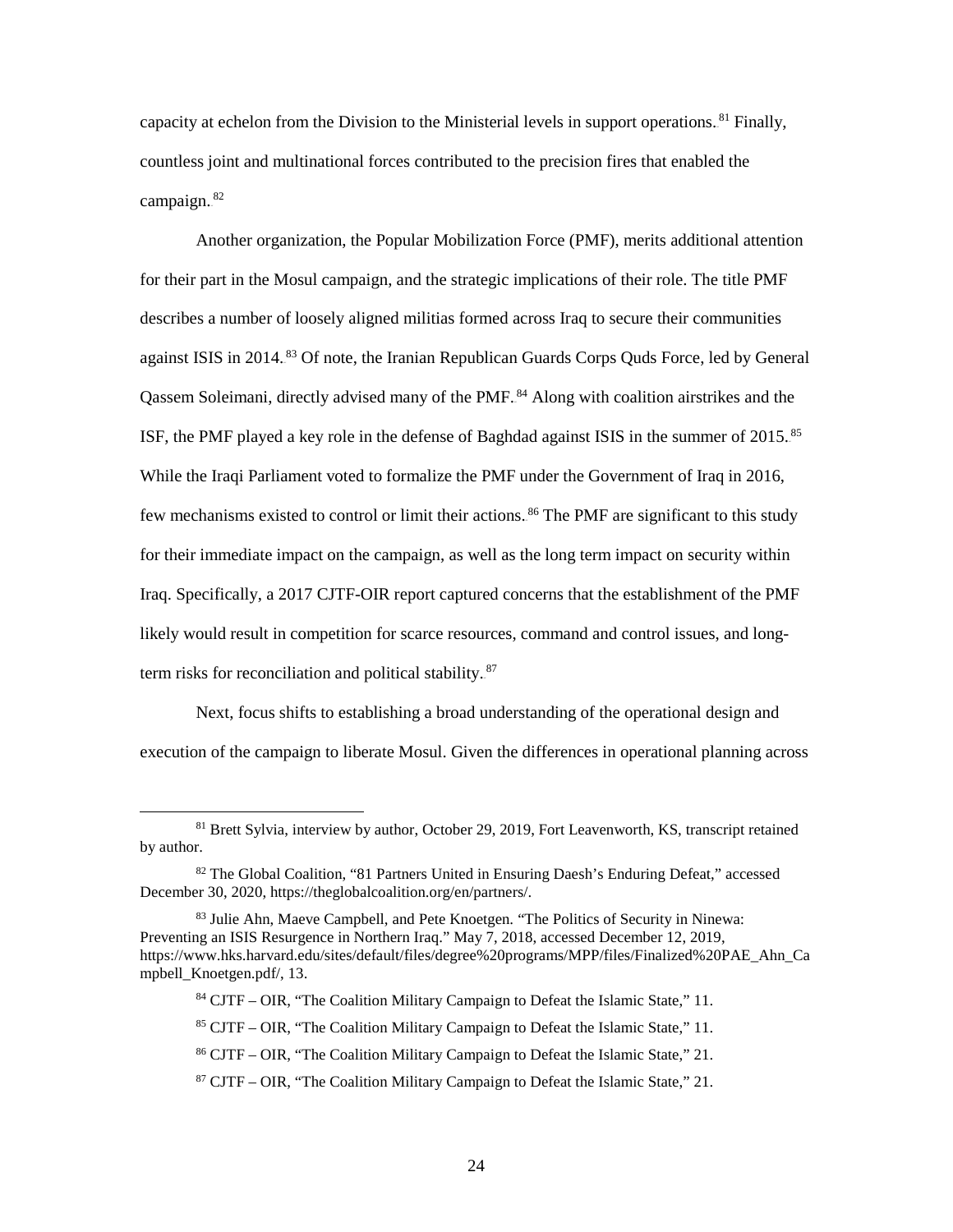capacity at echelon from the Division to the Ministerial levels in support operations.[81] Finally, countless joint and multinational forces contributed to the precision fires that enabled the campaign.[82]

Another organization, the Popular Mobilization Force (PMF), merits additional attention for their part in the Mosul campaign, and the strategic implications of their role. The title PMF describes a number of loosely aligned militias formed across Iraq to secure their communities against ISIS in 2014.[83] Of note, the Iranian Republican Guards Corps Quds Force, led by General Qassem Soleimani, directly advised many of the PMF.[84] Along with coalition airstrikes and the ISF, the PMF played a key role in the defense of Baghdad against ISIS in the summer of 2015.[85] While the Iraqi Parliament voted to formalize the PMF under the Government of Iraq in 2016, few mechanisms existed to control or limit their actions.[86] The PMF are significant to this study for their immediate impact on the campaign, as well as the long term impact on security within Iraq. Specifically, a 2017 CJTF-OIR report captured concerns that the establishment of the PMF likely would result in competition for scarce resources, command and control issues, and long-term risks for reconciliation and political stability.[87]

Next, focus shifts to establishing a broad understanding of the operational design and execution of the campaign to liberate Mosul. Given the differences in operational planning across

---

[81] Brett Sylvia, interview by author, October 29, 2019, Fort Leavenworth, KS, transcript retained by author.

[82] The Global Coalition, "81 Partners United in Ensuring Daesh's Enduring Defeat," accessed December 30, 2020, https://theglobalcoalition.org/en/partners/.

[83] Julie Ahn, Maeve Campbell, and Pete Knoetgen. "The Politics of Security in Ninewa: Preventing an ISIS Resurgence in Northern Iraq." May 7, 2018, accessed December 12, 2019, https://www.hks.harvard.edu/sites/default/files/degree%20programs/MPP/files/Finalized%20PAE_Ahn_Campbell_Knoetgen.pdf/, 13.

[84] CJTF – OIR, "The Coalition Military Campaign to Defeat the Islamic State," 11.

[85] CJTF – OIR, "The Coalition Military Campaign to Defeat the Islamic State," 11.

[86] CJTF – OIR, "The Coalition Military Campaign to Defeat the Islamic State," 21.

[87] CJTF – OIR, "The Coalition Military Campaign to Defeat the Islamic State," 21.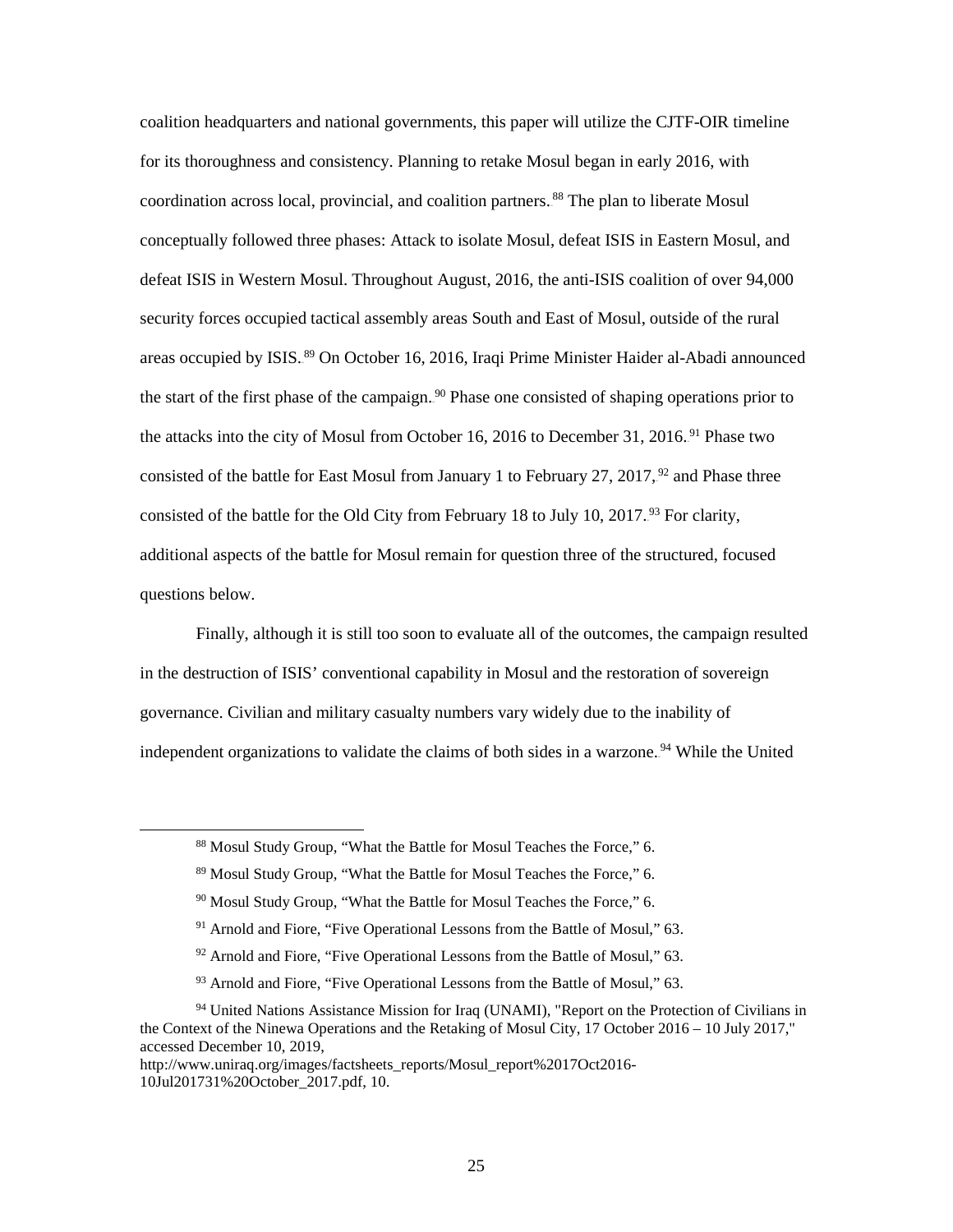coalition headquarters and national governments, this paper will utilize the CJTF-OIR timeline for its thoroughness and consistency. Planning to retake Mosul began in early 2016, with coordination across local, provincial, and coalition partners.[88] The plan to liberate Mosul conceptually followed three phases: Attack to isolate Mosul, defeat ISIS in Eastern Mosul, and defeat ISIS in Western Mosul. Throughout August, 2016, the anti-ISIS coalition of over 94,000 security forces occupied tactical assembly areas South and East of Mosul, outside of the rural areas occupied by ISIS.[89] On October 16, 2016, Iraqi Prime Minister Haider al-Abadi announced the start of the first phase of the campaign.[90] Phase one consisted of shaping operations prior to the attacks into the city of Mosul from October 16, 2016 to December 31, 2016.[91] Phase two consisted of the battle for East Mosul from January 1 to February 27, 2017,[92] and Phase three consisted of the battle for the Old City from February 18 to July 10, 2017.[93] For clarity, additional aspects of the battle for Mosul remain for question three of the structured, focused questions below.

Finally, although it is still too soon to evaluate all of the outcomes, the campaign resulted in the destruction of ISIS' conventional capability in Mosul and the restoration of sovereign governance. Civilian and military casualty numbers vary widely due to the inability of independent organizations to validate the claims of both sides in a warzone.[94] While the United

---

[88] Mosul Study Group, "What the Battle for Mosul Teaches the Force," 6.

[89] Mosul Study Group, "What the Battle for Mosul Teaches the Force," 6.

[90] Mosul Study Group, "What the Battle for Mosul Teaches the Force," 6.

[91] Arnold and Fiore, "Five Operational Lessons from the Battle of Mosul," 63.

[92] Arnold and Fiore, "Five Operational Lessons from the Battle of Mosul," 63.

[93] Arnold and Fiore, "Five Operational Lessons from the Battle of Mosul," 63.

[94] United Nations Assistance Mission for Iraq (UNAMI), "Report on the Protection of Civilians in the Context of the Ninewa Operations and the Retaking of Mosul City, 17 October 2016 – 10 July 2017," accessed December 10, 2019, http://www.uniraq.org/images/factsheets_reports/Mosul_report%2017Oct2016-10Jul201731%20October_2017.pdf, 10.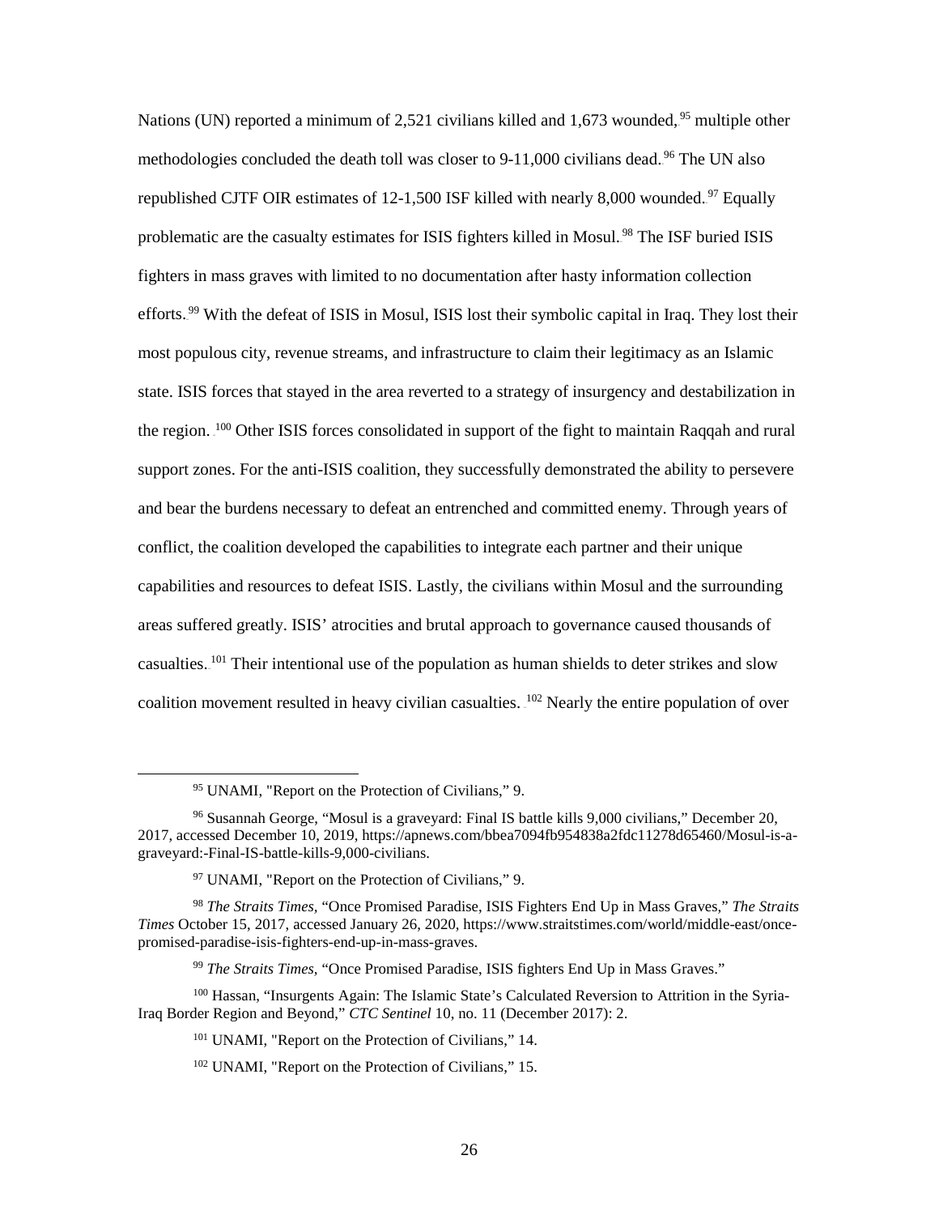Nations (UN) reported a minimum of 2,521 civilians killed and 1,673 wounded,[95] multiple other methodologies concluded the death toll was closer to 9-11,000 civilians dead.[96] The UN also republished CJTF OIR estimates of 12-1,500 ISF killed with nearly 8,000 wounded.[97] Equally problematic are the casualty estimates for ISIS fighters killed in Mosul.[98] The ISF buried ISIS fighters in mass graves with limited to no documentation after hasty information collection efforts.[99] With the defeat of ISIS in Mosul, ISIS lost their symbolic capital in Iraq. They lost their most populous city, revenue streams, and infrastructure to claim their legitimacy as an Islamic state. ISIS forces that stayed in the area reverted to a strategy of insurgency and destabilization in the region.[100] Other ISIS forces consolidated in support of the fight to maintain Raqqah and rural support zones. For the anti-ISIS coalition, they successfully demonstrated the ability to persevere and bear the burdens necessary to defeat an entrenched and committed enemy. Through years of conflict, the coalition developed the capabilities to integrate each partner and their unique capabilities and resources to defeat ISIS. Lastly, the civilians within Mosul and the surrounding areas suffered greatly. ISIS' atrocities and brutal approach to governance caused thousands of casualties.[101] Their intentional use of the population as human shields to deter strikes and slow coalition movement resulted in heavy civilian casualties.[102] Nearly the entire population of over

---

[95] UNAMI, "Report on the Protection of Civilians," 9.

[96] Susannah George, "Mosul is a graveyard: Final IS battle kills 9,000 civilians," December 20, 2017, accessed December 10, 2019, https://apnews.com/bbea7094fb954838a2fdc11278d65460/Mosul-is-a-graveyard:-Final-IS-battle-kills-9,000-civilians.

[97] UNAMI, "Report on the Protection of Civilians," 9.

[98] *The Straits Times*, "Once Promised Paradise, ISIS Fighters End Up in Mass Graves," *The Straits Times* October 15, 2017, accessed January 26, 2020, https://www.straitstimes.com/world/middle-east/once-promised-paradise-isis-fighters-end-up-in-mass-graves.

[99] *The Straits Times*, "Once Promised Paradise, ISIS fighters End Up in Mass Graves."

[100] Hassan, "Insurgents Again: The Islamic State's Calculated Reversion to Attrition in the Syria-Iraq Border Region and Beyond," *CTC Sentinel* 10, no. 11 (December 2017): 2.

[101] UNAMI, "Report on the Protection of Civilians," 14.

[102] UNAMI, "Report on the Protection of Civilians," 15.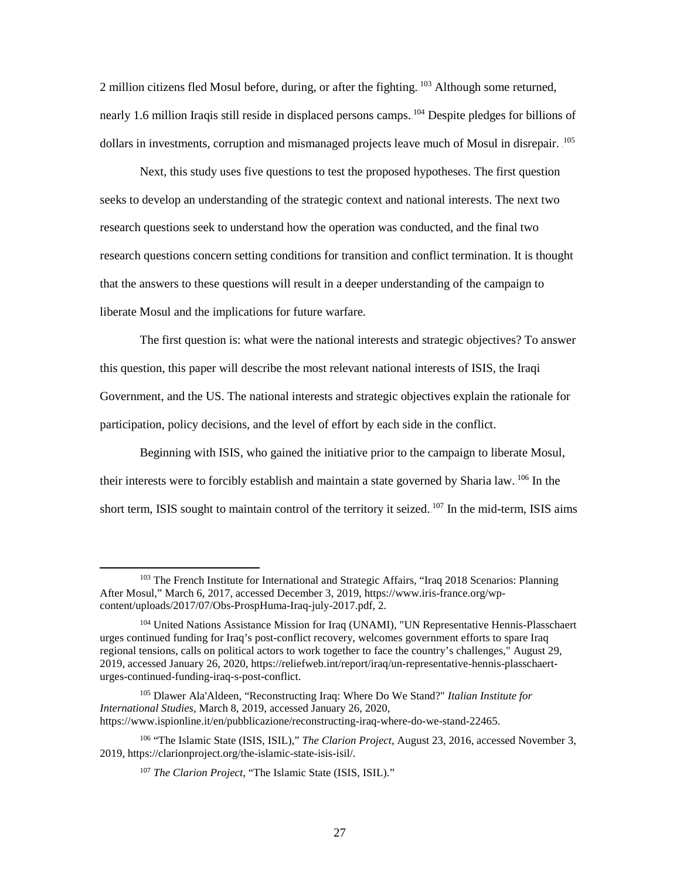2 million citizens fled Mosul before, during, or after the fighting.[103] Although some returned, nearly 1.6 million Iraqis still reside in displaced persons camps.[104] Despite pledges for billions of dollars in investments, corruption and mismanaged projects leave much of Mosul in disrepair.[105]

Next, this study uses five questions to test the proposed hypotheses. The first question seeks to develop an understanding of the strategic context and national interests. The next two research questions seek to understand how the operation was conducted, and the final two research questions concern setting conditions for transition and conflict termination. It is thought that the answers to these questions will result in a deeper understanding of the campaign to liberate Mosul and the implications for future warfare.

The first question is: what were the national interests and strategic objectives? To answer this question, this paper will describe the most relevant national interests of ISIS, the Iraqi Government, and the US. The national interests and strategic objectives explain the rationale for participation, policy decisions, and the level of effort by each side in the conflict.

Beginning with ISIS, who gained the initiative prior to the campaign to liberate Mosul, their interests were to forcibly establish and maintain a state governed by Sharia law.[106] In the short term, ISIS sought to maintain control of the territory it seized.[107] In the mid-term, ISIS aims

---

[103] The French Institute for International and Strategic Affairs, "Iraq 2018 Scenarios: Planning After Mosul," March 6, 2017, accessed December 3, 2019, https://www.iris-france.org/wp-content/uploads/2017/07/Obs-ProspHuma-Iraq-july-2017.pdf, 2.

[104] United Nations Assistance Mission for Iraq (UNAMI), "UN Representative Hennis-Plasschaert urges continued funding for Iraq's post-conflict recovery, welcomes government efforts to spare Iraq regional tensions, calls on political actors to work together to face the country's challenges," August 29, 2019, accessed January 26, 2020, https://reliefweb.int/report/iraq/un-representative-hennis-plasschaert-urges-continued-funding-iraq-s-post-conflict.

[105] Dlawer Ala'Aldeen, "Reconstructing Iraq: Where Do We Stand?" *Italian Institute for International Studies*, March 8, 2019, accessed January 26, 2020, https://www.ispionline.it/en/pubblicazione/reconstructing-iraq-where-do-we-stand-22465.

[106] "The Islamic State (ISIS, ISIL)," *The Clarion Project*, August 23, 2016, accessed November 3, 2019, https://clarionproject.org/the-islamic-state-isis-isil/.

[107] *The Clarion Project*, "The Islamic State (ISIS, ISIL)."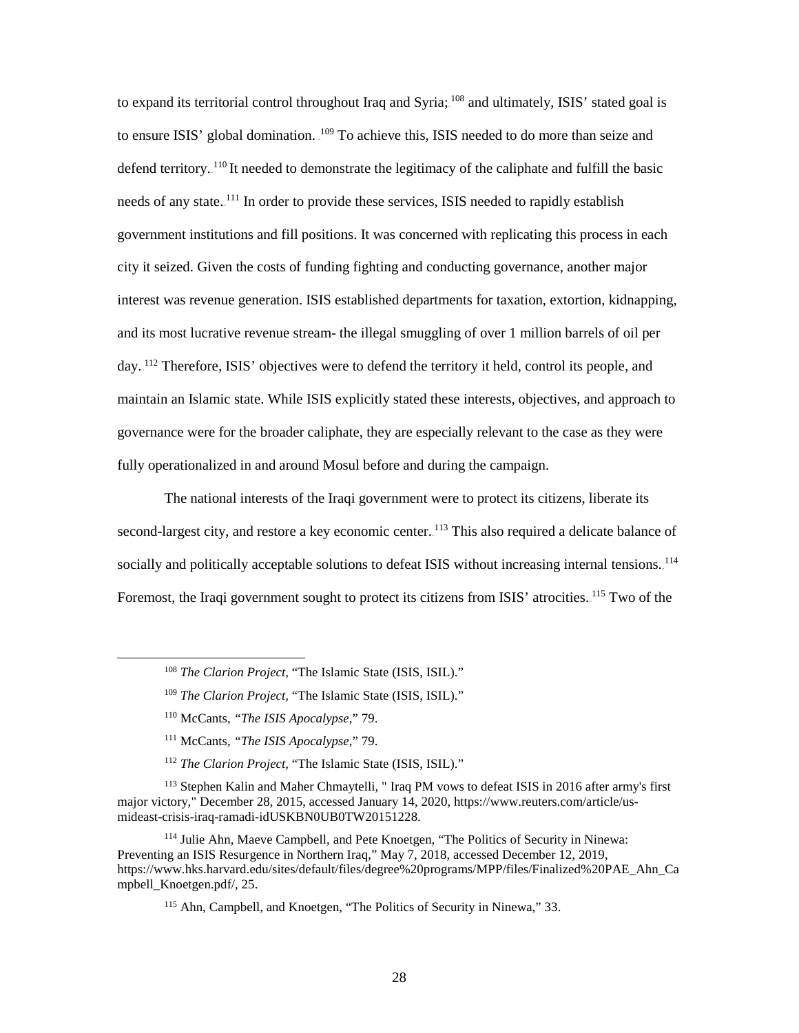to expand its territorial control throughout Iraq and Syria;[108] and ultimately, ISIS' stated goal is to ensure ISIS' global domination.[109] To achieve this, ISIS needed to do more than seize and defend territory.[110] It needed to demonstrate the legitimacy of the caliphate and fulfill the basic needs of any state.[111] In order to provide these services, ISIS needed to rapidly establish government institutions and fill positions. It was concerned with replicating this process in each city it seized. Given the costs of funding fighting and conducting governance, another major interest was revenue generation. ISIS established departments for taxation, extortion, kidnapping, and its most lucrative revenue stream- the illegal smuggling of over 1 million barrels of oil per day.[112] Therefore, ISIS' objectives were to defend the territory it held, control its people, and maintain an Islamic state. While ISIS explicitly stated these interests, objectives, and approach to governance were for the broader caliphate, they are especially relevant to the case as they were fully operationalized in and around Mosul before and during the campaign.

The national interests of the Iraqi government were to protect its citizens, liberate its second-largest city, and restore a key economic center.[113] This also required a delicate balance of socially and politically acceptable solutions to defeat ISIS without increasing internal tensions.[114] Foremost, the Iraqi government sought to protect its citizens from ISIS' atrocities.[115] Two of the

---

[108] *The Clarion Project,* "The Islamic State (ISIS, ISIL)."

[109] *The Clarion Project,* "The Islamic State (ISIS, ISIL)."

[110] McCants, *"The ISIS Apocalypse*," 79.

[111] McCants, *"The ISIS Apocalypse*," 79.

[112] *The Clarion Project,* "The Islamic State (ISIS, ISIL)."

[113] Stephen Kalin and Maher Chmaytelli, " Iraq PM vows to defeat ISIS in 2016 after army's first major victory," December 28, 2015, accessed January 14, 2020, https://www.reuters.com/article/us-mideast-crisis-iraq-ramadi-idUSKBN0UB0TW20151228.

[114] Julie Ahn, Maeve Campbell, and Pete Knoetgen, "The Politics of Security in Ninewa: Preventing an ISIS Resurgence in Northern Iraq," May 7, 2018, accessed December 12, 2019, https://www.hks.harvard.edu/sites/default/files/degree%20programs/MPP/files/Finalized%20PAE_Ahn_Campbell_Knoetgen.pdf/, 25.

[115] Ahn, Campbell, and Knoetgen, "The Politics of Security in Ninewa," 33.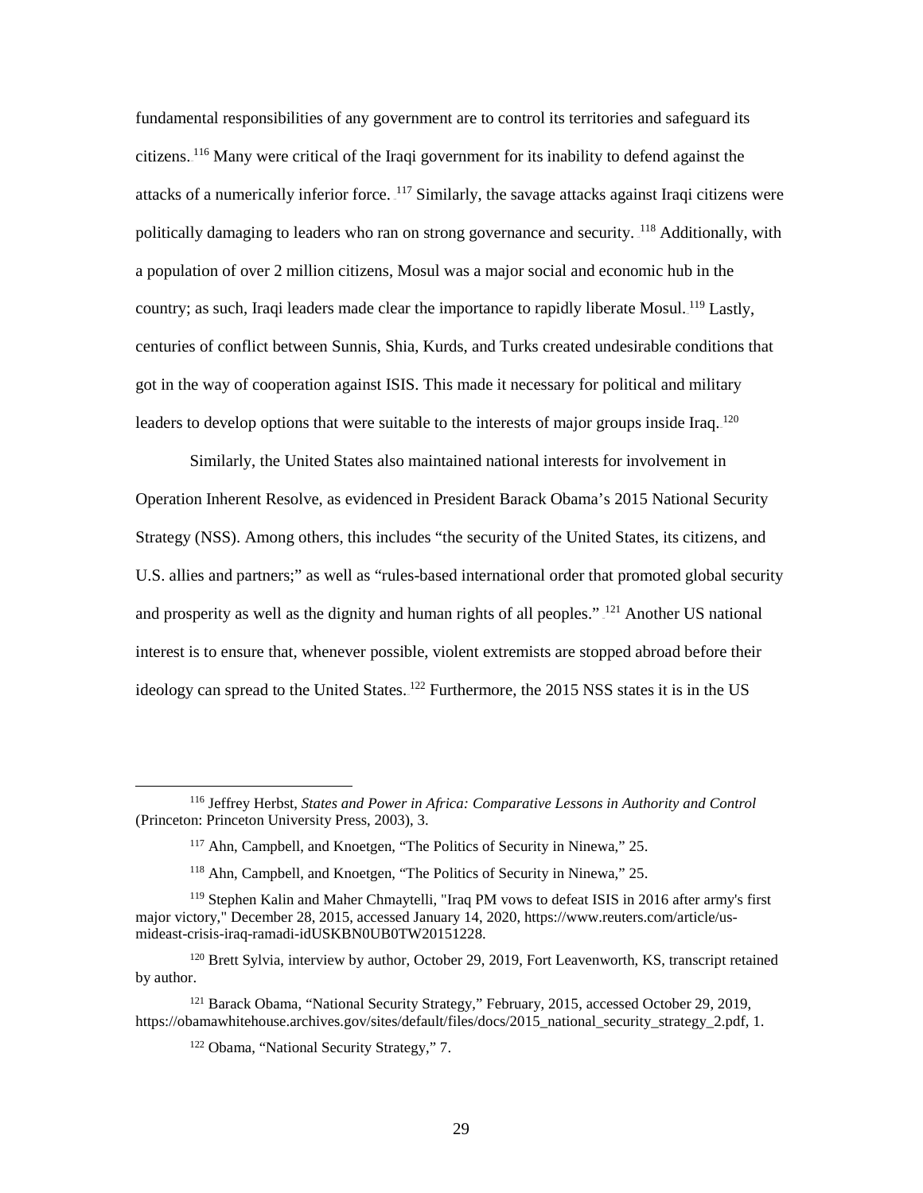fundamental responsibilities of any government are to control its territories and safeguard its citizens.[116] Many were critical of the Iraqi government for its inability to defend against the attacks of a numerically inferior force. [117] Similarly, the savage attacks against Iraqi citizens were politically damaging to leaders who ran on strong governance and security. [118] Additionally, with a population of over 2 million citizens, Mosul was a major social and economic hub in the country; as such, Iraqi leaders made clear the importance to rapidly liberate Mosul.[119] Lastly, centuries of conflict between Sunnis, Shia, Kurds, and Turks created undesirable conditions that got in the way of cooperation against ISIS. This made it necessary for political and military leaders to develop options that were suitable to the interests of major groups inside Iraq.[120]

Similarly, the United States also maintained national interests for involvement in Operation Inherent Resolve, as evidenced in President Barack Obama's 2015 National Security Strategy (NSS). Among others, this includes "the security of the United States, its citizens, and U.S. allies and partners;" as well as "rules-based international order that promoted global security and prosperity as well as the dignity and human rights of all peoples." [121] Another US national interest is to ensure that, whenever possible, violent extremists are stopped abroad before their ideology can spread to the United States.[122] Furthermore, the 2015 NSS states it is in the US

---

[116] Jeffrey Herbst, *States and Power in Africa: Comparative Lessons in Authority and Control* (Princeton: Princeton University Press, 2003), 3.

[117] Ahn, Campbell, and Knoetgen, "The Politics of Security in Ninewa," 25.

[118] Ahn, Campbell, and Knoetgen, "The Politics of Security in Ninewa," 25.

[119] Stephen Kalin and Maher Chmaytelli, "Iraq PM vows to defeat ISIS in 2016 after army's first major victory," December 28, 2015, accessed January 14, 2020, https://www.reuters.com/article/us-mideast-crisis-iraq-ramadi-idUSKBN0UB0TW20151228.

[120] Brett Sylvia, interview by author, October 29, 2019, Fort Leavenworth, KS, transcript retained by author.

[121] Barack Obama, "National Security Strategy," February, 2015, accessed October 29, 2019, https://obamawhitehouse.archives.gov/sites/default/files/docs/2015_national_security_strategy_2.pdf, 1.

[122] Obama, "National Security Strategy," 7.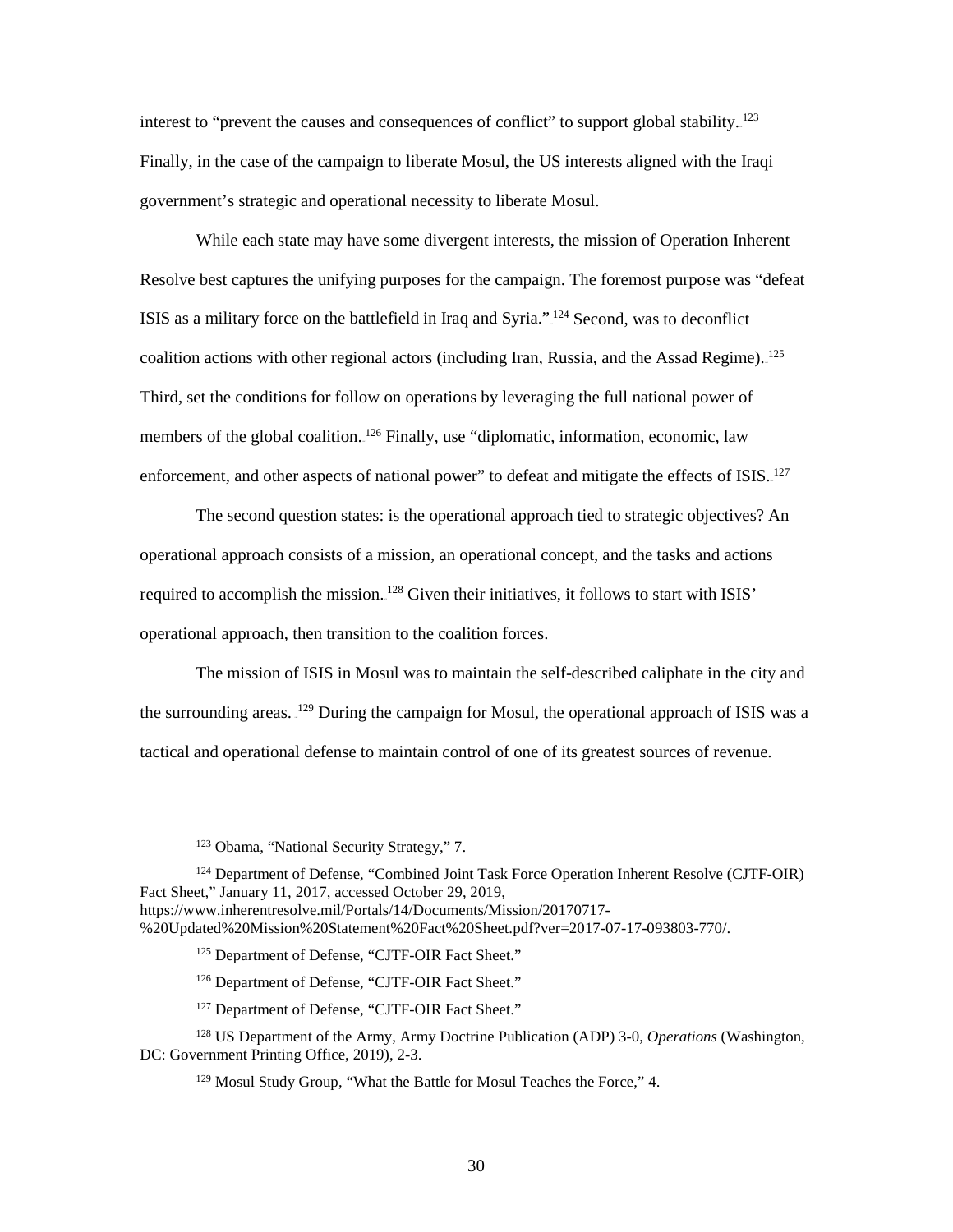interest to "prevent the causes and consequences of conflict" to support global stability.[123] Finally, in the case of the campaign to liberate Mosul, the US interests aligned with the Iraqi government's strategic and operational necessity to liberate Mosul.

While each state may have some divergent interests, the mission of Operation Inherent Resolve best captures the unifying purposes for the campaign. The foremost purpose was "defeat ISIS as a military force on the battlefield in Iraq and Syria."[124] Second, was to deconflict coalition actions with other regional actors (including Iran, Russia, and the Assad Regime).[125] Third, set the conditions for follow on operations by leveraging the full national power of members of the global coalition.[126] Finally, use "diplomatic, information, economic, law enforcement, and other aspects of national power" to defeat and mitigate the effects of ISIS.[127]

The second question states: is the operational approach tied to strategic objectives? An operational approach consists of a mission, an operational concept, and the tasks and actions required to accomplish the mission.[128] Given their initiatives, it follows to start with ISIS' operational approach, then transition to the coalition forces.

The mission of ISIS in Mosul was to maintain the self-described caliphate in the city and the surrounding areas.[129] During the campaign for Mosul, the operational approach of ISIS was a tactical and operational defense to maintain control of one of its greatest sources of revenue.

---

[123] Obama, "National Security Strategy," 7.

[124] Department of Defense, "Combined Joint Task Force Operation Inherent Resolve (CJTF-OIR) Fact Sheet," January 11, 2017, accessed October 29, 2019, https://www.inherentresolve.mil/Portals/14/Documents/Mission/20170717-%20Updated%20Mission%20Statement%20Fact%20Sheet.pdf?ver=2017-07-17-093803-770/.

[125] Department of Defense, "CJTF-OIR Fact Sheet."

[126] Department of Defense, "CJTF-OIR Fact Sheet."

[127] Department of Defense, "CJTF-OIR Fact Sheet."

[128] US Department of the Army, Army Doctrine Publication (ADP) 3-0, *Operations* (Washington, DC: Government Printing Office, 2019), 2-3.

[129] Mosul Study Group, "What the Battle for Mosul Teaches the Force," 4.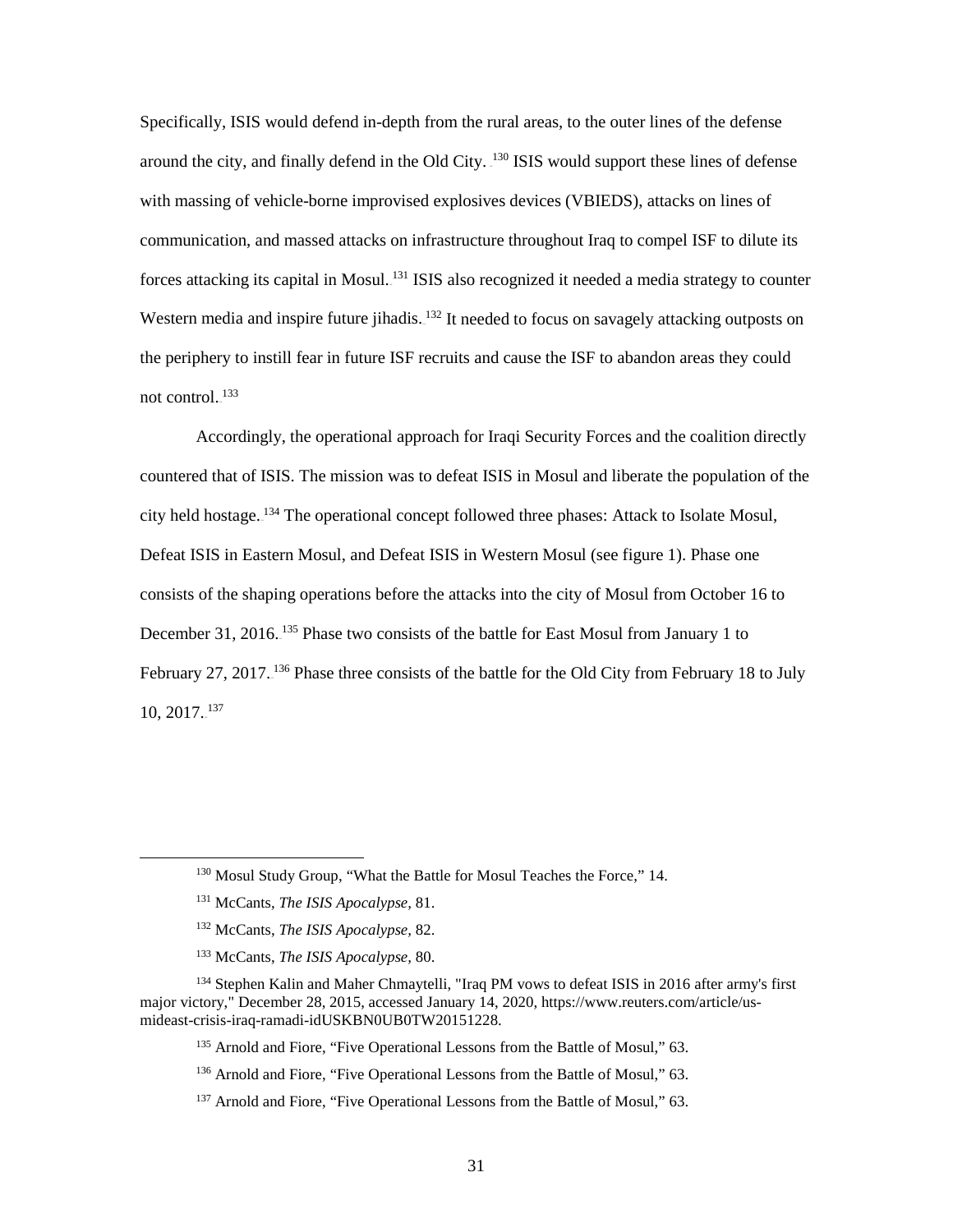Specifically, ISIS would defend in-depth from the rural areas, to the outer lines of the defense around the city, and finally defend in the Old City.[130] ISIS would support these lines of defense with massing of vehicle-borne improvised explosives devices (VBIEDS), attacks on lines of communication, and massed attacks on infrastructure throughout Iraq to compel ISF to dilute its forces attacking its capital in Mosul.[131] ISIS also recognized it needed a media strategy to counter Western media and inspire future jihadis.[132] It needed to focus on savagely attacking outposts on the periphery to instill fear in future ISF recruits and cause the ISF to abandon areas they could not control.[133]

Accordingly, the operational approach for Iraqi Security Forces and the coalition directly countered that of ISIS. The mission was to defeat ISIS in Mosul and liberate the population of the city held hostage.[134] The operational concept followed three phases: Attack to Isolate Mosul, Defeat ISIS in Eastern Mosul, and Defeat ISIS in Western Mosul (see figure 1). Phase one consists of the shaping operations before the attacks into the city of Mosul from October 16 to December 31, 2016.[135] Phase two consists of the battle for East Mosul from January 1 to February 27, 2017.[136] Phase three consists of the battle for the Old City from February 18 to July 10, 2017.[137]

---

[130] Mosul Study Group, "What the Battle for Mosul Teaches the Force," 14.

[131] McCants, *The ISIS Apocalypse,* 81.

[132] McCants, *The ISIS Apocalypse,* 82.

[133] McCants, *The ISIS Apocalypse,* 80.

[134] Stephen Kalin and Maher Chmaytelli, "Iraq PM vows to defeat ISIS in 2016 after army's first major victory," December 28, 2015, accessed January 14, 2020, https://www.reuters.com/article/us-mideast-crisis-iraq-ramadi-idUSKBN0UB0TW20151228.

[135] Arnold and Fiore, "Five Operational Lessons from the Battle of Mosul," 63.

[136] Arnold and Fiore, "Five Operational Lessons from the Battle of Mosul," 63.

[137] Arnold and Fiore, "Five Operational Lessons from the Battle of Mosul," 63.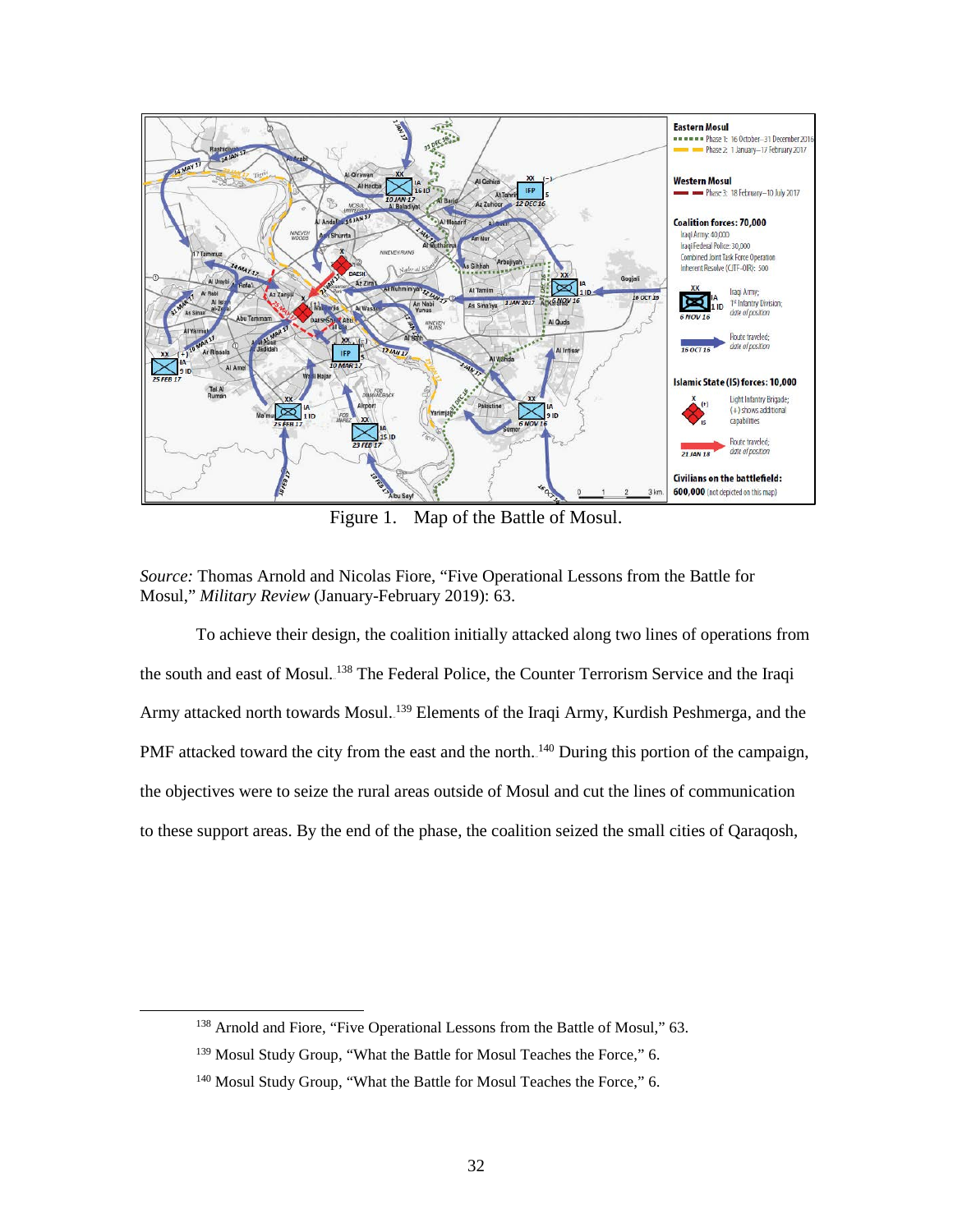Figure 1. Map of the Battle of Mosul.

*Source:* Thomas Arnold and Nicolas Fiore, “Five Operational Lessons from the Battle for Mosul,” *Military Review* (January-February 2019): 63.

To achieve their design, the coalition initially attacked along two lines of operations from the south and east of Mosul.[138] The Federal Police, the Counter Terrorism Service and the Iraqi Army attacked north towards Mosul.[139] Elements of the Iraqi Army, Kurdish Peshmerga, and the PMF attacked toward the city from the east and the north.[140] During this portion of the campaign, the objectives were to seize the rural areas outside of Mosul and cut the lines of communication to these support areas. By the end of the phase, the coalition seized the small cities of Qaraqosh,

---

[138] Arnold and Fiore, “Five Operational Lessons from the Battle of Mosul,” 63.

[139] Mosul Study Group, “What the Battle for Mosul Teaches the Force,” 6.

[140] Mosul Study Group, “What the Battle for Mosul Teaches the Force,” 6.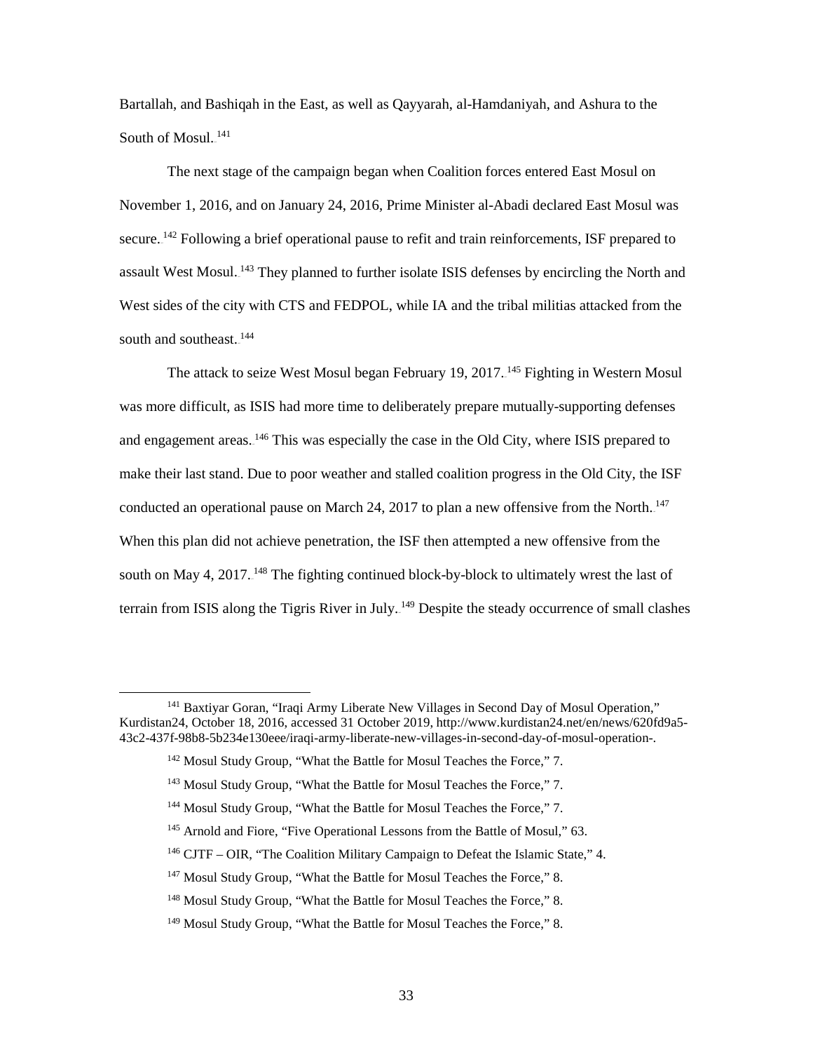Bartallah, and Bashiqah in the East, as well as Qayyarah, al-Hamdaniyah, and Ashura to the South of Mosul.[141]

The next stage of the campaign began when Coalition forces entered East Mosul on November 1, 2016, and on January 24, 2016, Prime Minister al-Abadi declared East Mosul was secure.[142] Following a brief operational pause to refit and train reinforcements, ISF prepared to assault West Mosul.[143] They planned to further isolate ISIS defenses by encircling the North and West sides of the city with CTS and FEDPOL, while IA and the tribal militias attacked from the south and southeast.[144]

The attack to seize West Mosul began February 19, 2017.[145] Fighting in Western Mosul was more difficult, as ISIS had more time to deliberately prepare mutually-supporting defenses and engagement areas.[146] This was especially the case in the Old City, where ISIS prepared to make their last stand. Due to poor weather and stalled coalition progress in the Old City, the ISF conducted an operational pause on March 24, 2017 to plan a new offensive from the North.[147] When this plan did not achieve penetration, the ISF then attempted a new offensive from the south on May 4, 2017.[148] The fighting continued block-by-block to ultimately wrest the last of terrain from ISIS along the Tigris River in July.[149] Despite the steady occurrence of small clashes

---

[141] Baxtiyar Goran, "Iraqi Army Liberate New Villages in Second Day of Mosul Operation," Kurdistan24, October 18, 2016, accessed 31 October 2019, http://www.kurdistan24.net/en/news/620fd9a5-43c2-437f-98b8-5b234e130eee/iraqi-army-liberate-new-villages-in-second-day-of-mosul-operation-.

[142] Mosul Study Group, "What the Battle for Mosul Teaches the Force," 7.

[143] Mosul Study Group, "What the Battle for Mosul Teaches the Force," 7.

[144] Mosul Study Group, "What the Battle for Mosul Teaches the Force," 7.

[145] Arnold and Fiore, "Five Operational Lessons from the Battle of Mosul," 63.

[146] CJTF – OIR, "The Coalition Military Campaign to Defeat the Islamic State," 4.

[147] Mosul Study Group, "What the Battle for Mosul Teaches the Force," 8.

[148] Mosul Study Group, "What the Battle for Mosul Teaches the Force," 8.

[149] Mosul Study Group, "What the Battle for Mosul Teaches the Force," 8.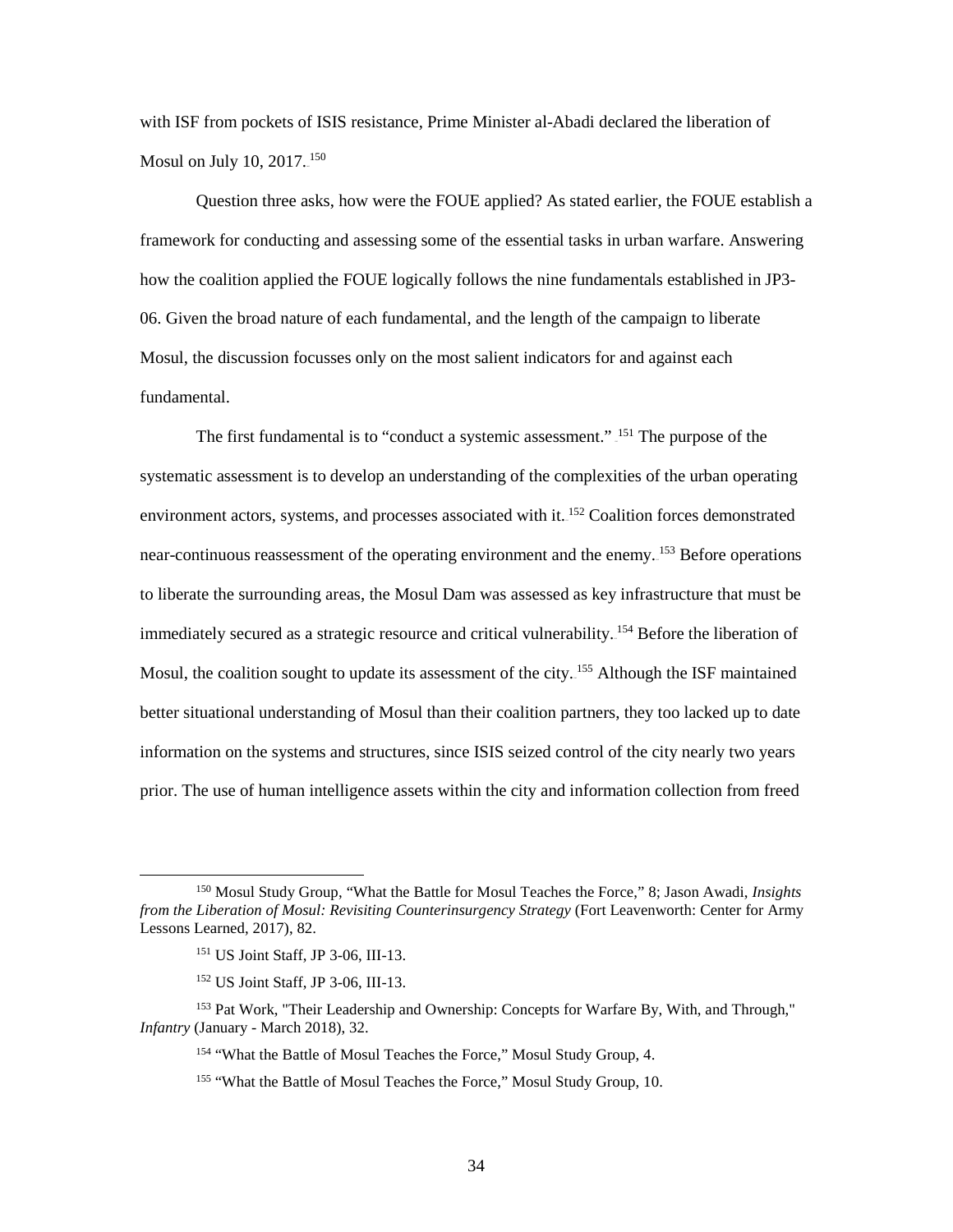with ISF from pockets of ISIS resistance, Prime Minister al-Abadi declared the liberation of Mosul on July 10, 2017.[150]

Question three asks, how were the FOUE applied? As stated earlier, the FOUE establish a framework for conducting and assessing some of the essential tasks in urban warfare. Answering how the coalition applied the FOUE logically follows the nine fundamentals established in JP3-06. Given the broad nature of each fundamental, and the length of the campaign to liberate Mosul, the discussion focusses only on the most salient indicators for and against each fundamental.

The first fundamental is to "conduct a systemic assessment."[151] The purpose of the systematic assessment is to develop an understanding of the complexities of the urban operating environment actors, systems, and processes associated with it.[152] Coalition forces demonstrated near-continuous reassessment of the operating environment and the enemy.[153] Before operations to liberate the surrounding areas, the Mosul Dam was assessed as key infrastructure that must be immediately secured as a strategic resource and critical vulnerability.[154] Before the liberation of Mosul, the coalition sought to update its assessment of the city.[155] Although the ISF maintained better situational understanding of Mosul than their coalition partners, they too lacked up to date information on the systems and structures, since ISIS seized control of the city nearly two years prior. The use of human intelligence assets within the city and information collection from freed

---

[150] Mosul Study Group, "What the Battle for Mosul Teaches the Force," 8; Jason Awadi, *Insights from the Liberation of Mosul: Revisiting Counterinsurgency Strategy* (Fort Leavenworth: Center for Army Lessons Learned, 2017), 82.

[151] US Joint Staff, JP 3-06, III-13.

[152] US Joint Staff, JP 3-06, III-13.

[153] Pat Work, "Their Leadership and Ownership: Concepts for Warfare By, With, and Through," *Infantry* (January - March 2018), 32.

[154] "What the Battle of Mosul Teaches the Force," Mosul Study Group, 4.

[155] "What the Battle of Mosul Teaches the Force," Mosul Study Group, 10.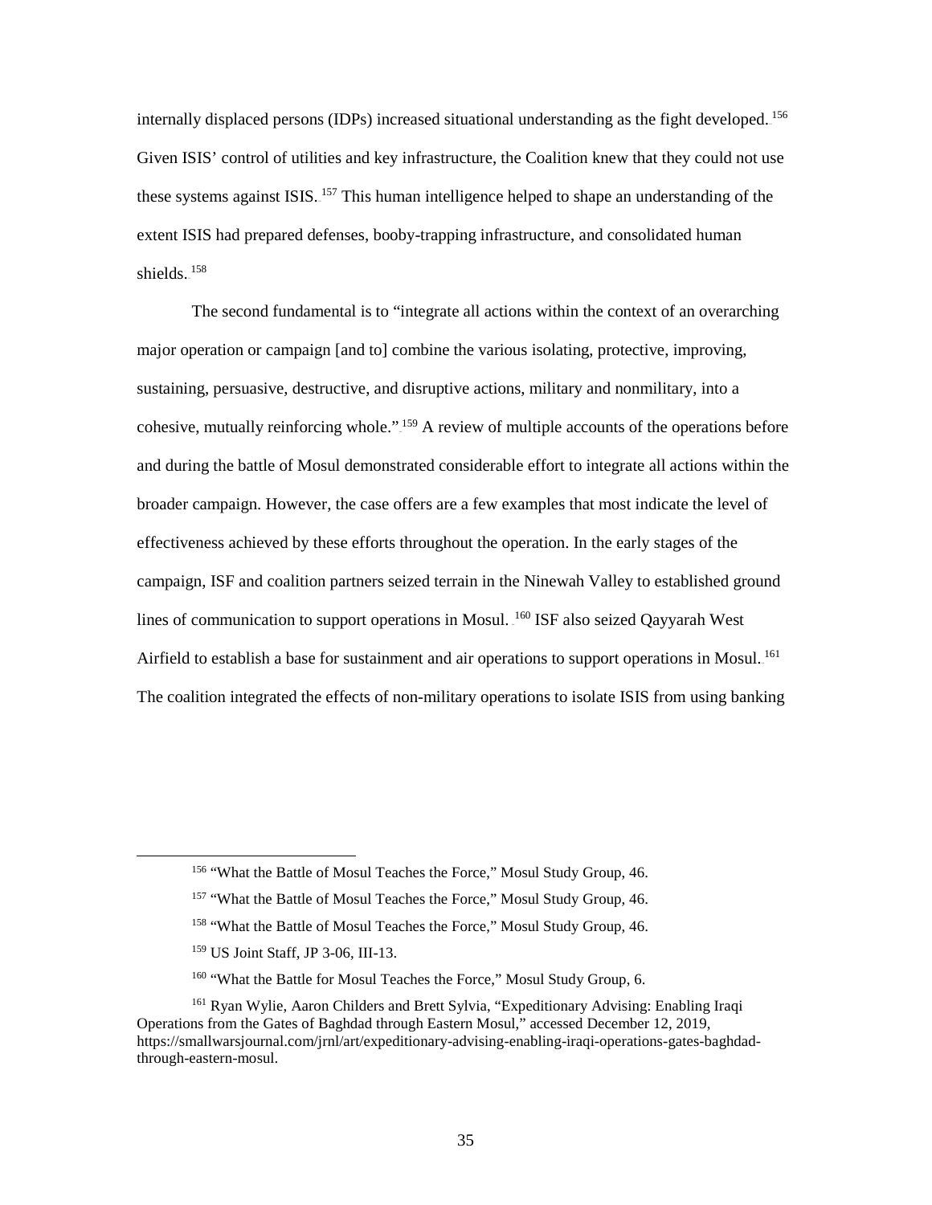internally displaced persons (IDPs) increased situational understanding as the fight developed.[156] Given ISIS' control of utilities and key infrastructure, the Coalition knew that they could not use these systems against ISIS.[157] This human intelligence helped to shape an understanding of the extent ISIS had prepared defenses, booby-trapping infrastructure, and consolidated human shields.[158]

The second fundamental is to "integrate all actions within the context of an overarching major operation or campaign [and to] combine the various isolating, protective, improving, sustaining, persuasive, destructive, and disruptive actions, military and nonmilitary, into a cohesive, mutually reinforcing whole."[159] A review of multiple accounts of the operations before and during the battle of Mosul demonstrated considerable effort to integrate all actions within the broader campaign. However, the case offers are a few examples that most indicate the level of effectiveness achieved by these efforts throughout the operation. In the early stages of the campaign, ISF and coalition partners seized terrain in the Ninewah Valley to established ground lines of communication to support operations in Mosul.[160] ISF also seized Qayyarah West Airfield to establish a base for sustainment and air operations to support operations in Mosul.[161] The coalition integrated the effects of non-military operations to isolate ISIS from using banking

---

[156] "What the Battle of Mosul Teaches the Force," Mosul Study Group, 46.

[157] "What the Battle of Mosul Teaches the Force," Mosul Study Group, 46.

[158] "What the Battle of Mosul Teaches the Force," Mosul Study Group, 46.

[159] US Joint Staff, JP 3-06, III-13.

[160] "What the Battle for Mosul Teaches the Force," Mosul Study Group, 6.

[161] Ryan Wylie, Aaron Childers and Brett Sylvia, "Expeditionary Advising: Enabling Iraqi Operations from the Gates of Baghdad through Eastern Mosul," accessed December 12, 2019, https://smallwarsjournal.com/jrnl/art/expeditionary-advising-enabling-iraqi-operations-gates-baghdad-through-eastern-mosul.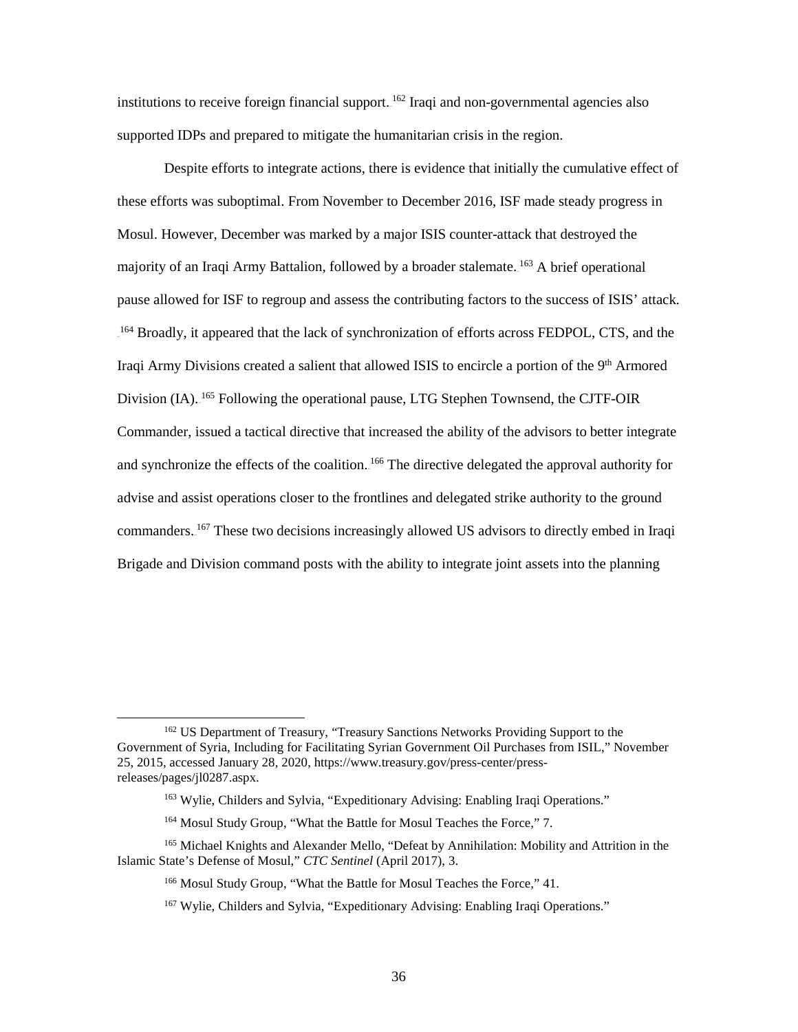institutions to receive foreign financial support.[162] Iraqi and non-governmental agencies also supported IDPs and prepared to mitigate the humanitarian crisis in the region.

Despite efforts to integrate actions, there is evidence that initially the cumulative effect of these efforts was suboptimal. From November to December 2016, ISF made steady progress in Mosul. However, December was marked by a major ISIS counter-attack that destroyed the majority of an Iraqi Army Battalion, followed by a broader stalemate.[163] A brief operational pause allowed for ISF to regroup and assess the contributing factors to the success of ISIS' attack.[164] Broadly, it appeared that the lack of synchronization of efforts across FEDPOL, CTS, and the Iraqi Army Divisions created a salient that allowed ISIS to encircle a portion of the 9th Armored Division (IA).[165] Following the operational pause, LTG Stephen Townsend, the CJTF-OIR Commander, issued a tactical directive that increased the ability of the advisors to better integrate and synchronize the effects of the coalition.[166] The directive delegated the approval authority for advise and assist operations closer to the frontlines and delegated strike authority to the ground commanders.[167] These two decisions increasingly allowed US advisors to directly embed in Iraqi Brigade and Division command posts with the ability to integrate joint assets into the planning

---

[162] US Department of Treasury, "Treasury Sanctions Networks Providing Support to the Government of Syria, Including for Facilitating Syrian Government Oil Purchases from ISIL," November 25, 2015, accessed January 28, 2020, https://www.treasury.gov/press-center/press-releases/pages/jl0287.aspx.

[163] Wylie, Childers and Sylvia, "Expeditionary Advising: Enabling Iraqi Operations."

[164] Mosul Study Group, "What the Battle for Mosul Teaches the Force," 7.

[165] Michael Knights and Alexander Mello, "Defeat by Annihilation: Mobility and Attrition in the Islamic State's Defense of Mosul," *CTC Sentinel* (April 2017), 3.

[166] Mosul Study Group, "What the Battle for Mosul Teaches the Force," 41.

[167] Wylie, Childers and Sylvia, "Expeditionary Advising: Enabling Iraqi Operations."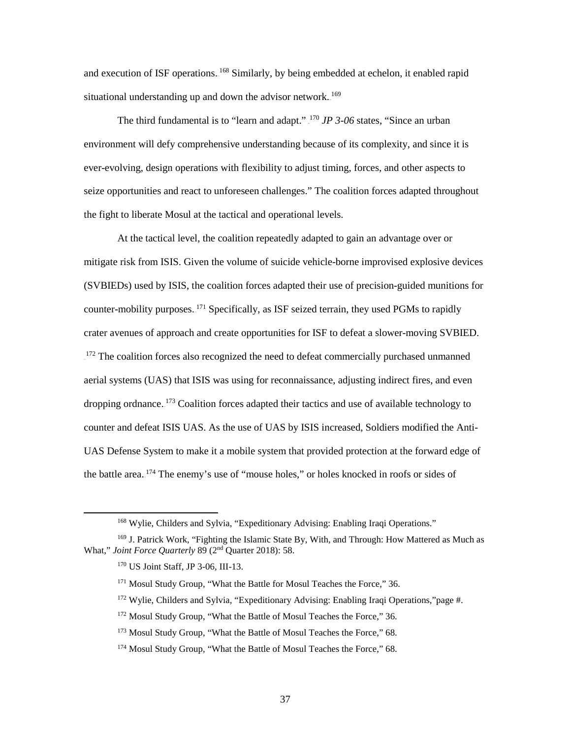and execution of ISF operations.[168] Similarly, by being embedded at echelon, it enabled rapid situational understanding up and down the advisor network.[169]

The third fundamental is to "learn and adapt."[170] *JP 3-06* states, "Since an urban environment will defy comprehensive understanding because of its complexity, and since it is ever-evolving, design operations with flexibility to adjust timing, forces, and other aspects to seize opportunities and react to unforeseen challenges." The coalition forces adapted throughout the fight to liberate Mosul at the tactical and operational levels.

At the tactical level, the coalition repeatedly adapted to gain an advantage over or mitigate risk from ISIS. Given the volume of suicide vehicle-borne improvised explosive devices (SVBIEDs) used by ISIS, the coalition forces adapted their use of precision-guided munitions for counter-mobility purposes.[171] Specifically, as ISF seized terrain, they used PGMs to rapidly crater avenues of approach and create opportunities for ISF to defeat a slower-moving SVBIED.[172] The coalition forces also recognized the need to defeat commercially purchased unmanned aerial systems (UAS) that ISIS was using for reconnaissance, adjusting indirect fires, and even dropping ordnance.[173] Coalition forces adapted their tactics and use of available technology to counter and defeat ISIS UAS. As the use of UAS by ISIS increased, Soldiers modified the Anti-UAS Defense System to make it a mobile system that provided protection at the forward edge of the battle area.[174] The enemy's use of "mouse holes," or holes knocked in roofs or sides of

---

[168] Wylie, Childers and Sylvia, "Expeditionary Advising: Enabling Iraqi Operations."

[169] J. Patrick Work, "Fighting the Islamic State By, With, and Through: How Mattered as Much as What," *Joint Force Quarterly* 89 (2nd Quarter 2018): 58.

[170] US Joint Staff, JP 3-06, III-13.

[171] Mosul Study Group, "What the Battle for Mosul Teaches the Force," 36.

[172] Wylie, Childers and Sylvia, "Expeditionary Advising: Enabling Iraqi Operations,"page #.

[172] Mosul Study Group, "What the Battle of Mosul Teaches the Force," 36.

[173] Mosul Study Group, "What the Battle of Mosul Teaches the Force," 68.

[174] Mosul Study Group, "What the Battle of Mosul Teaches the Force," 68.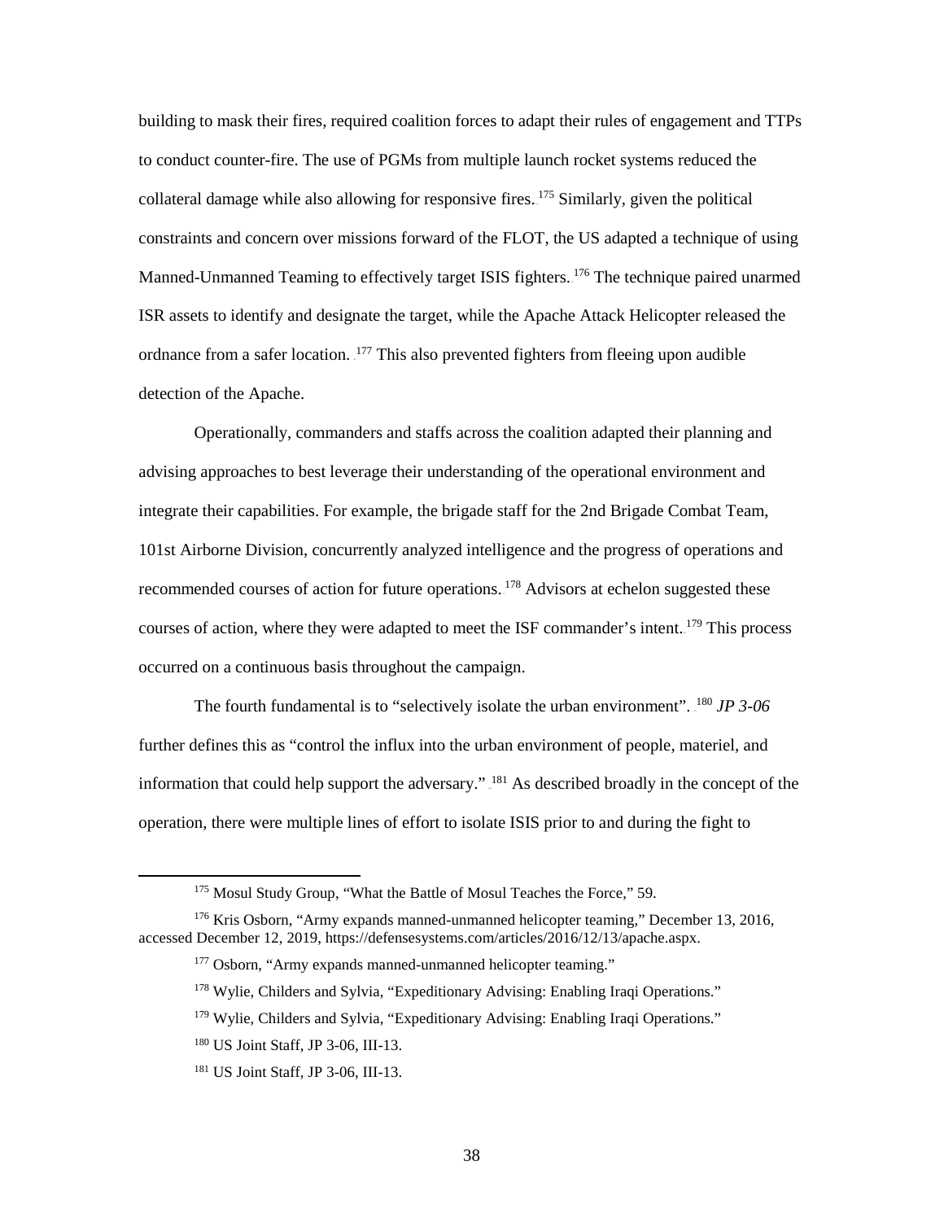building to mask their fires, required coalition forces to adapt their rules of engagement and TTPs to conduct counter-fire. The use of PGMs from multiple launch rocket systems reduced the collateral damage while also allowing for responsive fires.[175] Similarly, given the political constraints and concern over missions forward of the FLOT, the US adapted a technique of using Manned-Unmanned Teaming to effectively target ISIS fighters.[176] The technique paired unarmed ISR assets to identify and designate the target, while the Apache Attack Helicopter released the ordnance from a safer location. [177] This also prevented fighters from fleeing upon audible detection of the Apache.

Operationally, commanders and staffs across the coalition adapted their planning and advising approaches to best leverage their understanding of the operational environment and integrate their capabilities. For example, the brigade staff for the 2nd Brigade Combat Team, 101st Airborne Division, concurrently analyzed intelligence and the progress of operations and recommended courses of action for future operations.[178] Advisors at echelon suggested these courses of action, where they were adapted to meet the ISF commander's intent.[179] This process occurred on a continuous basis throughout the campaign.

The fourth fundamental is to "selectively isolate the urban environment". [180] *JP 3-06* further defines this as "control the influx into the urban environment of people, materiel, and information that could help support the adversary." [181] As described broadly in the concept of the operation, there were multiple lines of effort to isolate ISIS prior to and during the fight to

---

[175] Mosul Study Group, "What the Battle of Mosul Teaches the Force," 59.

[176] Kris Osborn, "Army expands manned-unmanned helicopter teaming," December 13, 2016, accessed December 12, 2019, https://defensesystems.com/articles/2016/12/13/apache.aspx.

[177] Osborn, "Army expands manned-unmanned helicopter teaming."

[178] Wylie, Childers and Sylvia, "Expeditionary Advising: Enabling Iraqi Operations."

[179] Wylie, Childers and Sylvia, "Expeditionary Advising: Enabling Iraqi Operations."

[180] US Joint Staff, JP 3-06, III-13.

[181] US Joint Staff, JP 3-06, III-13.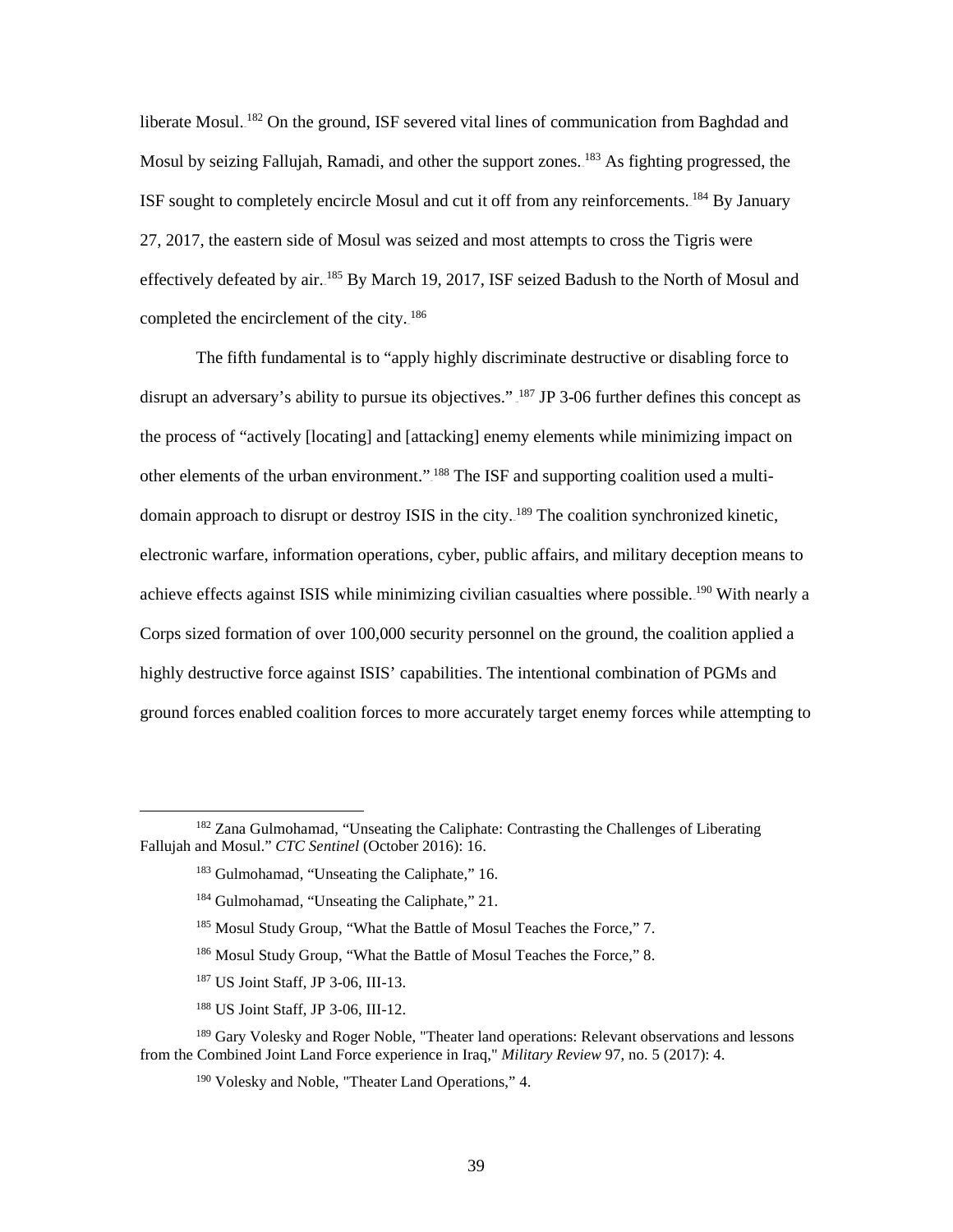liberate Mosul.[182] On the ground, ISF severed vital lines of communication from Baghdad and Mosul by seizing Fallujah, Ramadi, and other the support zones.[183] As fighting progressed, the ISF sought to completely encircle Mosul and cut it off from any reinforcements.[184] By January 27, 2017, the eastern side of Mosul was seized and most attempts to cross the Tigris were effectively defeated by air.[185] By March 19, 2017, ISF seized Badush to the North of Mosul and completed the encirclement of the city.[186]

The fifth fundamental is to "apply highly discriminate destructive or disabling force to disrupt an adversary's ability to pursue its objectives."[187] JP 3-06 further defines this concept as the process of "actively [locating] and [attacking] enemy elements while minimizing impact on other elements of the urban environment."[188] The ISF and supporting coalition used a multi-domain approach to disrupt or destroy ISIS in the city.[189] The coalition synchronized kinetic, electronic warfare, information operations, cyber, public affairs, and military deception means to achieve effects against ISIS while minimizing civilian casualties where possible.[190] With nearly a Corps sized formation of over 100,000 security personnel on the ground, the coalition applied a highly destructive force against ISIS' capabilities. The intentional combination of PGMs and ground forces enabled coalition forces to more accurately target enemy forces while attempting to

---

[182] Zana Gulmohamad, "Unseating the Caliphate: Contrasting the Challenges of Liberating Fallujah and Mosul." *CTC Sentinel* (October 2016): 16.

[183] Gulmohamad, "Unseating the Caliphate," 16.

[184] Gulmohamad, "Unseating the Caliphate," 21.

[185] Mosul Study Group, "What the Battle of Mosul Teaches the Force," 7.

[186] Mosul Study Group, "What the Battle of Mosul Teaches the Force," 8.

[187] US Joint Staff, JP 3-06, III-13.

[188] US Joint Staff, JP 3-06, III-12.

[189] Gary Volesky and Roger Noble, "Theater land operations: Relevant observations and lessons from the Combined Joint Land Force experience in Iraq," *Military Review* 97, no. 5 (2017): 4.

[190] Volesky and Noble, "Theater Land Operations," 4.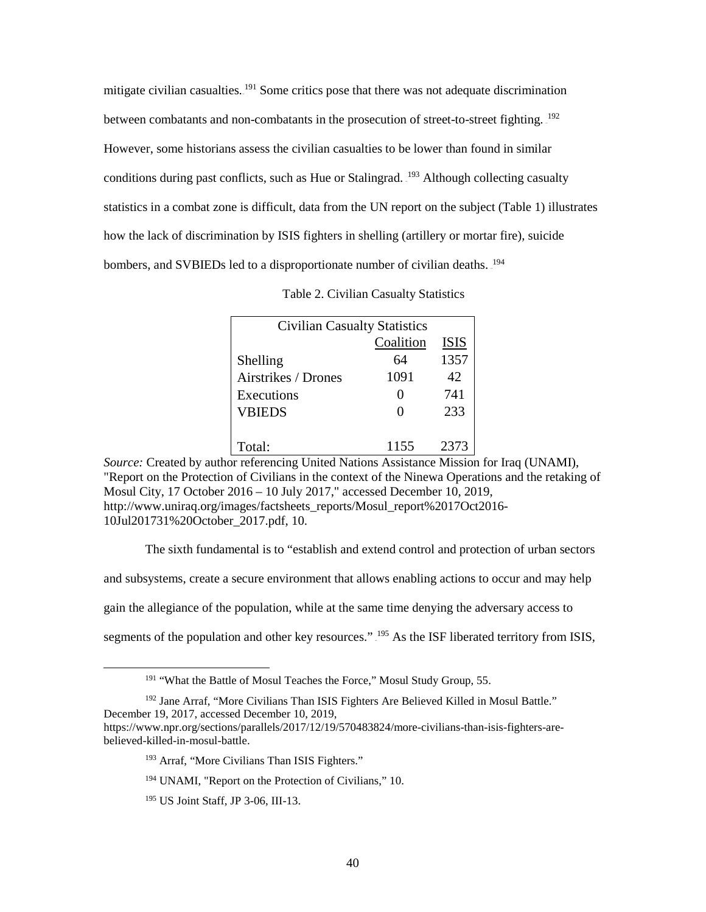mitigate civilian casualties.[191] Some critics pose that there was not adequate discrimination between combatants and non-combatants in the prosecution of street-to-street fighting.[192] However, some historians assess the civilian casualties to be lower than found in similar conditions during past conflicts, such as Hue or Stalingrad.[193] Although collecting casualty statistics in a combat zone is difficult, data from the UN report on the subject (Table 1) illustrates how the lack of discrimination by ISIS fighters in shelling (artillery or mortar fire), suicide bombers, and SVBIEDs led to a disproportionate number of civilian deaths.[194]

Table 2. Civilian Casualty Statistics

| Civilian Casualty Statistics | | |
|---|---|---|
| | Coalition | ISIS |
| Shelling | 64 | 1357 |
| Airstrikes / Drones | 1091 | 42 |
| Executions | 0 | 741 |
| VBIEDS | 0 | 233 |
| Total: | 1155 | 2373 |

*Source:* Created by author referencing United Nations Assistance Mission for Iraq (UNAMI), "Report on the Protection of Civilians in the context of the Ninewa Operations and the retaking of Mosul City, 17 October 2016 – 10 July 2017," accessed December 10, 2019, http://www.uniraq.org/images/factsheets_reports/Mosul_report%2017Oct2016-10Jul201731%20October_2017.pdf, 10.

The sixth fundamental is to "establish and extend control and protection of urban sectors and subsystems, create a secure environment that allows enabling actions to occur and may help gain the allegiance of the population, while at the same time denying the adversary access to segments of the population and other key resources."[195] As the ISF liberated territory from ISIS,

[191] "What the Battle of Mosul Teaches the Force," Mosul Study Group, 55.

[192] Jane Arraf, "More Civilians Than ISIS Fighters Are Believed Killed in Mosul Battle." December 19, 2017, accessed December 10, 2019, https://www.npr.org/sections/parallels/2017/12/19/570483824/more-civilians-than-isis-fighters-are-believed-killed-in-mosul-battle.

[193] Arraf, "More Civilians Than ISIS Fighters."

[194] UNAMI, "Report on the Protection of Civilians," 10.

[195] US Joint Staff, JP 3-06, III-13.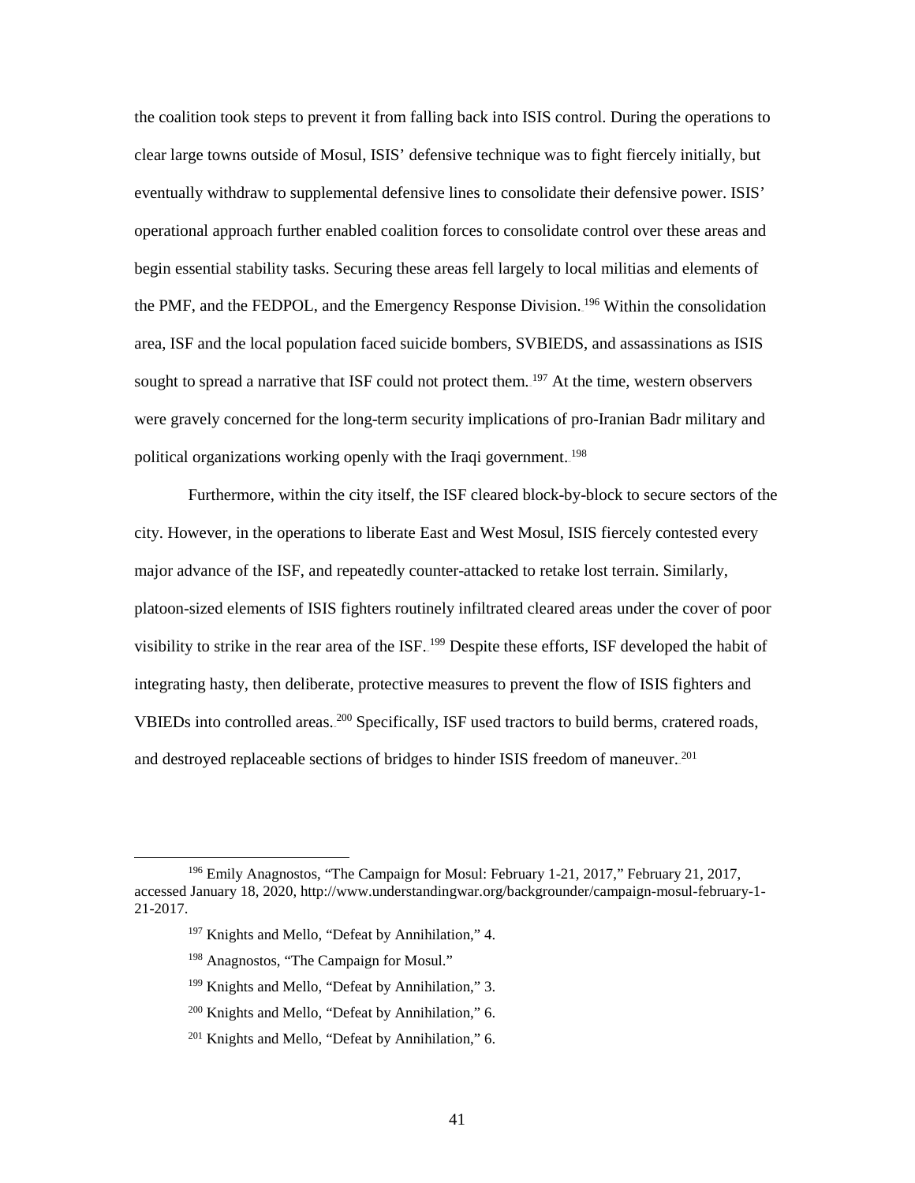the coalition took steps to prevent it from falling back into ISIS control. During the operations to clear large towns outside of Mosul, ISIS' defensive technique was to fight fiercely initially, but eventually withdraw to supplemental defensive lines to consolidate their defensive power. ISIS' operational approach further enabled coalition forces to consolidate control over these areas and begin essential stability tasks. Securing these areas fell largely to local militias and elements of the PMF, and the FEDPOL, and the Emergency Response Division.[196] Within the consolidation area, ISF and the local population faced suicide bombers, SVBIEDS, and assassinations as ISIS sought to spread a narrative that ISF could not protect them.[197] At the time, western observers were gravely concerned for the long-term security implications of pro-Iranian Badr military and political organizations working openly with the Iraqi government.[198]

Furthermore, within the city itself, the ISF cleared block-by-block to secure sectors of the city. However, in the operations to liberate East and West Mosul, ISIS fiercely contested every major advance of the ISF, and repeatedly counter-attacked to retake lost terrain. Similarly, platoon-sized elements of ISIS fighters routinely infiltrated cleared areas under the cover of poor visibility to strike in the rear area of the ISF.[199] Despite these efforts, ISF developed the habit of integrating hasty, then deliberate, protective measures to prevent the flow of ISIS fighters and VBIEDs into controlled areas.[200] Specifically, ISF used tractors to build berms, cratered roads, and destroyed replaceable sections of bridges to hinder ISIS freedom of maneuver.[201]

---

[196] Emily Anagnostos, "The Campaign for Mosul: February 1-21, 2017," February 21, 2017, accessed January 18, 2020, http://www.understandingwar.org/backgrounder/campaign-mosul-february-1-21-2017.

[197] Knights and Mello, "Defeat by Annihilation," 4.

[198] Anagnostos, "The Campaign for Mosul."

[199] Knights and Mello, "Defeat by Annihilation," 3.

[200] Knights and Mello, "Defeat by Annihilation," 6.

[201] Knights and Mello, "Defeat by Annihilation," 6.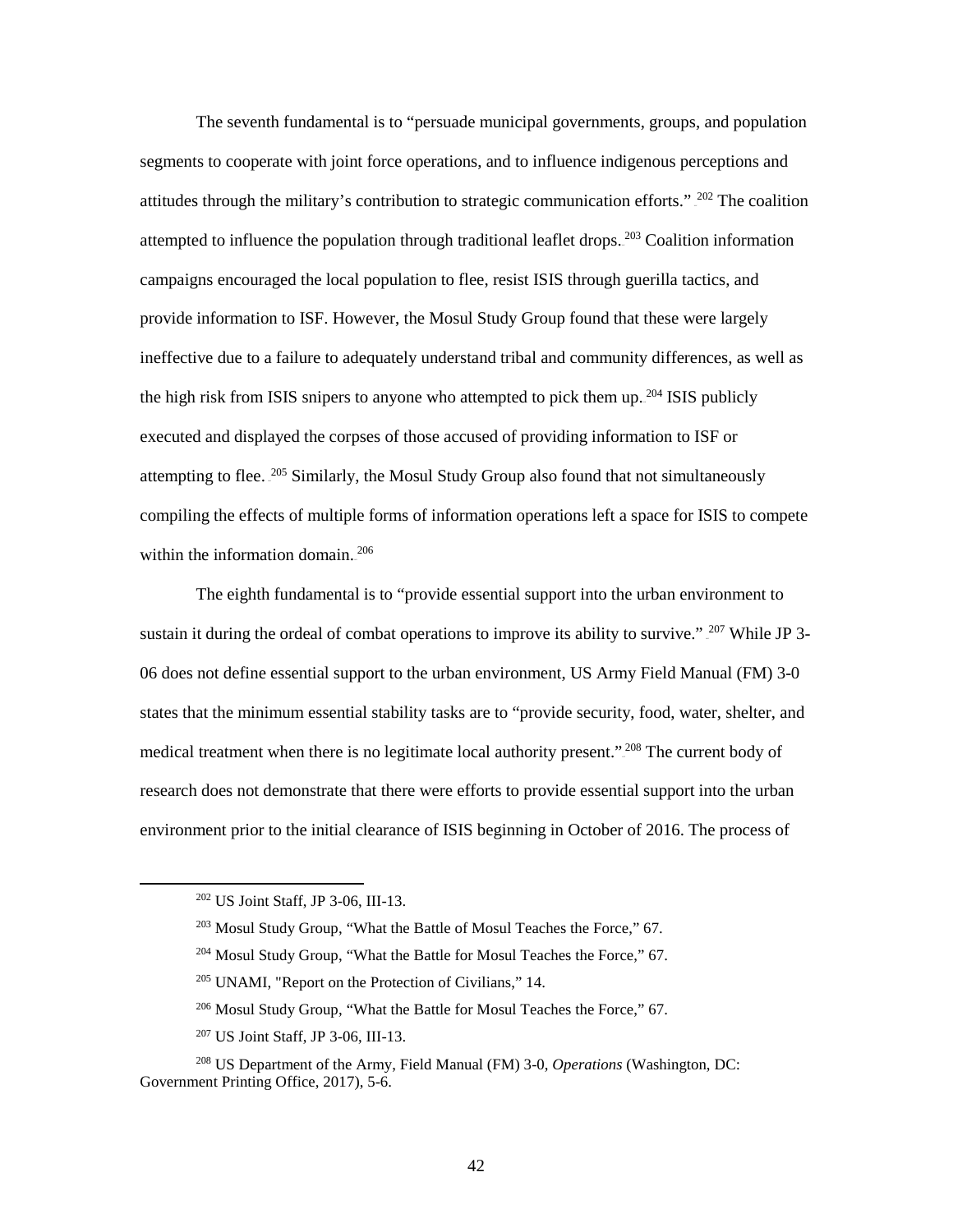The seventh fundamental is to "persuade municipal governments, groups, and population segments to cooperate with joint force operations, and to influence indigenous perceptions and attitudes through the military's contribution to strategic communication efforts."[202] The coalition attempted to influence the population through traditional leaflet drops.[203] Coalition information campaigns encouraged the local population to flee, resist ISIS through guerilla tactics, and provide information to ISF. However, the Mosul Study Group found that these were largely ineffective due to a failure to adequately understand tribal and community differences, as well as the high risk from ISIS snipers to anyone who attempted to pick them up.[204] ISIS publicly executed and displayed the corpses of those accused of providing information to ISF or attempting to flee.[205] Similarly, the Mosul Study Group also found that not simultaneously compiling the effects of multiple forms of information operations left a space for ISIS to compete within the information domain.[206]

The eighth fundamental is to "provide essential support into the urban environment to sustain it during the ordeal of combat operations to improve its ability to survive."[207] While JP 3-06 does not define essential support to the urban environment, US Army Field Manual (FM) 3-0 states that the minimum essential stability tasks are to "provide security, food, water, shelter, and medical treatment when there is no legitimate local authority present."[208] The current body of research does not demonstrate that there were efforts to provide essential support into the urban environment prior to the initial clearance of ISIS beginning in October of 2016. The process of

---

[202] US Joint Staff, JP 3-06, III-13.

[203] Mosul Study Group, "What the Battle of Mosul Teaches the Force," 67.

[204] Mosul Study Group, "What the Battle for Mosul Teaches the Force," 67.

[205] UNAMI, "Report on the Protection of Civilians," 14.

[206] Mosul Study Group, "What the Battle for Mosul Teaches the Force," 67.

[207] US Joint Staff, JP 3-06, III-13.

[208] US Department of the Army, Field Manual (FM) 3-0, *Operations* (Washington, DC: Government Printing Office, 2017), 5-6.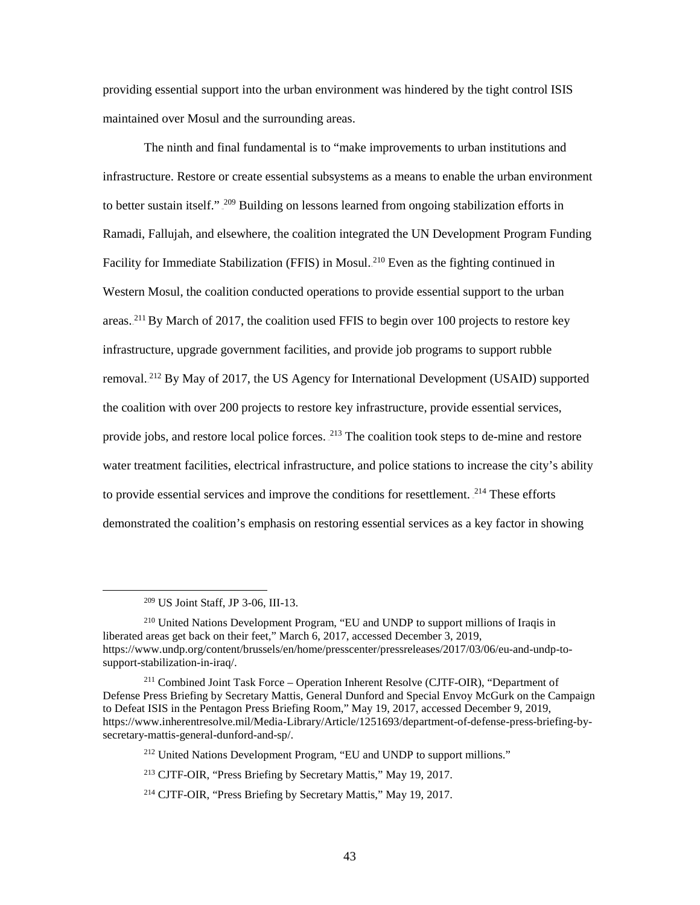providing essential support into the urban environment was hindered by the tight control ISIS maintained over Mosul and the surrounding areas.

The ninth and final fundamental is to "make improvements to urban institutions and infrastructure. Restore or create essential subsystems as a means to enable the urban environment to better sustain itself."[209] Building on lessons learned from ongoing stabilization efforts in Ramadi, Fallujah, and elsewhere, the coalition integrated the UN Development Program Funding Facility for Immediate Stabilization (FFIS) in Mosul.[210] Even as the fighting continued in Western Mosul, the coalition conducted operations to provide essential support to the urban areas.[211] By March of 2017, the coalition used FFIS to begin over 100 projects to restore key infrastructure, upgrade government facilities, and provide job programs to support rubble removal.[212] By May of 2017, the US Agency for International Development (USAID) supported the coalition with over 200 projects to restore key infrastructure, provide essential services, provide jobs, and restore local police forces.[213] The coalition took steps to de-mine and restore water treatment facilities, electrical infrastructure, and police stations to increase the city's ability to provide essential services and improve the conditions for resettlement.[214] These efforts demonstrated the coalition's emphasis on restoring essential services as a key factor in showing

---

[209] US Joint Staff, JP 3-06, III-13.

[210] United Nations Development Program, "EU and UNDP to support millions of Iraqis in liberated areas get back on their feet," March 6, 2017, accessed December 3, 2019, https://www.undp.org/content/brussels/en/home/presscenter/pressreleases/2017/03/06/eu-and-undp-to-support-stabilization-in-iraq/.

[211] Combined Joint Task Force – Operation Inherent Resolve (CJTF-OIR), "Department of Defense Press Briefing by Secretary Mattis, General Dunford and Special Envoy McGurk on the Campaign to Defeat ISIS in the Pentagon Press Briefing Room," May 19, 2017, accessed December 9, 2019, https://www.inherentresolve.mil/Media-Library/Article/1251693/department-of-defense-press-briefing-by-secretary-mattis-general-dunford-and-sp/.

[212] United Nations Development Program, "EU and UNDP to support millions."

[213] CJTF-OIR, "Press Briefing by Secretary Mattis," May 19, 2017.

[214] CJTF-OIR, "Press Briefing by Secretary Mattis," May 19, 2017.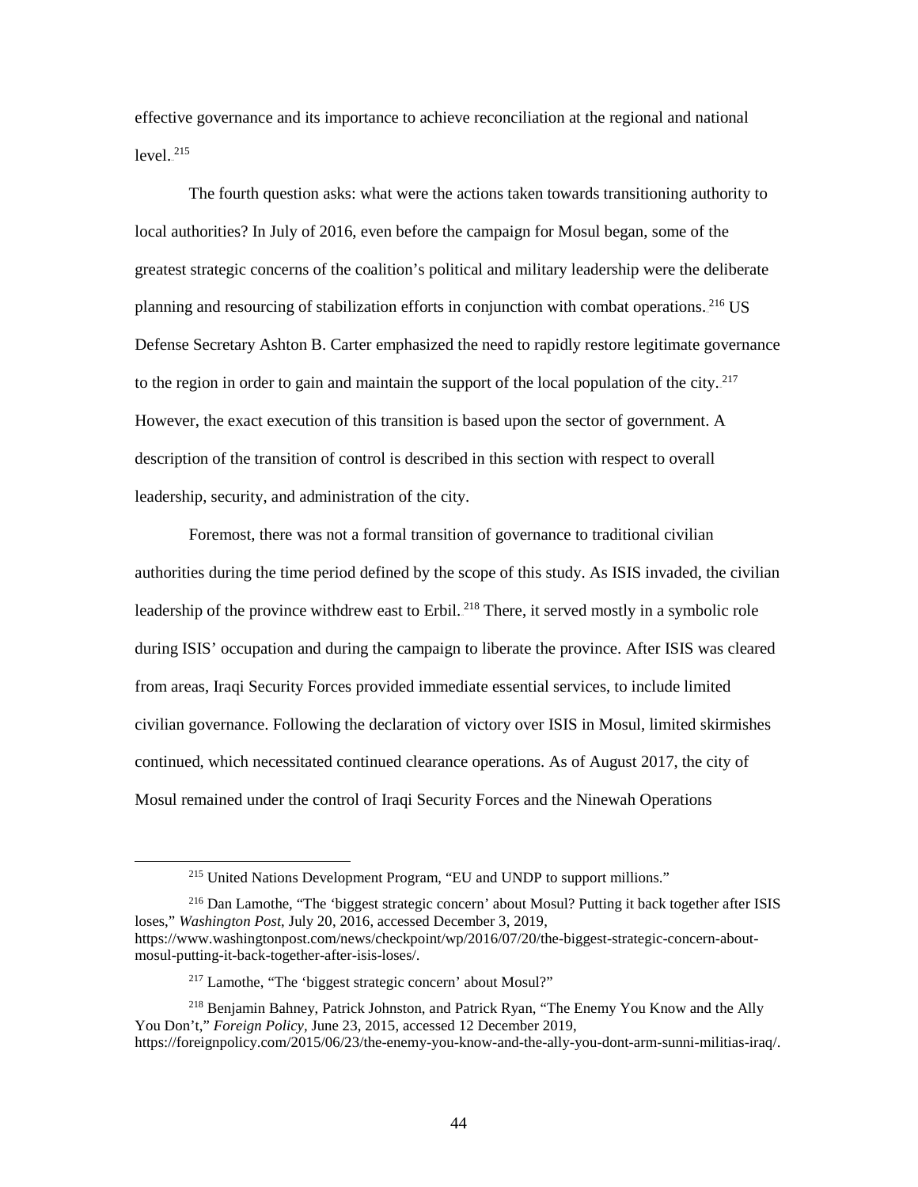effective governance and its importance to achieve reconciliation at the regional and national level.[215]

The fourth question asks: what were the actions taken towards transitioning authority to local authorities? In July of 2016, even before the campaign for Mosul began, some of the greatest strategic concerns of the coalition's political and military leadership were the deliberate planning and resourcing of stabilization efforts in conjunction with combat operations.[216] US Defense Secretary Ashton B. Carter emphasized the need to rapidly restore legitimate governance to the region in order to gain and maintain the support of the local population of the city.[217] However, the exact execution of this transition is based upon the sector of government. A description of the transition of control is described in this section with respect to overall leadership, security, and administration of the city.

Foremost, there was not a formal transition of governance to traditional civilian authorities during the time period defined by the scope of this study. As ISIS invaded, the civilian leadership of the province withdrew east to Erbil.[218] There, it served mostly in a symbolic role during ISIS' occupation and during the campaign to liberate the province. After ISIS was cleared from areas, Iraqi Security Forces provided immediate essential services, to include limited civilian governance. Following the declaration of victory over ISIS in Mosul, limited skirmishes continued, which necessitated continued clearance operations. As of August 2017, the city of Mosul remained under the control of Iraqi Security Forces and the Ninewah Operations

---

[215] United Nations Development Program, "EU and UNDP to support millions."

[216] Dan Lamothe, "The 'biggest strategic concern' about Mosul? Putting it back together after ISIS loses," *Washington Post*, July 20, 2016, accessed December 3, 2019, https://www.washingtonpost.com/news/checkpoint/wp/2016/07/20/the-biggest-strategic-concern-about-mosul-putting-it-back-together-after-isis-loses/.

[217] Lamothe, "The 'biggest strategic concern' about Mosul?"

[218] Benjamin Bahney, Patrick Johnston, and Patrick Ryan, "The Enemy You Know and the Ally You Don't," *Foreign Policy*, June 23, 2015, accessed 12 December 2019, https://foreignpolicy.com/2015/06/23/the-enemy-you-know-and-the-ally-you-dont-arm-sunni-militias-iraq/.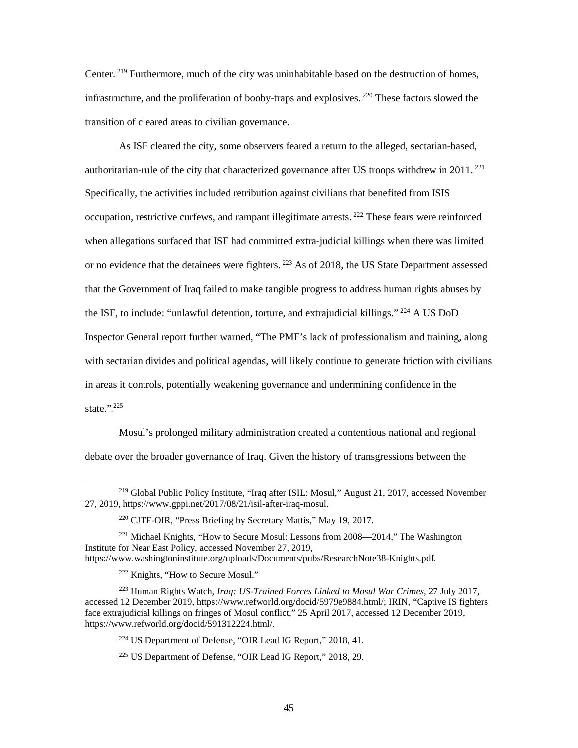Center.[219] Furthermore, much of the city was uninhabitable based on the destruction of homes, infrastructure, and the proliferation of booby-traps and explosives.[220] These factors slowed the transition of cleared areas to civilian governance.

As ISF cleared the city, some observers feared a return to the alleged, sectarian-based, authoritarian-rule of the city that characterized governance after US troops withdrew in 2011.[221] Specifically, the activities included retribution against civilians that benefited from ISIS occupation, restrictive curfews, and rampant illegitimate arrests.[222] These fears were reinforced when allegations surfaced that ISF had committed extra-judicial killings when there was limited or no evidence that the detainees were fighters.[223] As of 2018, the US State Department assessed that the Government of Iraq failed to make tangible progress to address human rights abuses by the ISF, to include: "unlawful detention, torture, and extrajudicial killings."[224] A US DoD Inspector General report further warned, "The PMF's lack of professionalism and training, along with sectarian divides and political agendas, will likely continue to generate friction with civilians in areas it controls, potentially weakening governance and undermining confidence in the state."[225]

Mosul's prolonged military administration created a contentious national and regional debate over the broader governance of Iraq. Given the history of transgressions between the

---

[219] Global Public Policy Institute, "Iraq after ISIL: Mosul," August 21, 2017, accessed November 27, 2019, https://www.gppi.net/2017/08/21/isil-after-iraq-mosul.

[220] CJTF-OIR, "Press Briefing by Secretary Mattis," May 19, 2017.

[221] Michael Knights, "How to Secure Mosul: Lessons from 2008—2014," The Washington Institute for Near East Policy, accessed November 27, 2019, https://www.washingtoninstitute.org/uploads/Documents/pubs/ResearchNote38-Knights.pdf.

[222] Knights, "How to Secure Mosul."

[223] Human Rights Watch, *Iraq: US-Trained Forces Linked to Mosul War Crimes*, 27 July 2017, accessed 12 December 2019, https://www.refworld.org/docid/5979e9884.html/; IRIN, "Captive IS fighters face extrajudicial killings on fringes of Mosul conflict," 25 April 2017, accessed 12 December 2019, https://www.refworld.org/docid/591312224.html/.

[224] US Department of Defense, "OIR Lead IG Report," 2018, 41.

[225] US Department of Defense, "OIR Lead IG Report," 2018, 29.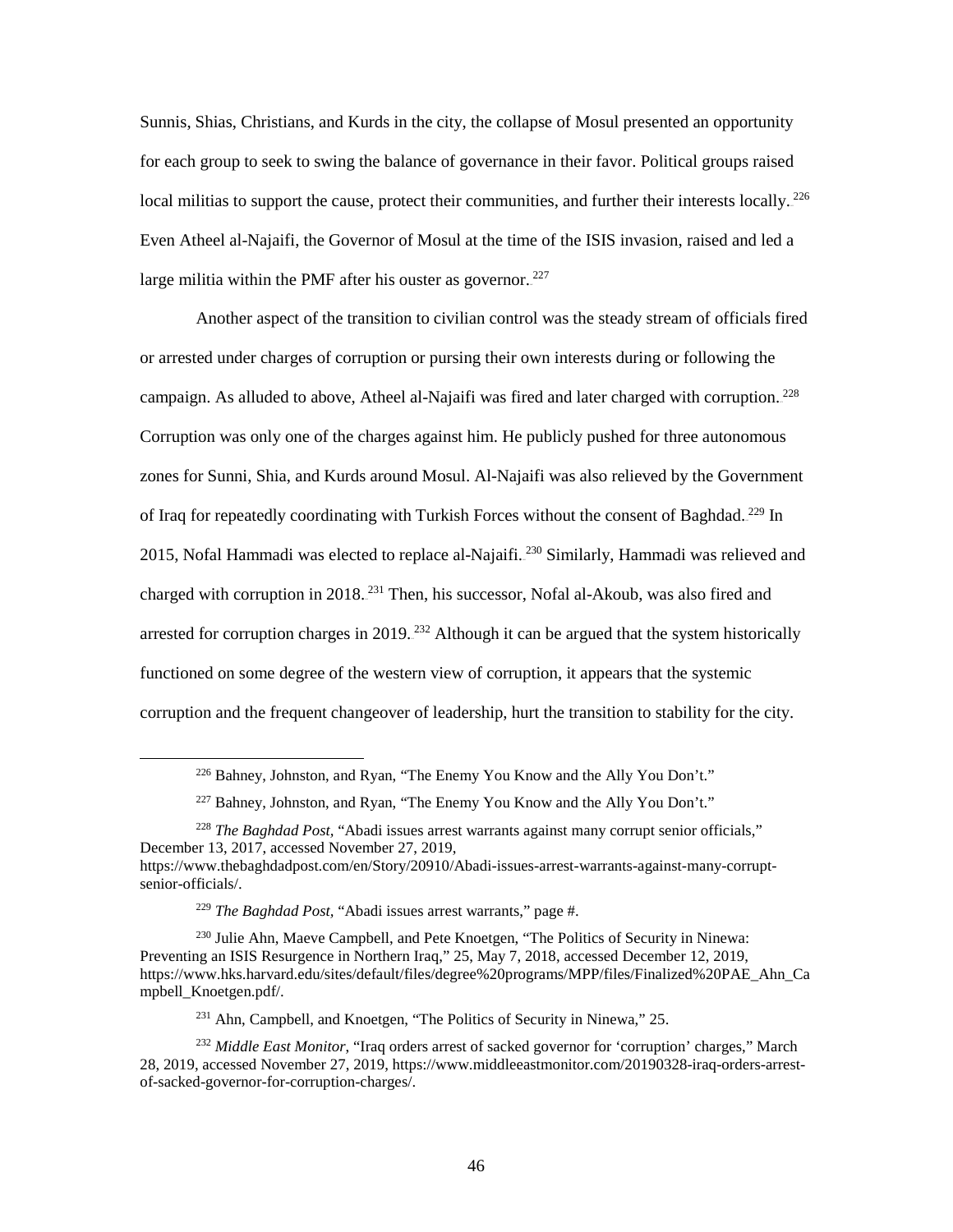Sunnis, Shias, Christians, and Kurds in the city, the collapse of Mosul presented an opportunity for each group to seek to swing the balance of governance in their favor. Political groups raised local militias to support the cause, protect their communities, and further their interests locally.[226] Even Atheel al-Najaifi, the Governor of Mosul at the time of the ISIS invasion, raised and led a large militia within the PMF after his ouster as governor.[227]

Another aspect of the transition to civilian control was the steady stream of officials fired or arrested under charges of corruption or pursing their own interests during or following the campaign. As alluded to above, Atheel al-Najaifi was fired and later charged with corruption.[228] Corruption was only one of the charges against him. He publicly pushed for three autonomous zones for Sunni, Shia, and Kurds around Mosul. Al-Najaifi was also relieved by the Government of Iraq for repeatedly coordinating with Turkish Forces without the consent of Baghdad.[229] In 2015, Nofal Hammadi was elected to replace al-Najaifi.[230] Similarly, Hammadi was relieved and charged with corruption in 2018.[231] Then, his successor, Nofal al-Akoub, was also fired and arrested for corruption charges in 2019.[232] Although it can be argued that the system historically functioned on some degree of the western view of corruption, it appears that the systemic corruption and the frequent changeover of leadership, hurt the transition to stability for the city.

---

[226] Bahney, Johnston, and Ryan, "The Enemy You Know and the Ally You Don't."

[227] Bahney, Johnston, and Ryan, "The Enemy You Know and the Ally You Don't."

[228] *The Baghdad Post*, "Abadi issues arrest warrants against many corrupt senior officials," December 13, 2017, accessed November 27, 2019, https://www.thebaghdadpost.com/en/Story/20910/Abadi-issues-arrest-warrants-against-many-corrupt-senior-officials/.

[229] *The Baghdad Post*, "Abadi issues arrest warrants," page #.

[230] Julie Ahn, Maeve Campbell, and Pete Knoetgen, "The Politics of Security in Ninewa: Preventing an ISIS Resurgence in Northern Iraq," 25, May 7, 2018, accessed December 12, 2019, https://www.hks.harvard.edu/sites/default/files/degree%20programs/MPP/files/Finalized%20PAE_Ahn_Campbell_Knoetgen.pdf/.

[231] Ahn, Campbell, and Knoetgen, "The Politics of Security in Ninewa," 25.

[232] *Middle East Monitor*, "Iraq orders arrest of sacked governor for 'corruption' charges," March 28, 2019, accessed November 27, 2019, https://www.middleeastmonitor.com/20190328-iraq-orders-arrest-of-sacked-governor-for-corruption-charges/.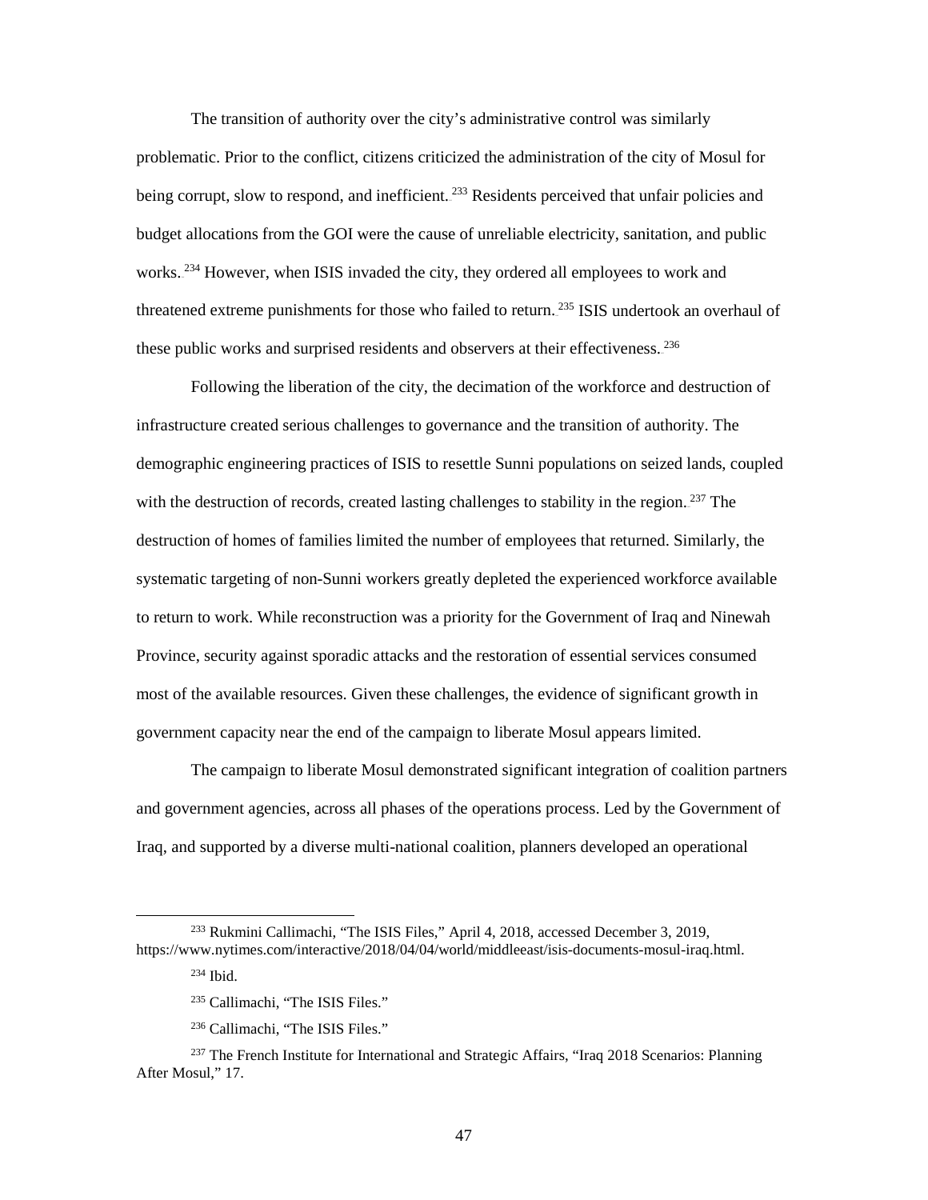The transition of authority over the city's administrative control was similarly problematic. Prior to the conflict, citizens criticized the administration of the city of Mosul for being corrupt, slow to respond, and inefficient.[233] Residents perceived that unfair policies and budget allocations from the GOI were the cause of unreliable electricity, sanitation, and public works.[234] However, when ISIS invaded the city, they ordered all employees to work and threatened extreme punishments for those who failed to return.[235] ISIS undertook an overhaul of these public works and surprised residents and observers at their effectiveness.[236]

Following the liberation of the city, the decimation of the workforce and destruction of infrastructure created serious challenges to governance and the transition of authority. The demographic engineering practices of ISIS to resettle Sunni populations on seized lands, coupled with the destruction of records, created lasting challenges to stability in the region.[237] The destruction of homes of families limited the number of employees that returned. Similarly, the systematic targeting of non-Sunni workers greatly depleted the experienced workforce available to return to work. While reconstruction was a priority for the Government of Iraq and Ninewah Province, security against sporadic attacks and the restoration of essential services consumed most of the available resources. Given these challenges, the evidence of significant growth in government capacity near the end of the campaign to liberate Mosul appears limited.

The campaign to liberate Mosul demonstrated significant integration of coalition partners and government agencies, across all phases of the operations process. Led by the Government of Iraq, and supported by a diverse multi-national coalition, planners developed an operational

---

[233] Rukmini Callimachi, "The ISIS Files," April 4, 2018, accessed December 3, 2019, https://www.nytimes.com/interactive/2018/04/04/world/middleeast/isis-documents-mosul-iraq.html.

[234] Ibid.

[235] Callimachi, "The ISIS Files."

[236] Callimachi, "The ISIS Files."

[237] The French Institute for International and Strategic Affairs, "Iraq 2018 Scenarios: Planning After Mosul," 17.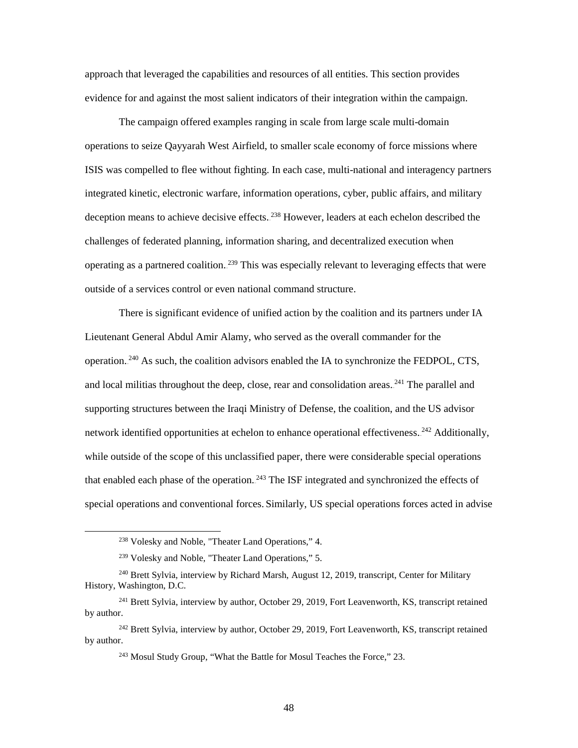approach that leveraged the capabilities and resources of all entities. This section provides evidence for and against the most salient indicators of their integration within the campaign.

The campaign offered examples ranging in scale from large scale multi-domain operations to seize Qayyarah West Airfield, to smaller scale economy of force missions where ISIS was compelled to flee without fighting. In each case, multi-national and interagency partners integrated kinetic, electronic warfare, information operations, cyber, public affairs, and military deception means to achieve decisive effects.[238] However, leaders at each echelon described the challenges of federated planning, information sharing, and decentralized execution when operating as a partnered coalition.[239] This was especially relevant to leveraging effects that were outside of a services control or even national command structure.

There is significant evidence of unified action by the coalition and its partners under IA Lieutenant General Abdul Amir Alamy, who served as the overall commander for the operation.[240] As such, the coalition advisors enabled the IA to synchronize the FEDPOL, CTS, and local militias throughout the deep, close, rear and consolidation areas.[241] The parallel and supporting structures between the Iraqi Ministry of Defense, the coalition, and the US advisor network identified opportunities at echelon to enhance operational effectiveness.[242] Additionally, while outside of the scope of this unclassified paper, there were considerable special operations that enabled each phase of the operation.[243] The ISF integrated and synchronized the effects of special operations and conventional forces. Similarly, US special operations forces acted in advise

---

[238] Volesky and Noble, "Theater Land Operations," 4.

[239] Volesky and Noble, "Theater Land Operations," 5.

[240] Brett Sylvia, interview by Richard Marsh, August 12, 2019, transcript, Center for Military History, Washington, D.C.

[241] Brett Sylvia, interview by author, October 29, 2019, Fort Leavenworth, KS, transcript retained by author.

[242] Brett Sylvia, interview by author, October 29, 2019, Fort Leavenworth, KS, transcript retained by author.

[243] Mosul Study Group, "What the Battle for Mosul Teaches the Force," 23.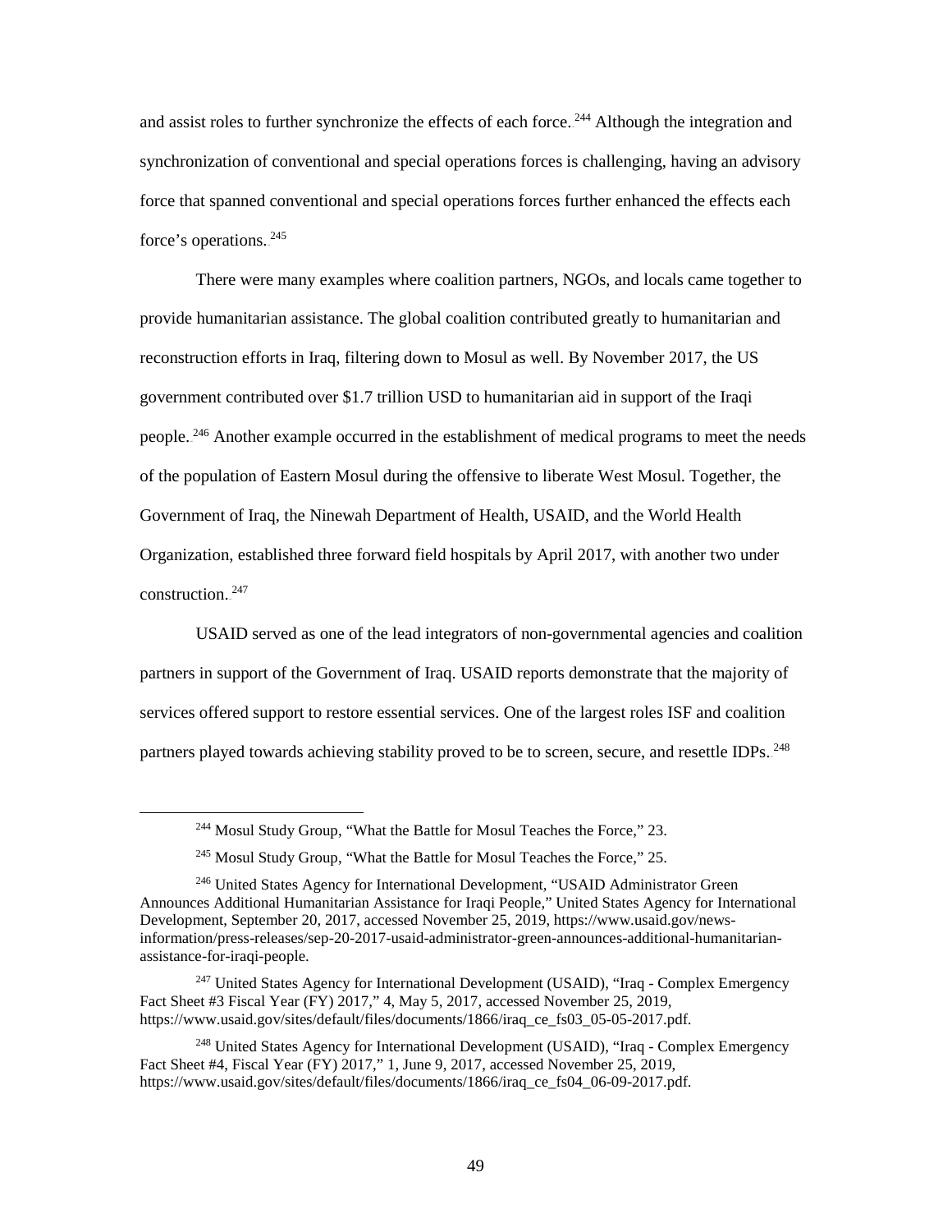and assist roles to further synchronize the effects of each force.[244] Although the integration and synchronization of conventional and special operations forces is challenging, having an advisory force that spanned conventional and special operations forces further enhanced the effects each force's operations.[245]

There were many examples where coalition partners, NGOs, and locals came together to provide humanitarian assistance. The global coalition contributed greatly to humanitarian and reconstruction efforts in Iraq, filtering down to Mosul as well. By November 2017, the US government contributed over $1.7 trillion USD to humanitarian aid in support of the Iraqi people.[246] Another example occurred in the establishment of medical programs to meet the needs of the population of Eastern Mosul during the offensive to liberate West Mosul. Together, the Government of Iraq, the Ninewah Department of Health, USAID, and the World Health Organization, established three forward field hospitals by April 2017, with another two under construction.[247]

USAID served as one of the lead integrators of non-governmental agencies and coalition partners in support of the Government of Iraq. USAID reports demonstrate that the majority of services offered support to restore essential services. One of the largest roles ISF and coalition partners played towards achieving stability proved to be to screen, secure, and resettle IDPs.[248]

---

[244] Mosul Study Group, "What the Battle for Mosul Teaches the Force," 23.

[245] Mosul Study Group, "What the Battle for Mosul Teaches the Force," 25.

[246] United States Agency for International Development, "USAID Administrator Green Announces Additional Humanitarian Assistance for Iraqi People," United States Agency for International Development, September 20, 2017, accessed November 25, 2019, https://www.usaid.gov/news-information/press-releases/sep-20-2017-usaid-administrator-green-announces-additional-humanitarian-assistance-for-iraqi-people.

[247] United States Agency for International Development (USAID), "Iraq - Complex Emergency Fact Sheet #3 Fiscal Year (FY) 2017," 4, May 5, 2017, accessed November 25, 2019, https://www.usaid.gov/sites/default/files/documents/1866/iraq_ce_fs03_05-05-2017.pdf.

[248] United States Agency for International Development (USAID), "Iraq - Complex Emergency Fact Sheet #4, Fiscal Year (FY) 2017," 1, June 9, 2017, accessed November 25, 2019, https://www.usaid.gov/sites/default/files/documents/1866/iraq_ce_fs04_06-09-2017.pdf.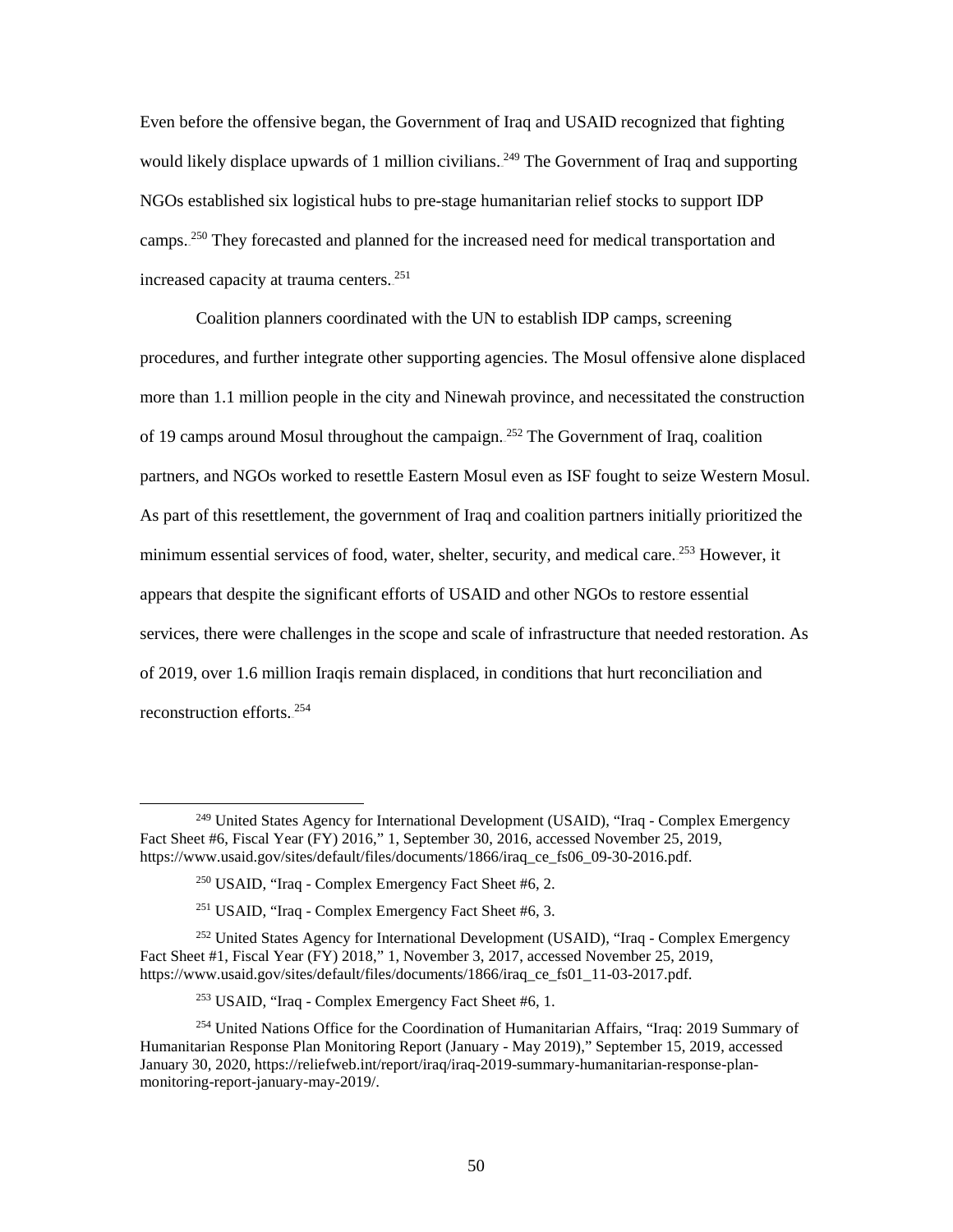Even before the offensive began, the Government of Iraq and USAID recognized that fighting would likely displace upwards of 1 million civilians.[249] The Government of Iraq and supporting NGOs established six logistical hubs to pre-stage humanitarian relief stocks to support IDP camps.[250] They forecasted and planned for the increased need for medical transportation and increased capacity at trauma centers.[251]

Coalition planners coordinated with the UN to establish IDP camps, screening procedures, and further integrate other supporting agencies. The Mosul offensive alone displaced more than 1.1 million people in the city and Ninewah province, and necessitated the construction of 19 camps around Mosul throughout the campaign.[252] The Government of Iraq, coalition partners, and NGOs worked to resettle Eastern Mosul even as ISF fought to seize Western Mosul. As part of this resettlement, the government of Iraq and coalition partners initially prioritized the minimum essential services of food, water, shelter, security, and medical care.[253] However, it appears that despite the significant efforts of USAID and other NGOs to restore essential services, there were challenges in the scope and scale of infrastructure that needed restoration. As of 2019, over 1.6 million Iraqis remain displaced, in conditions that hurt reconciliation and reconstruction efforts.[254]

---

[249] United States Agency for International Development (USAID), "Iraq - Complex Emergency Fact Sheet #6, Fiscal Year (FY) 2016," 1, September 30, 2016, accessed November 25, 2019, https://www.usaid.gov/sites/default/files/documents/1866/iraq_ce_fs06_09-30-2016.pdf.

[250] USAID, "Iraq - Complex Emergency Fact Sheet #6, 2.

[251] USAID, "Iraq - Complex Emergency Fact Sheet #6, 3.

[252] United States Agency for International Development (USAID), "Iraq - Complex Emergency Fact Sheet #1, Fiscal Year (FY) 2018," 1, November 3, 2017, accessed November 25, 2019, https://www.usaid.gov/sites/default/files/documents/1866/iraq_ce_fs01_11-03-2017.pdf.

[253] USAID, "Iraq - Complex Emergency Fact Sheet #6, 1.

[254] United Nations Office for the Coordination of Humanitarian Affairs, "Iraq: 2019 Summary of Humanitarian Response Plan Monitoring Report (January - May 2019)," September 15, 2019, accessed January 30, 2020, https://reliefweb.int/report/iraq/iraq-2019-summary-humanitarian-response-plan-monitoring-report-january-may-2019/.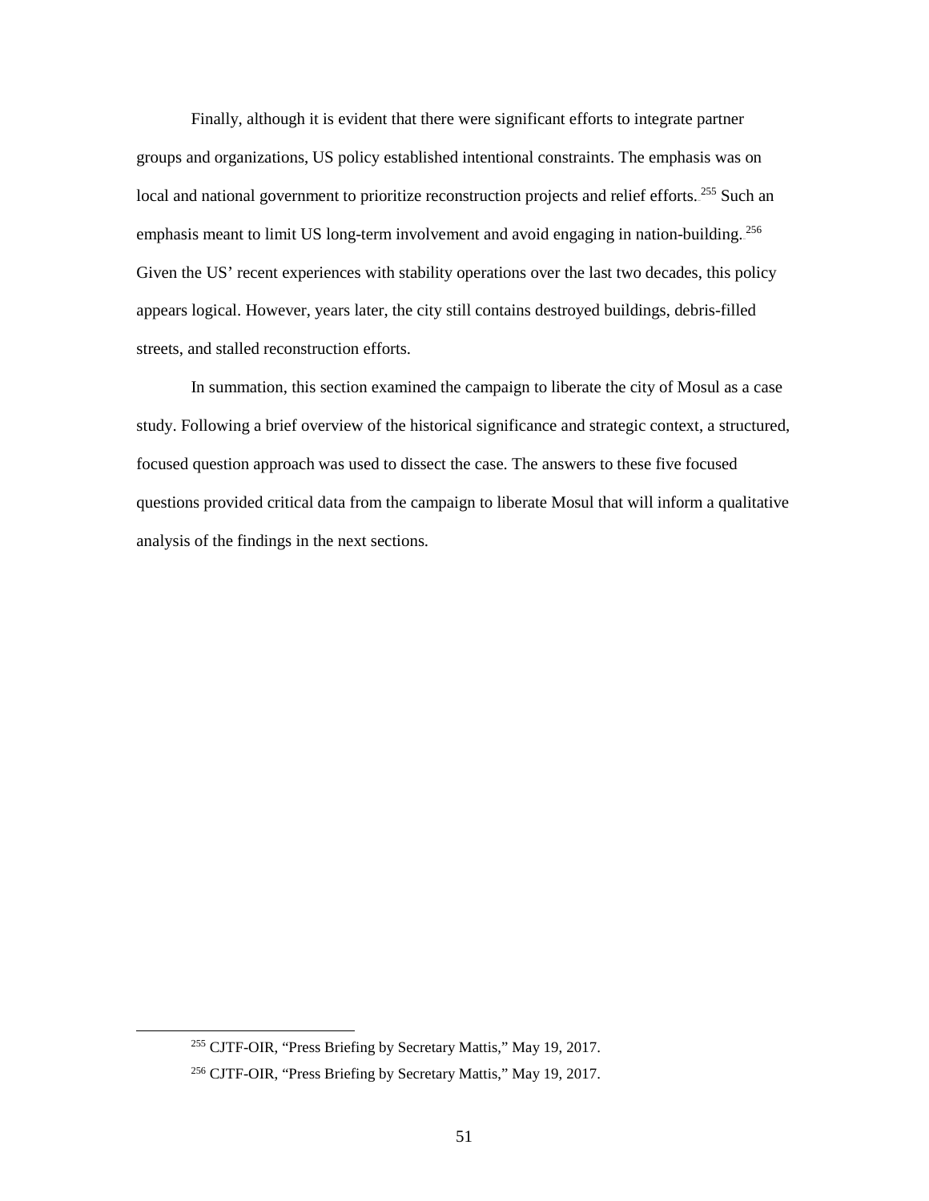Finally, although it is evident that there were significant efforts to integrate partner groups and organizations, US policy established intentional constraints. The emphasis was on local and national government to prioritize reconstruction projects and relief efforts.[255] Such an emphasis meant to limit US long-term involvement and avoid engaging in nation-building.[256] Given the US' recent experiences with stability operations over the last two decades, this policy appears logical. However, years later, the city still contains destroyed buildings, debris-filled streets, and stalled reconstruction efforts.

In summation, this section examined the campaign to liberate the city of Mosul as a case study. Following a brief overview of the historical significance and strategic context, a structured, focused question approach was used to dissect the case. The answers to these five focused questions provided critical data from the campaign to liberate Mosul that will inform a qualitative analysis of the findings in the next sections.

---

[255] CJTF-OIR, "Press Briefing by Secretary Mattis," May 19, 2017.

[256] CJTF-OIR, "Press Briefing by Secretary Mattis," May 19, 2017.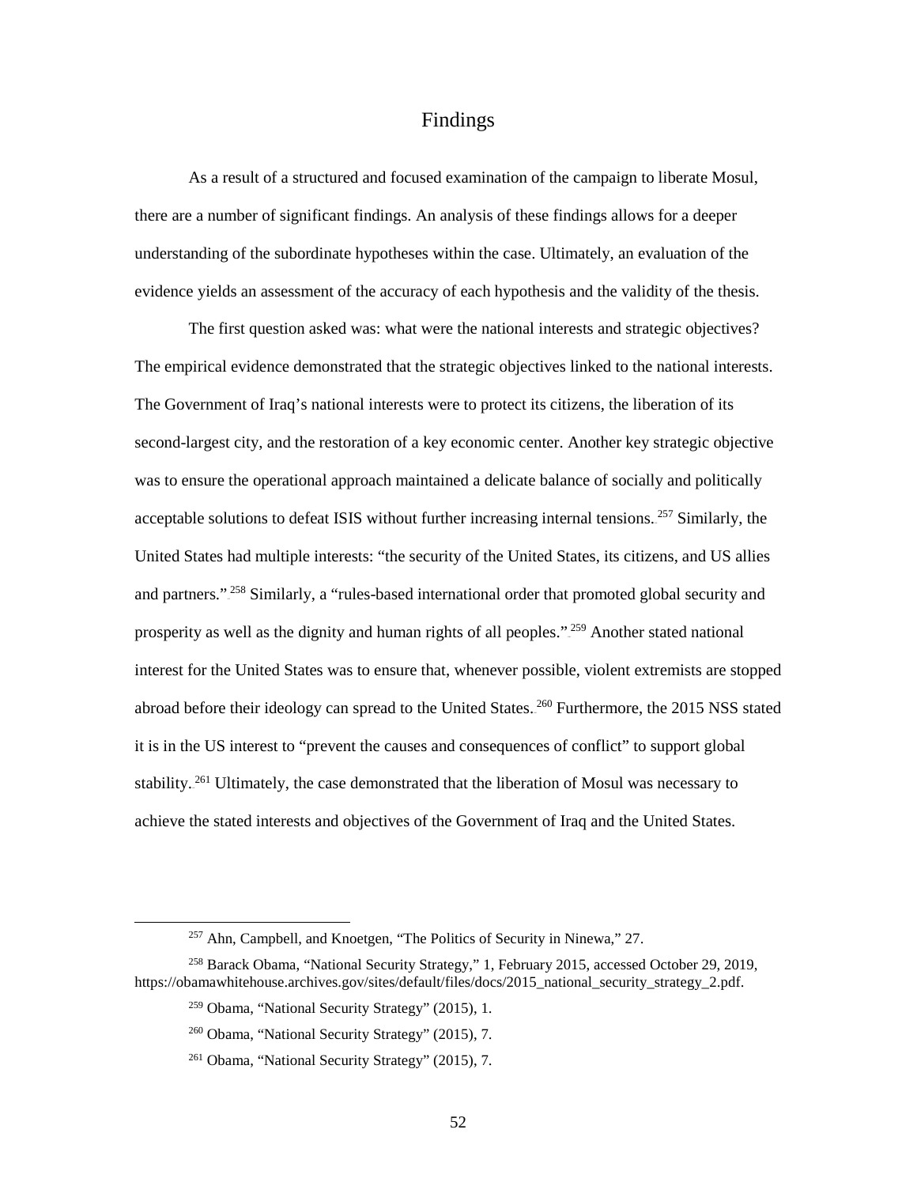# Findings

As a result of a structured and focused examination of the campaign to liberate Mosul, there are a number of significant findings. An analysis of these findings allows for a deeper understanding of the subordinate hypotheses within the case. Ultimately, an evaluation of the evidence yields an assessment of the accuracy of each hypothesis and the validity of the thesis.

The first question asked was: what were the national interests and strategic objectives? The empirical evidence demonstrated that the strategic objectives linked to the national interests. The Government of Iraq's national interests were to protect its citizens, the liberation of its second-largest city, and the restoration of a key economic center. Another key strategic objective was to ensure the operational approach maintained a delicate balance of socially and politically acceptable solutions to defeat ISIS without further increasing internal tensions.[257] Similarly, the United States had multiple interests: "the security of the United States, its citizens, and US allies and partners."[258] Similarly, a "rules-based international order that promoted global security and prosperity as well as the dignity and human rights of all peoples."[259] Another stated national interest for the United States was to ensure that, whenever possible, violent extremists are stopped abroad before their ideology can spread to the United States.[260] Furthermore, the 2015 NSS stated it is in the US interest to "prevent the causes and consequences of conflict" to support global stability.[261] Ultimately, the case demonstrated that the liberation of Mosul was necessary to achieve the stated interests and objectives of the Government of Iraq and the United States.

---

[257] Ahn, Campbell, and Knoetgen, "The Politics of Security in Ninewa," 27.

[258] Barack Obama, "National Security Strategy," 1, February 2015, accessed October 29, 2019, https://obamawhitehouse.archives.gov/sites/default/files/docs/2015_national_security_strategy_2.pdf.

[259] Obama, "National Security Strategy" (2015), 1.

[260] Obama, "National Security Strategy" (2015), 7.

[261] Obama, "National Security Strategy" (2015), 7.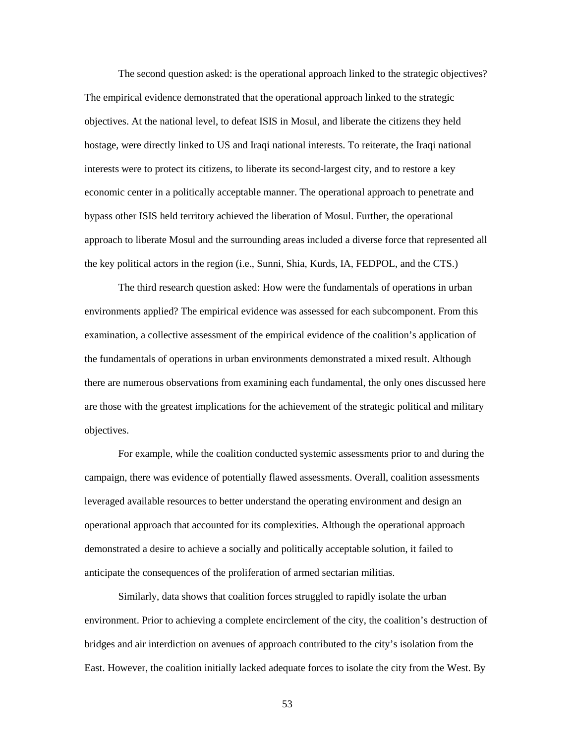The second question asked: is the operational approach linked to the strategic objectives? The empirical evidence demonstrated that the operational approach linked to the strategic objectives. At the national level, to defeat ISIS in Mosul, and liberate the citizens they held hostage, were directly linked to US and Iraqi national interests. To reiterate, the Iraqi national interests were to protect its citizens, to liberate its second-largest city, and to restore a key economic center in a politically acceptable manner. The operational approach to penetrate and bypass other ISIS held territory achieved the liberation of Mosul. Further, the operational approach to liberate Mosul and the surrounding areas included a diverse force that represented all the key political actors in the region (i.e., Sunni, Shia, Kurds, IA, FEDPOL, and the CTS.)

The third research question asked: How were the fundamentals of operations in urban environments applied? The empirical evidence was assessed for each subcomponent. From this examination, a collective assessment of the empirical evidence of the coalition's application of the fundamentals of operations in urban environments demonstrated a mixed result. Although there are numerous observations from examining each fundamental, the only ones discussed here are those with the greatest implications for the achievement of the strategic political and military objectives.

For example, while the coalition conducted systemic assessments prior to and during the campaign, there was evidence of potentially flawed assessments. Overall, coalition assessments leveraged available resources to better understand the operating environment and design an operational approach that accounted for its complexities. Although the operational approach demonstrated a desire to achieve a socially and politically acceptable solution, it failed to anticipate the consequences of the proliferation of armed sectarian militias.

Similarly, data shows that coalition forces struggled to rapidly isolate the urban environment. Prior to achieving a complete encirclement of the city, the coalition's destruction of bridges and air interdiction on avenues of approach contributed to the city's isolation from the East. However, the coalition initially lacked adequate forces to isolate the city from the West. By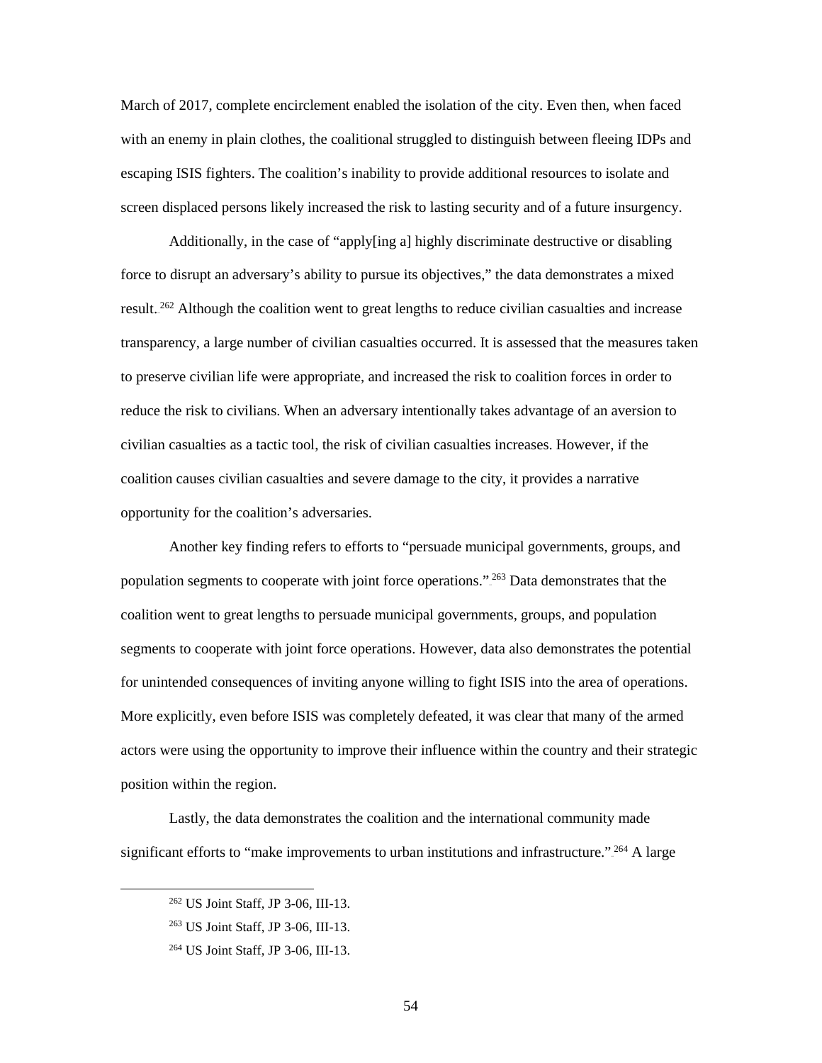March of 2017, complete encirclement enabled the isolation of the city. Even then, when faced with an enemy in plain clothes, the coalitional struggled to distinguish between fleeing IDPs and escaping ISIS fighters. The coalition's inability to provide additional resources to isolate and screen displaced persons likely increased the risk to lasting security and of a future insurgency.

Additionally, in the case of "apply[ing a] highly discriminate destructive or disabling force to disrupt an adversary's ability to pursue its objectives," the data demonstrates a mixed result.[262] Although the coalition went to great lengths to reduce civilian casualties and increase transparency, a large number of civilian casualties occurred. It is assessed that the measures taken to preserve civilian life were appropriate, and increased the risk to coalition forces in order to reduce the risk to civilians. When an adversary intentionally takes advantage of an aversion to civilian casualties as a tactic tool, the risk of civilian casualties increases. However, if the coalition causes civilian casualties and severe damage to the city, it provides a narrative opportunity for the coalition's adversaries.

Another key finding refers to efforts to "persuade municipal governments, groups, and population segments to cooperate with joint force operations."[263] Data demonstrates that the coalition went to great lengths to persuade municipal governments, groups, and population segments to cooperate with joint force operations. However, data also demonstrates the potential for unintended consequences of inviting anyone willing to fight ISIS into the area of operations. More explicitly, even before ISIS was completely defeated, it was clear that many of the armed actors were using the opportunity to improve their influence within the country and their strategic position within the region.

Lastly, the data demonstrates the coalition and the international community made significant efforts to "make improvements to urban institutions and infrastructure."[264] A large

[262] US Joint Staff, JP 3-06, III-13.

[263] US Joint Staff, JP 3-06, III-13.

[264] US Joint Staff, JP 3-06, III-13.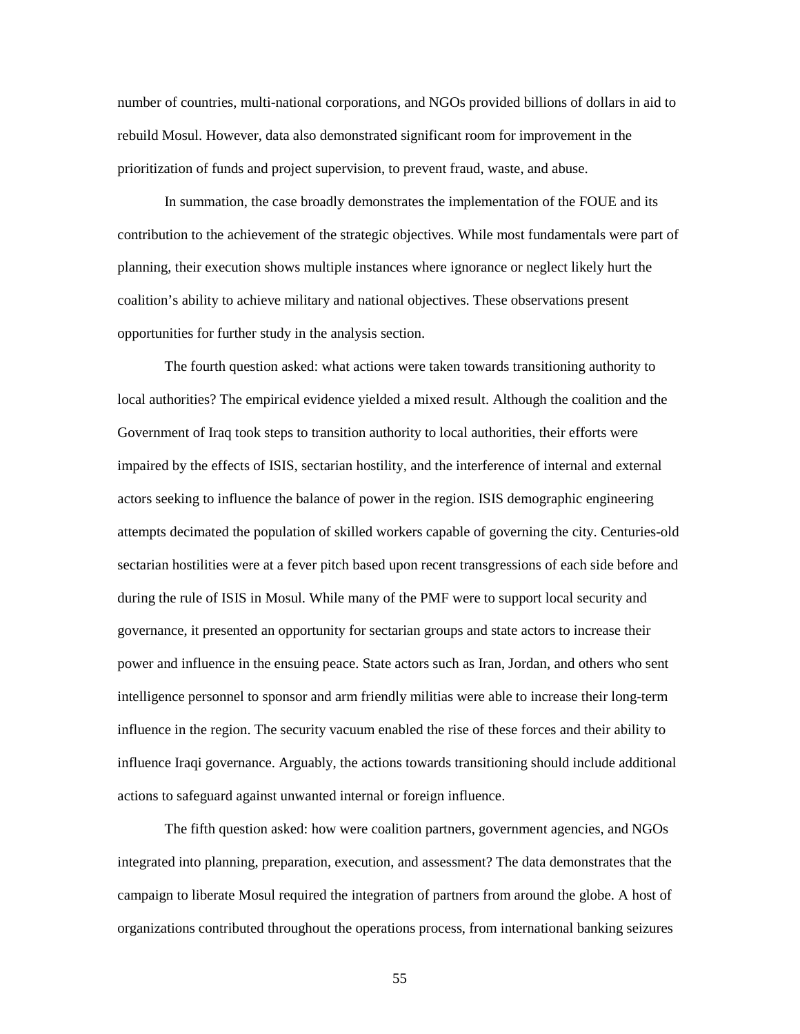number of countries, multi-national corporations, and NGOs provided billions of dollars in aid to rebuild Mosul. However, data also demonstrated significant room for improvement in the prioritization of funds and project supervision, to prevent fraud, waste, and abuse.

In summation, the case broadly demonstrates the implementation of the FOUE and its contribution to the achievement of the strategic objectives. While most fundamentals were part of planning, their execution shows multiple instances where ignorance or neglect likely hurt the coalition's ability to achieve military and national objectives. These observations present opportunities for further study in the analysis section.

The fourth question asked: what actions were taken towards transitioning authority to local authorities? The empirical evidence yielded a mixed result. Although the coalition and the Government of Iraq took steps to transition authority to local authorities, their efforts were impaired by the effects of ISIS, sectarian hostility, and the interference of internal and external actors seeking to influence the balance of power in the region. ISIS demographic engineering attempts decimated the population of skilled workers capable of governing the city. Centuries-old sectarian hostilities were at a fever pitch based upon recent transgressions of each side before and during the rule of ISIS in Mosul. While many of the PMF were to support local security and governance, it presented an opportunity for sectarian groups and state actors to increase their power and influence in the ensuing peace. State actors such as Iran, Jordan, and others who sent intelligence personnel to sponsor and arm friendly militias were able to increase their long-term influence in the region. The security vacuum enabled the rise of these forces and their ability to influence Iraqi governance. Arguably, the actions towards transitioning should include additional actions to safeguard against unwanted internal or foreign influence.

The fifth question asked: how were coalition partners, government agencies, and NGOs integrated into planning, preparation, execution, and assessment? The data demonstrates that the campaign to liberate Mosul required the integration of partners from around the globe. A host of organizations contributed throughout the operations process, from international banking seizures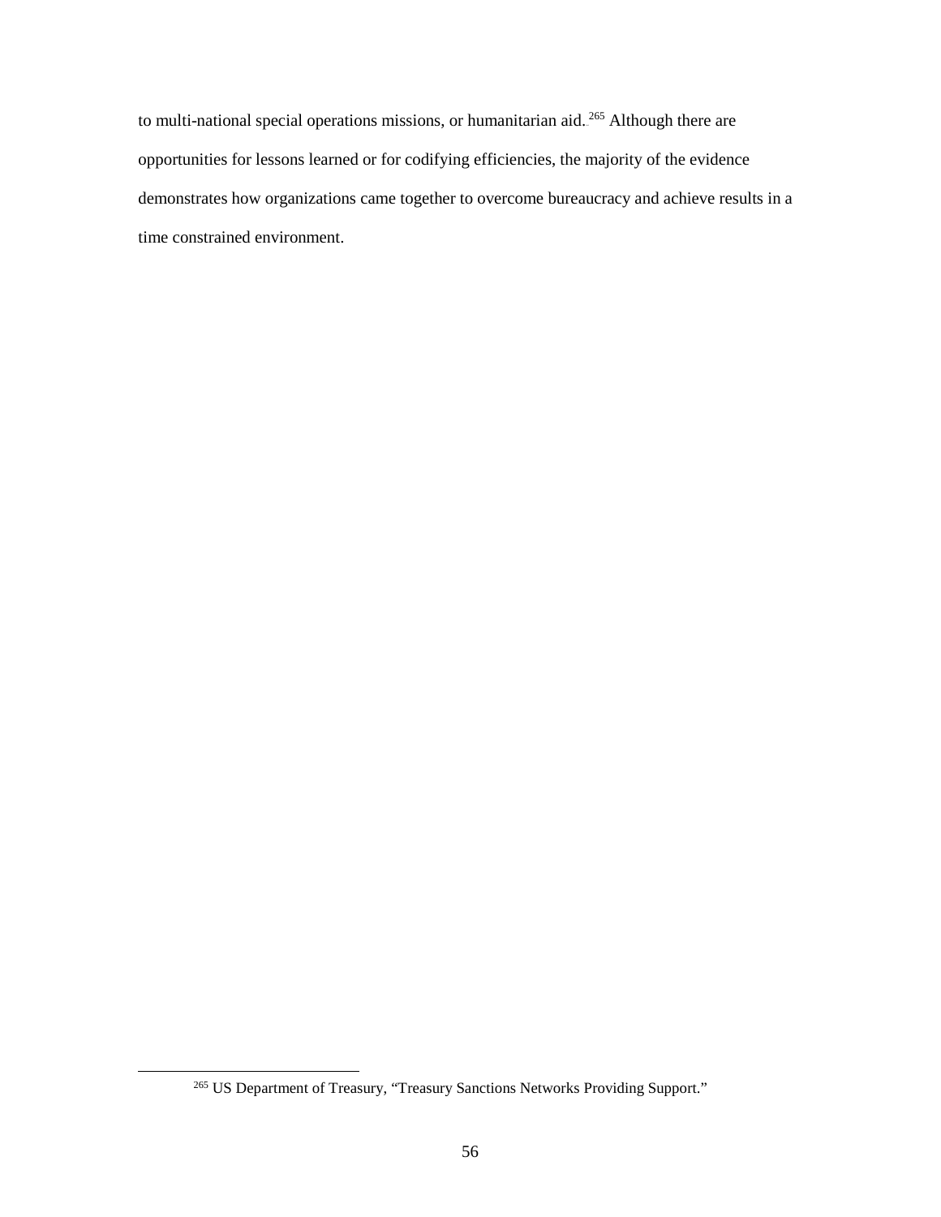to multi-national special operations missions, or humanitarian aid.[265] Although there are opportunities for lessons learned or for codifying efficiencies, the majority of the evidence demonstrates how organizations came together to overcome bureaucracy and achieve results in a time constrained environment.

---

[265] US Department of Treasury, "Treasury Sanctions Networks Providing Support."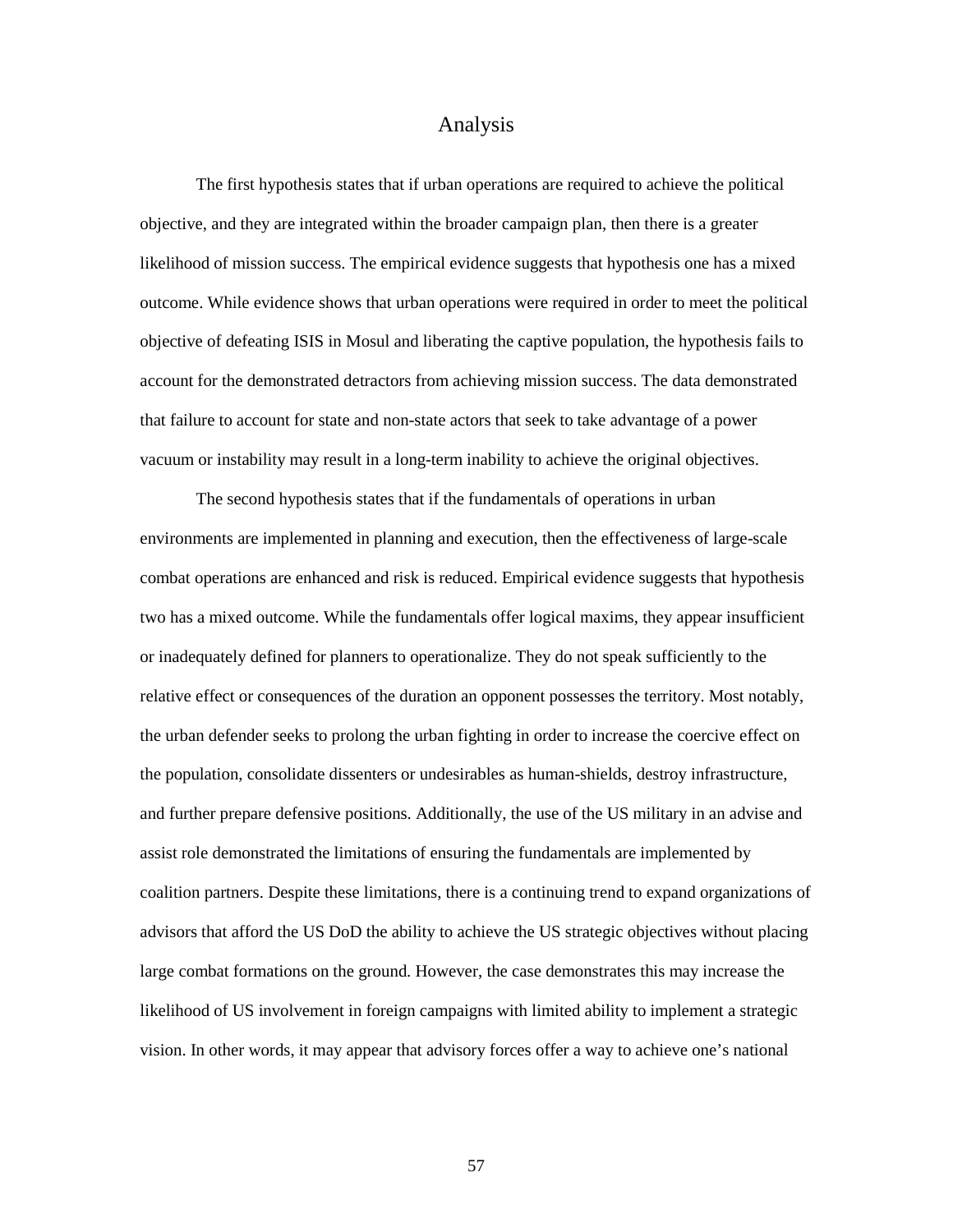# Analysis

The first hypothesis states that if urban operations are required to achieve the political objective, and they are integrated within the broader campaign plan, then there is a greater likelihood of mission success. The empirical evidence suggests that hypothesis one has a mixed outcome. While evidence shows that urban operations were required in order to meet the political objective of defeating ISIS in Mosul and liberating the captive population, the hypothesis fails to account for the demonstrated detractors from achieving mission success. The data demonstrated that failure to account for state and non-state actors that seek to take advantage of a power vacuum or instability may result in a long-term inability to achieve the original objectives.

The second hypothesis states that if the fundamentals of operations in urban environments are implemented in planning and execution, then the effectiveness of large-scale combat operations are enhanced and risk is reduced. Empirical evidence suggests that hypothesis two has a mixed outcome. While the fundamentals offer logical maxims, they appear insufficient or inadequately defined for planners to operationalize. They do not speak sufficiently to the relative effect or consequences of the duration an opponent possesses the territory. Most notably, the urban defender seeks to prolong the urban fighting in order to increase the coercive effect on the population, consolidate dissenters or undesirables as human-shields, destroy infrastructure, and further prepare defensive positions. Additionally, the use of the US military in an advise and assist role demonstrated the limitations of ensuring the fundamentals are implemented by coalition partners. Despite these limitations, there is a continuing trend to expand organizations of advisors that afford the US DoD the ability to achieve the US strategic objectives without placing large combat formations on the ground. However, the case demonstrates this may increase the likelihood of US involvement in foreign campaigns with limited ability to implement a strategic vision. In other words, it may appear that advisory forces offer a way to achieve one's national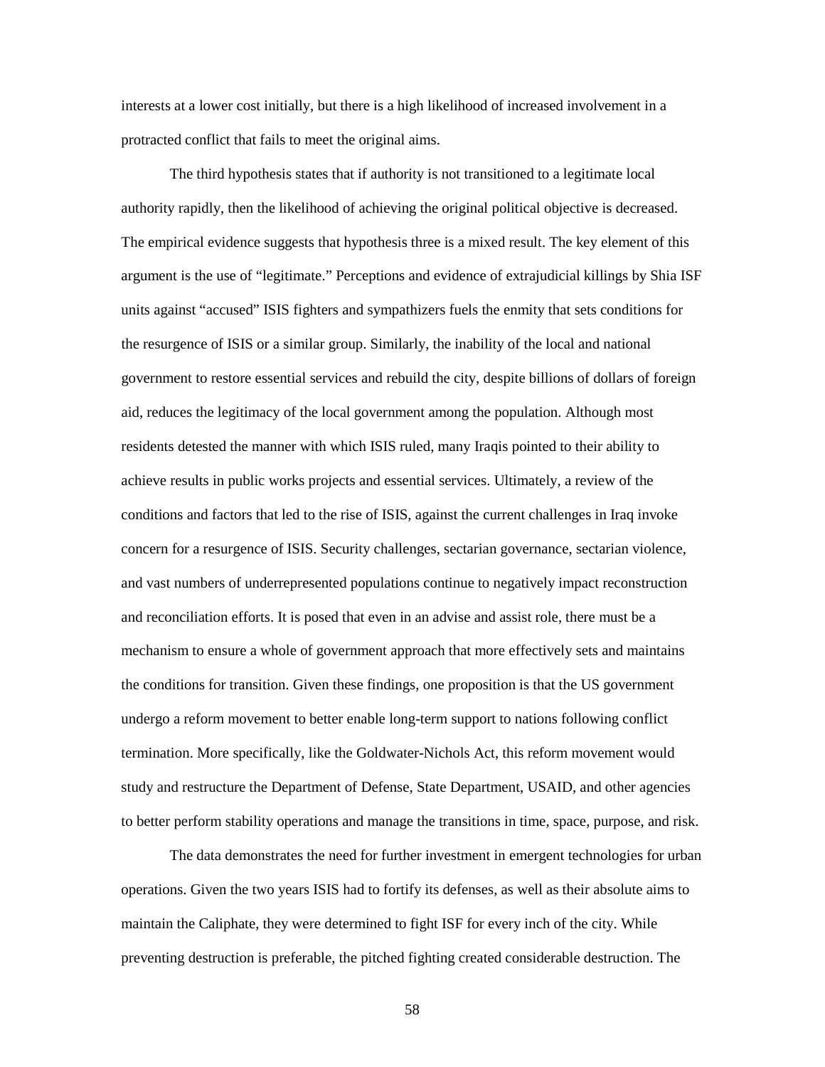interests at a lower cost initially, but there is a high likelihood of increased involvement in a protracted conflict that fails to meet the original aims.

The third hypothesis states that if authority is not transitioned to a legitimate local authority rapidly, then the likelihood of achieving the original political objective is decreased. The empirical evidence suggests that hypothesis three is a mixed result. The key element of this argument is the use of "legitimate." Perceptions and evidence of extrajudicial killings by Shia ISF units against "accused" ISIS fighters and sympathizers fuels the enmity that sets conditions for the resurgence of ISIS or a similar group. Similarly, the inability of the local and national government to restore essential services and rebuild the city, despite billions of dollars of foreign aid, reduces the legitimacy of the local government among the population. Although most residents detested the manner with which ISIS ruled, many Iraqis pointed to their ability to achieve results in public works projects and essential services. Ultimately, a review of the conditions and factors that led to the rise of ISIS, against the current challenges in Iraq invoke concern for a resurgence of ISIS. Security challenges, sectarian governance, sectarian violence, and vast numbers of underrepresented populations continue to negatively impact reconstruction and reconciliation efforts. It is posed that even in an advise and assist role, there must be a mechanism to ensure a whole of government approach that more effectively sets and maintains the conditions for transition. Given these findings, one proposition is that the US government undergo a reform movement to better enable long-term support to nations following conflict termination. More specifically, like the Goldwater-Nichols Act, this reform movement would study and restructure the Department of Defense, State Department, USAID, and other agencies to better perform stability operations and manage the transitions in time, space, purpose, and risk.

The data demonstrates the need for further investment in emergent technologies for urban operations. Given the two years ISIS had to fortify its defenses, as well as their absolute aims to maintain the Caliphate, they were determined to fight ISF for every inch of the city. While preventing destruction is preferable, the pitched fighting created considerable destruction. The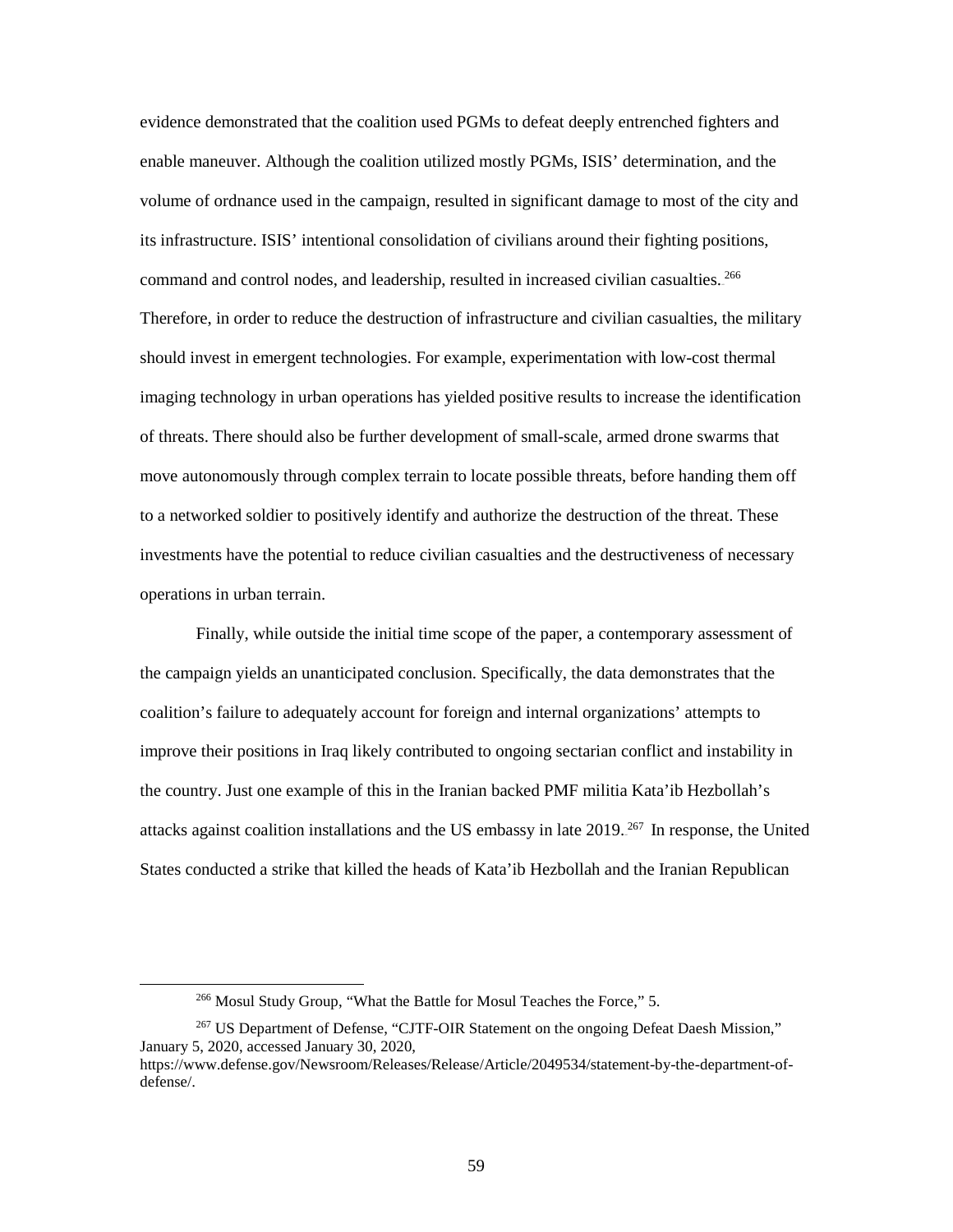evidence demonstrated that the coalition used PGMs to defeat deeply entrenched fighters and enable maneuver. Although the coalition utilized mostly PGMs, ISIS' determination, and the volume of ordnance used in the campaign, resulted in significant damage to most of the city and its infrastructure. ISIS' intentional consolidation of civilians around their fighting positions, command and control nodes, and leadership, resulted in increased civilian casualties.[266] Therefore, in order to reduce the destruction of infrastructure and civilian casualties, the military should invest in emergent technologies. For example, experimentation with low-cost thermal imaging technology in urban operations has yielded positive results to increase the identification of threats. There should also be further development of small-scale, armed drone swarms that move autonomously through complex terrain to locate possible threats, before handing them off to a networked soldier to positively identify and authorize the destruction of the threat. These investments have the potential to reduce civilian casualties and the destructiveness of necessary operations in urban terrain.

Finally, while outside the initial time scope of the paper, a contemporary assessment of the campaign yields an unanticipated conclusion. Specifically, the data demonstrates that the coalition's failure to adequately account for foreign and internal organizations' attempts to improve their positions in Iraq likely contributed to ongoing sectarian conflict and instability in the country. Just one example of this in the Iranian backed PMF militia Kata'ib Hezbollah's attacks against coalition installations and the US embassy in late 2019.[267] In response, the United States conducted a strike that killed the heads of Kata'ib Hezbollah and the Iranian Republican

---

[266] Mosul Study Group, "What the Battle for Mosul Teaches the Force," 5.

[267] US Department of Defense, "CJTF-OIR Statement on the ongoing Defeat Daesh Mission," January 5, 2020, accessed January 30, 2020, https://www.defense.gov/Newsroom/Releases/Release/Article/2049534/statement-by-the-department-of-defense/.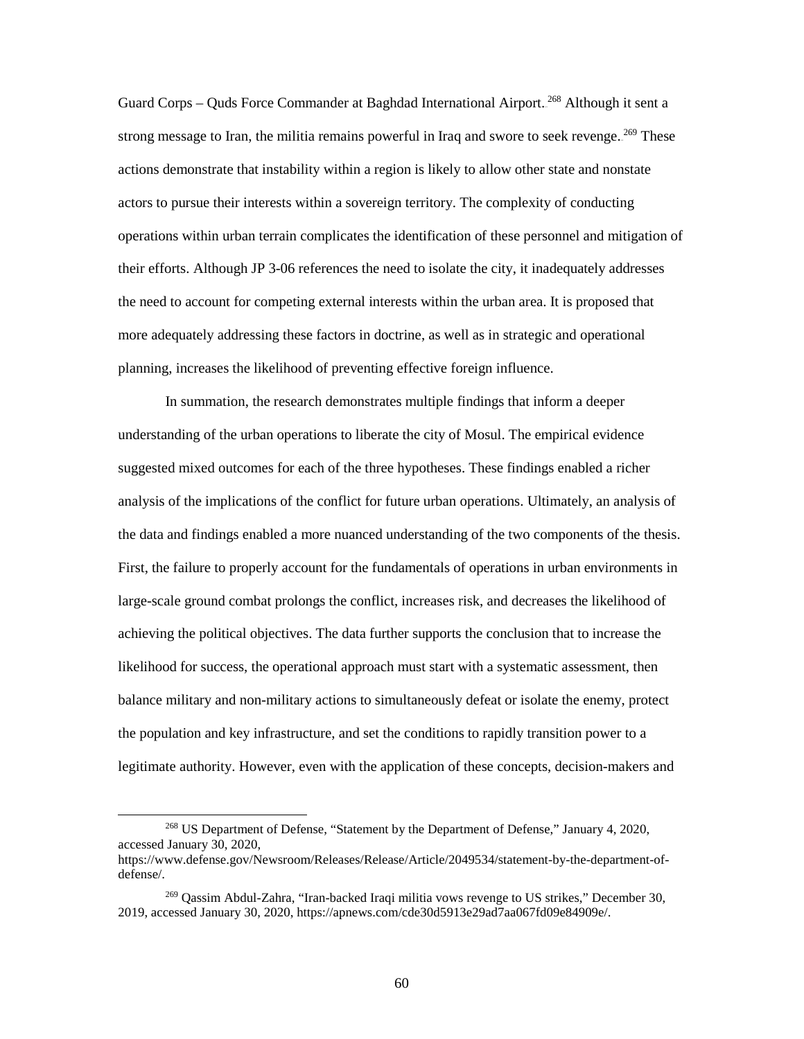Guard Corps – Quds Force Commander at Baghdad International Airport.[268] Although it sent a strong message to Iran, the militia remains powerful in Iraq and swore to seek revenge.[269] These actions demonstrate that instability within a region is likely to allow other state and nonstate actors to pursue their interests within a sovereign territory. The complexity of conducting operations within urban terrain complicates the identification of these personnel and mitigation of their efforts. Although JP 3-06 references the need to isolate the city, it inadequately addresses the need to account for competing external interests within the urban area. It is proposed that more adequately addressing these factors in doctrine, as well as in strategic and operational planning, increases the likelihood of preventing effective foreign influence.

In summation, the research demonstrates multiple findings that inform a deeper understanding of the urban operations to liberate the city of Mosul. The empirical evidence suggested mixed outcomes for each of the three hypotheses. These findings enabled a richer analysis of the implications of the conflict for future urban operations. Ultimately, an analysis of the data and findings enabled a more nuanced understanding of the two components of the thesis. First, the failure to properly account for the fundamentals of operations in urban environments in large-scale ground combat prolongs the conflict, increases risk, and decreases the likelihood of achieving the political objectives. The data further supports the conclusion that to increase the likelihood for success, the operational approach must start with a systematic assessment, then balance military and non-military actions to simultaneously defeat or isolate the enemy, protect the population and key infrastructure, and set the conditions to rapidly transition power to a legitimate authority. However, even with the application of these concepts, decision-makers and

[268] US Department of Defense, "Statement by the Department of Defense," January 4, 2020, accessed January 30, 2020, https://www.defense.gov/Newsroom/Releases/Release/Article/2049534/statement-by-the-department-of-defense/.

[269] Qassim Abdul-Zahra, "Iran-backed Iraqi militia vows revenge to US strikes," December 30, 2019, accessed January 30, 2020, https://apnews.com/cde30d5913e29ad7aa067fd09e84909e/.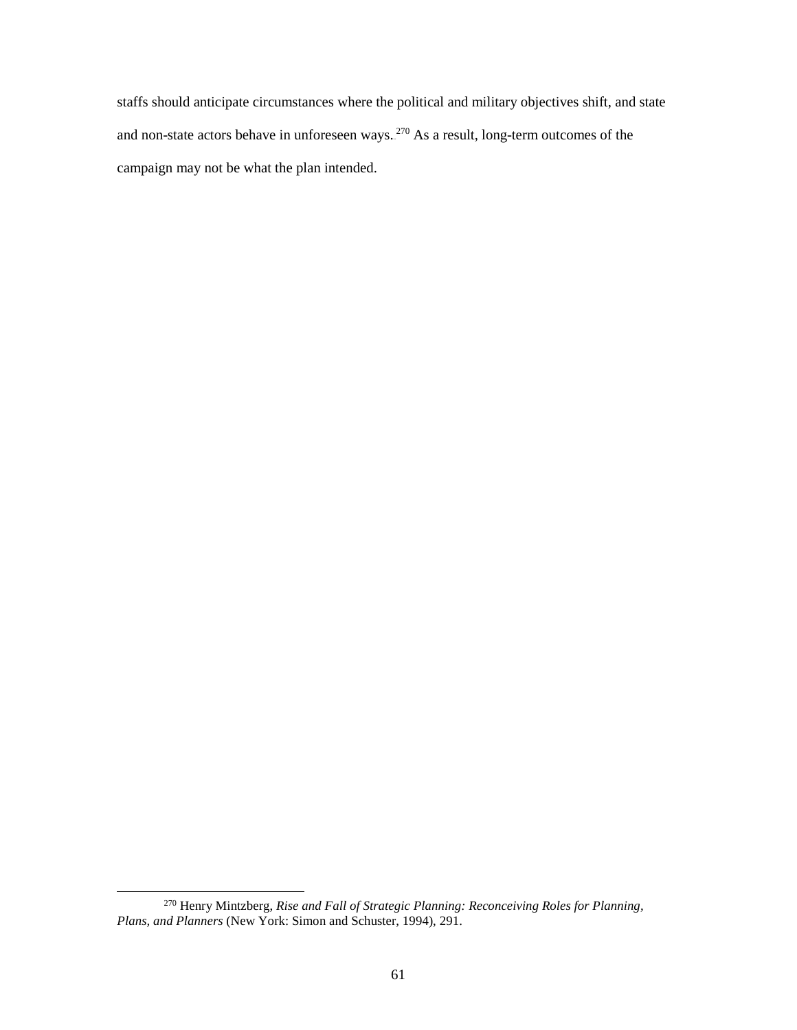staffs should anticipate circumstances where the political and military objectives shift, and state and non-state actors behave in unforeseen ways.[270] As a result, long-term outcomes of the campaign may not be what the plan intended.

---

[270] Henry Mintzberg, *Rise and Fall of Strategic Planning: Reconceiving Roles for Planning, Plans, and Planners* (New York: Simon and Schuster, 1994), 291.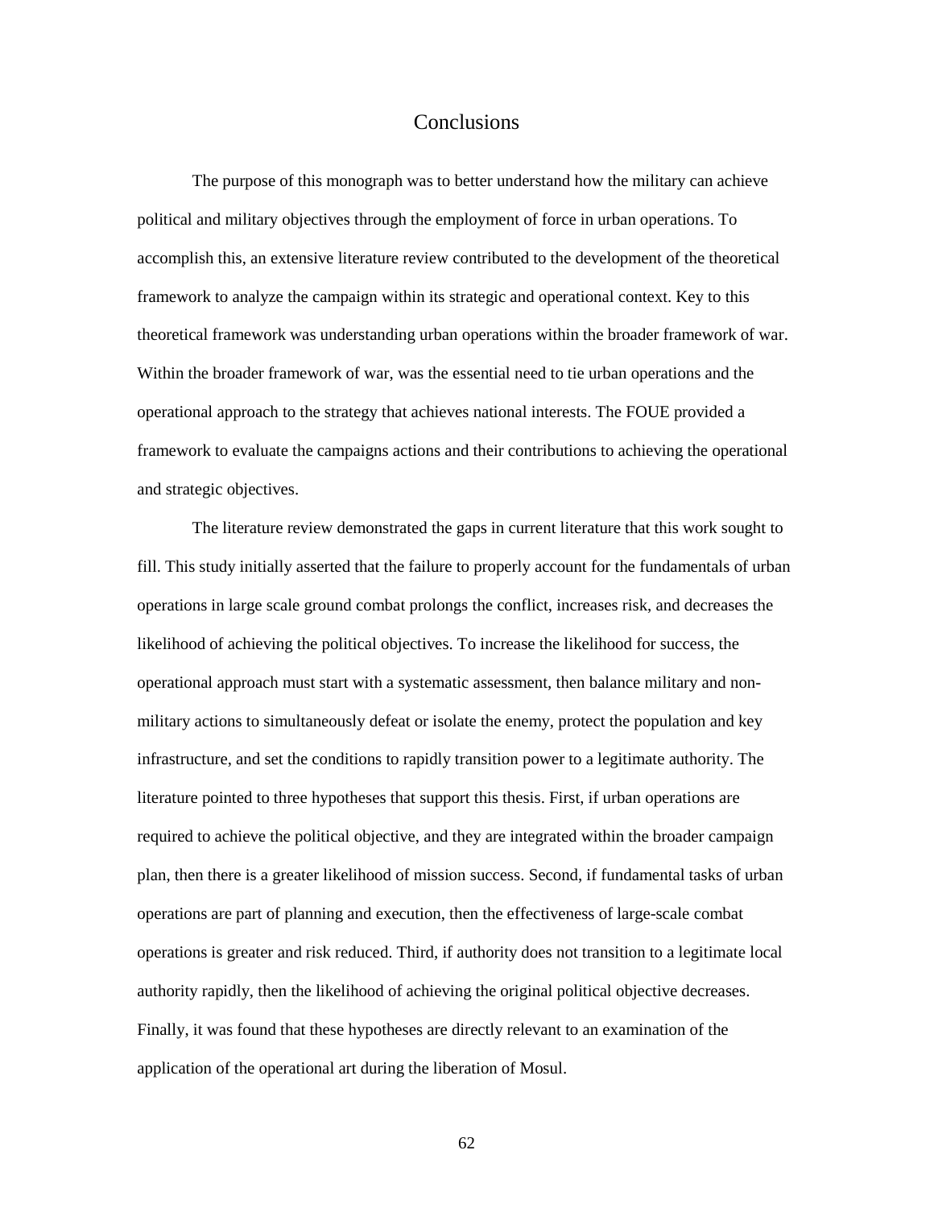# Conclusions

The purpose of this monograph was to better understand how the military can achieve political and military objectives through the employment of force in urban operations. To accomplish this, an extensive literature review contributed to the development of the theoretical framework to analyze the campaign within its strategic and operational context. Key to this theoretical framework was understanding urban operations within the broader framework of war. Within the broader framework of war, was the essential need to tie urban operations and the operational approach to the strategy that achieves national interests. The FOUE provided a framework to evaluate the campaigns actions and their contributions to achieving the operational and strategic objectives.

The literature review demonstrated the gaps in current literature that this work sought to fill. This study initially asserted that the failure to properly account for the fundamentals of urban operations in large scale ground combat prolongs the conflict, increases risk, and decreases the likelihood of achieving the political objectives. To increase the likelihood for success, the operational approach must start with a systematic assessment, then balance military and non-military actions to simultaneously defeat or isolate the enemy, protect the population and key infrastructure, and set the conditions to rapidly transition power to a legitimate authority. The literature pointed to three hypotheses that support this thesis. First, if urban operations are required to achieve the political objective, and they are integrated within the broader campaign plan, then there is a greater likelihood of mission success. Second, if fundamental tasks of urban operations are part of planning and execution, then the effectiveness of large-scale combat operations is greater and risk reduced. Third, if authority does not transition to a legitimate local authority rapidly, then the likelihood of achieving the original political objective decreases. Finally, it was found that these hypotheses are directly relevant to an examination of the application of the operational art during the liberation of Mosul.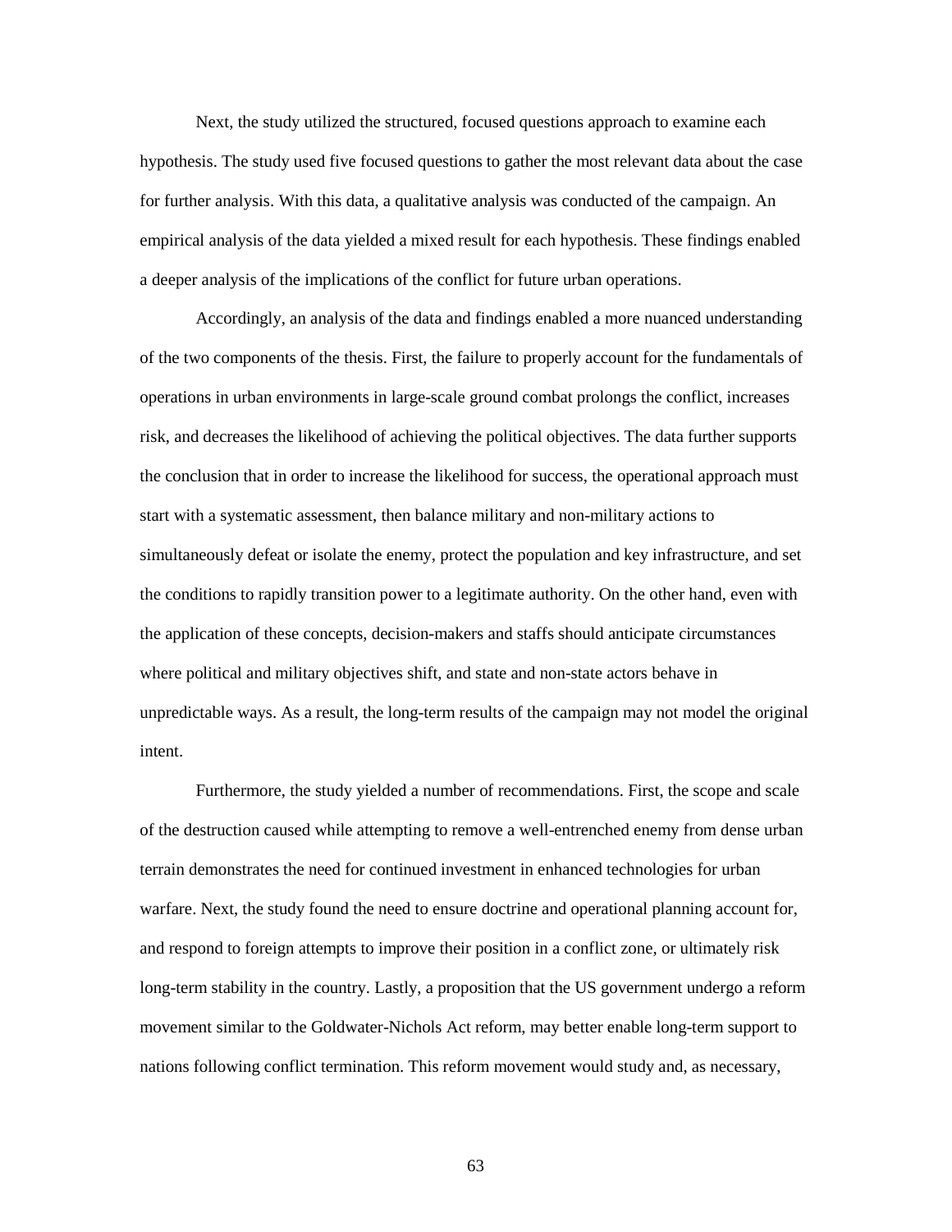Next, the study utilized the structured, focused questions approach to examine each hypothesis. The study used five focused questions to gather the most relevant data about the case for further analysis. With this data, a qualitative analysis was conducted of the campaign. An empirical analysis of the data yielded a mixed result for each hypothesis. These findings enabled a deeper analysis of the implications of the conflict for future urban operations.

Accordingly, an analysis of the data and findings enabled a more nuanced understanding of the two components of the thesis. First, the failure to properly account for the fundamentals of operations in urban environments in large-scale ground combat prolongs the conflict, increases risk, and decreases the likelihood of achieving the political objectives. The data further supports the conclusion that in order to increase the likelihood for success, the operational approach must start with a systematic assessment, then balance military and non-military actions to simultaneously defeat or isolate the enemy, protect the population and key infrastructure, and set the conditions to rapidly transition power to a legitimate authority. On the other hand, even with the application of these concepts, decision-makers and staffs should anticipate circumstances where political and military objectives shift, and state and non-state actors behave in unpredictable ways. As a result, the long-term results of the campaign may not model the original intent.

Furthermore, the study yielded a number of recommendations. First, the scope and scale of the destruction caused while attempting to remove a well-entrenched enemy from dense urban terrain demonstrates the need for continued investment in enhanced technologies for urban warfare. Next, the study found the need to ensure doctrine and operational planning account for, and respond to foreign attempts to improve their position in a conflict zone, or ultimately risk long-term stability in the country. Lastly, a proposition that the US government undergo a reform movement similar to the Goldwater-Nichols Act reform, may better enable long-term support to nations following conflict termination. This reform movement would study and, as necessary,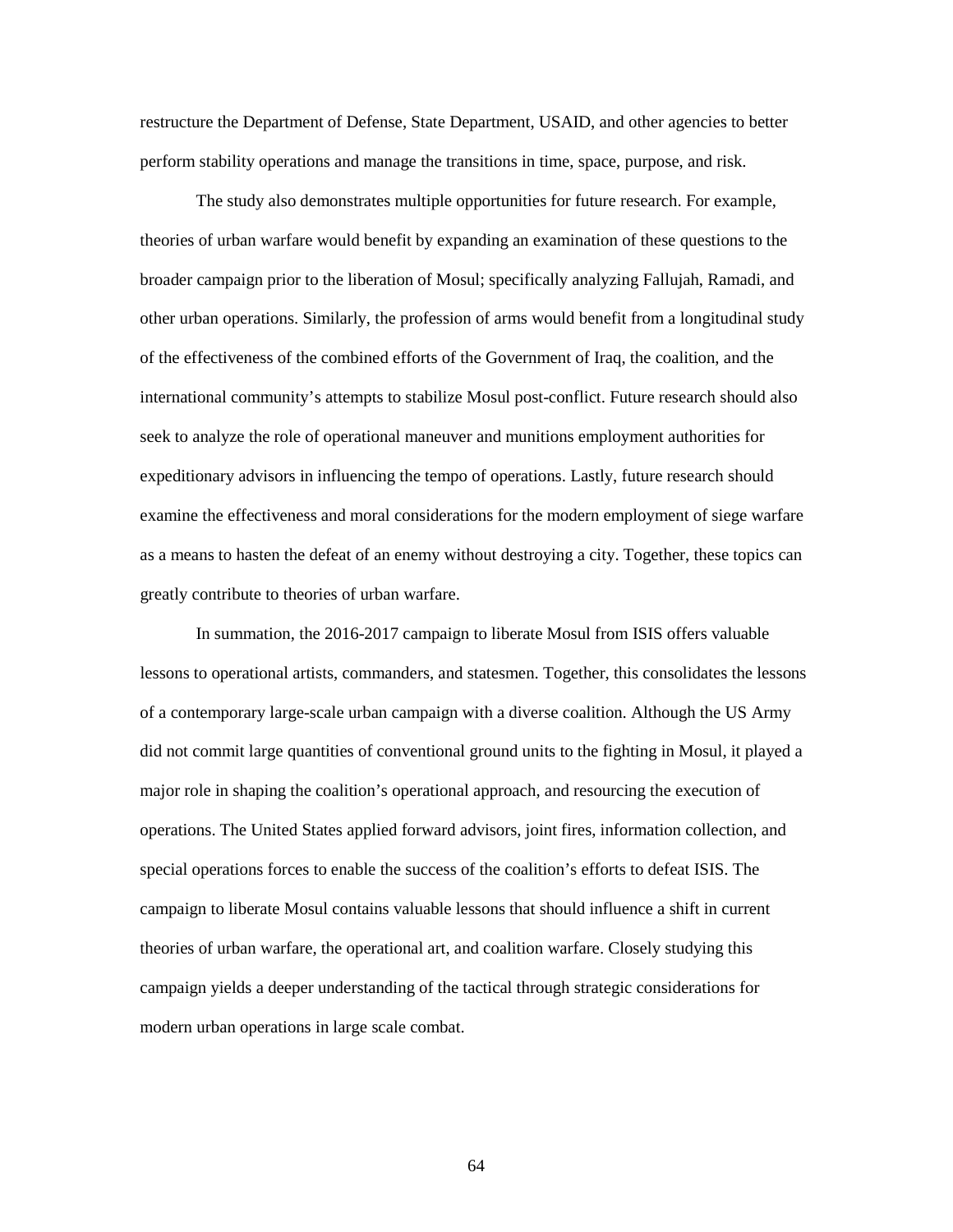restructure the Department of Defense, State Department, USAID, and other agencies to better perform stability operations and manage the transitions in time, space, purpose, and risk.

The study also demonstrates multiple opportunities for future research. For example, theories of urban warfare would benefit by expanding an examination of these questions to the broader campaign prior to the liberation of Mosul; specifically analyzing Fallujah, Ramadi, and other urban operations. Similarly, the profession of arms would benefit from a longitudinal study of the effectiveness of the combined efforts of the Government of Iraq, the coalition, and the international community's attempts to stabilize Mosul post-conflict. Future research should also seek to analyze the role of operational maneuver and munitions employment authorities for expeditionary advisors in influencing the tempo of operations. Lastly, future research should examine the effectiveness and moral considerations for the modern employment of siege warfare as a means to hasten the defeat of an enemy without destroying a city. Together, these topics can greatly contribute to theories of urban warfare.

In summation, the 2016-2017 campaign to liberate Mosul from ISIS offers valuable lessons to operational artists, commanders, and statesmen. Together, this consolidates the lessons of a contemporary large-scale urban campaign with a diverse coalition. Although the US Army did not commit large quantities of conventional ground units to the fighting in Mosul, it played a major role in shaping the coalition's operational approach, and resourcing the execution of operations. The United States applied forward advisors, joint fires, information collection, and special operations forces to enable the success of the coalition's efforts to defeat ISIS. The campaign to liberate Mosul contains valuable lessons that should influence a shift in current theories of urban warfare, the operational art, and coalition warfare. Closely studying this campaign yields a deeper understanding of the tactical through strategic considerations for modern urban operations in large scale combat.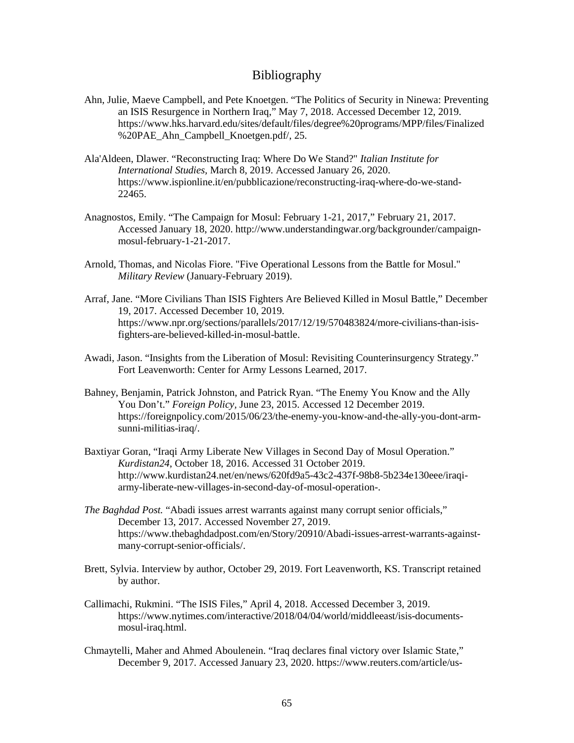# Bibliography

Ahn, Julie, Maeve Campbell, and Pete Knoetgen. “The Politics of Security in Ninewa: Preventing an ISIS Resurgence in Northern Iraq,” May 7, 2018. Accessed December 12, 2019. https://www.hks.harvard.edu/sites/default/files/degree%20programs/MPP/files/Finalized%20PAE_Ahn_Campbell_Knoetgen.pdf/, 25.

Ala'Aldeen, Dlawer. “Reconstructing Iraq: Where Do We Stand?" *Italian Institute for International Studies*, March 8, 2019. Accessed January 26, 2020. https://www.ispionline.it/en/pubblicazione/reconstructing-iraq-where-do-we-stand-22465.

Anagnostos, Emily. “The Campaign for Mosul: February 1-21, 2017,” February 21, 2017. Accessed January 18, 2020. http://www.understandingwar.org/backgrounder/campaign-mosul-february-1-21-2017.

Arnold, Thomas, and Nicolas Fiore. "Five Operational Lessons from the Battle for Mosul." *Military Review* (January-February 2019).

Arraf, Jane. “More Civilians Than ISIS Fighters Are Believed Killed in Mosul Battle,” December 19, 2017. Accessed December 10, 2019. https://www.npr.org/sections/parallels/2017/12/19/570483824/more-civilians-than-isis-fighters-are-believed-killed-in-mosul-battle.

Awadi, Jason. “Insights from the Liberation of Mosul: Revisiting Counterinsurgency Strategy.” Fort Leavenworth: Center for Army Lessons Learned, 2017.

Bahney, Benjamin, Patrick Johnston, and Patrick Ryan. “The Enemy You Know and the Ally You Don’t.” *Foreign Policy*, June 23, 2015. Accessed 12 December 2019. https://foreignpolicy.com/2015/06/23/the-enemy-you-know-and-the-ally-you-dont-arm-sunni-militias-iraq/.

Baxtiyar Goran, “Iraqi Army Liberate New Villages in Second Day of Mosul Operation.” *Kurdistan24*, October 18, 2016. Accessed 31 October 2019. http://www.kurdistan24.net/en/news/620fd9a5-43c2-437f-98b8-5b234e130eee/iraqi-army-liberate-new-villages-in-second-day-of-mosul-operation-.

*The Baghdad Post.* “Abadi issues arrest warrants against many corrupt senior officials,” December 13, 2017. Accessed November 27, 2019. https://www.thebaghdadpost.com/en/Story/20910/Abadi-issues-arrest-warrants-against-many-corrupt-senior-officials/.

Brett, Sylvia. Interview by author, October 29, 2019. Fort Leavenworth, KS. Transcript retained by author.

Callimachi, Rukmini. “The ISIS Files,” April 4, 2018. Accessed December 3, 2019. https://www.nytimes.com/interactive/2018/04/04/world/middleeast/isis-documents-mosul-iraq.html.

Chmaytelli, Maher and Ahmed Aboulenein. “Iraq declares final victory over Islamic State,” December 9, 2017. Accessed January 23, 2020. https://www.reuters.com/article/us-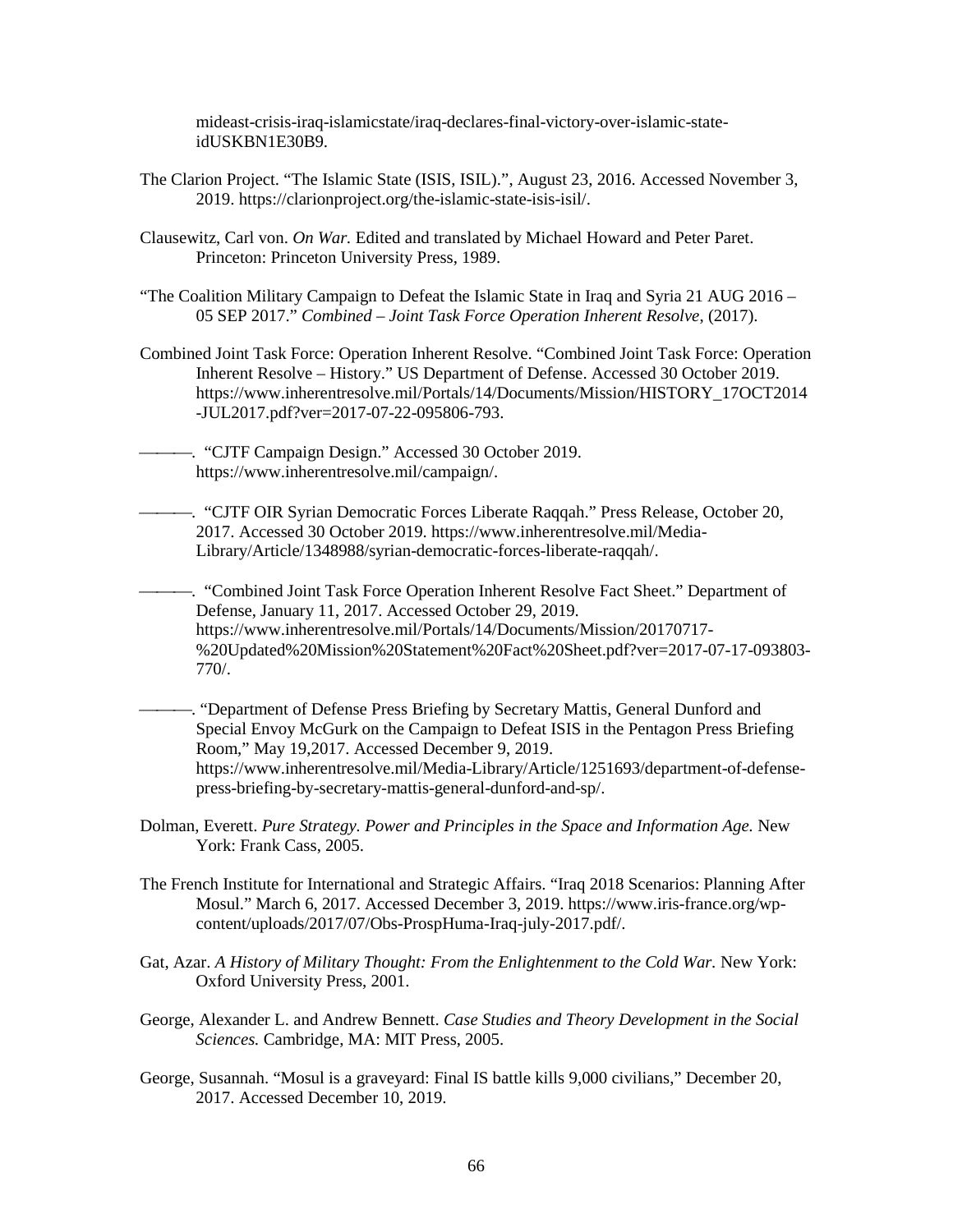mideast-crisis-iraq-islamicstate/iraq-declares-final-victory-over-islamic-state-idUSKBN1E30B9.

The Clarion Project. "The Islamic State (ISIS, ISIL).", August 23, 2016. Accessed November 3, 2019. https://clarionproject.org/the-islamic-state-isis-isil/.

Clausewitz, Carl von. *On War.* Edited and translated by Michael Howard and Peter Paret. Princeton: Princeton University Press, 1989.

"The Coalition Military Campaign to Defeat the Islamic State in Iraq and Syria 21 AUG 2016 – 05 SEP 2017." *Combined – Joint Task Force Operation Inherent Resolve*, (2017).

Combined Joint Task Force: Operation Inherent Resolve. "Combined Joint Task Force: Operation Inherent Resolve – History." US Department of Defense. Accessed 30 October 2019. https://www.inherentresolve.mil/Portals/14/Documents/Mission/HISTORY_17OCT2014-JUL2017.pdf?ver=2017-07-22-095806-793.

———. "CJTF Campaign Design." Accessed 30 October 2019. https://www.inherentresolve.mil/campaign/.

———. "CJTF OIR Syrian Democratic Forces Liberate Raqqah." Press Release, October 20, 2017. Accessed 30 October 2019. https://www.inherentresolve.mil/Media-Library/Article/1348988/syrian-democratic-forces-liberate-raqqah/.

———. "Combined Joint Task Force Operation Inherent Resolve Fact Sheet." Department of Defense, January 11, 2017. Accessed October 29, 2019. https://www.inherentresolve.mil/Portals/14/Documents/Mission/20170717-%20Updated%20Mission%20Statement%20Fact%20Sheet.pdf?ver=2017-07-17-093803-770/.

———. "Department of Defense Press Briefing by Secretary Mattis, General Dunford and Special Envoy McGurk on the Campaign to Defeat ISIS in the Pentagon Press Briefing Room," May 19,2017. Accessed December 9, 2019. https://www.inherentresolve.mil/Media-Library/Article/1251693/department-of-defense-press-briefing-by-secretary-mattis-general-dunford-and-sp/.

Dolman, Everett. *Pure Strategy. Power and Principles in the Space and Information Age.* New York: Frank Cass, 2005.

The French Institute for International and Strategic Affairs. "Iraq 2018 Scenarios: Planning After Mosul." March 6, 2017. Accessed December 3, 2019. https://www.iris-france.org/wp-content/uploads/2017/07/Obs-ProspHuma-Iraq-july-2017.pdf/.

Gat, Azar. *A History of Military Thought: From the Enlightenment to the Cold War.* New York: Oxford University Press, 2001.

George, Alexander L. and Andrew Bennett. *Case Studies and Theory Development in the Social Sciences.* Cambridge, MA: MIT Press, 2005.

George, Susannah. "Mosul is a graveyard: Final IS battle kills 9,000 civilians," December 20, 2017. Accessed December 10, 2019.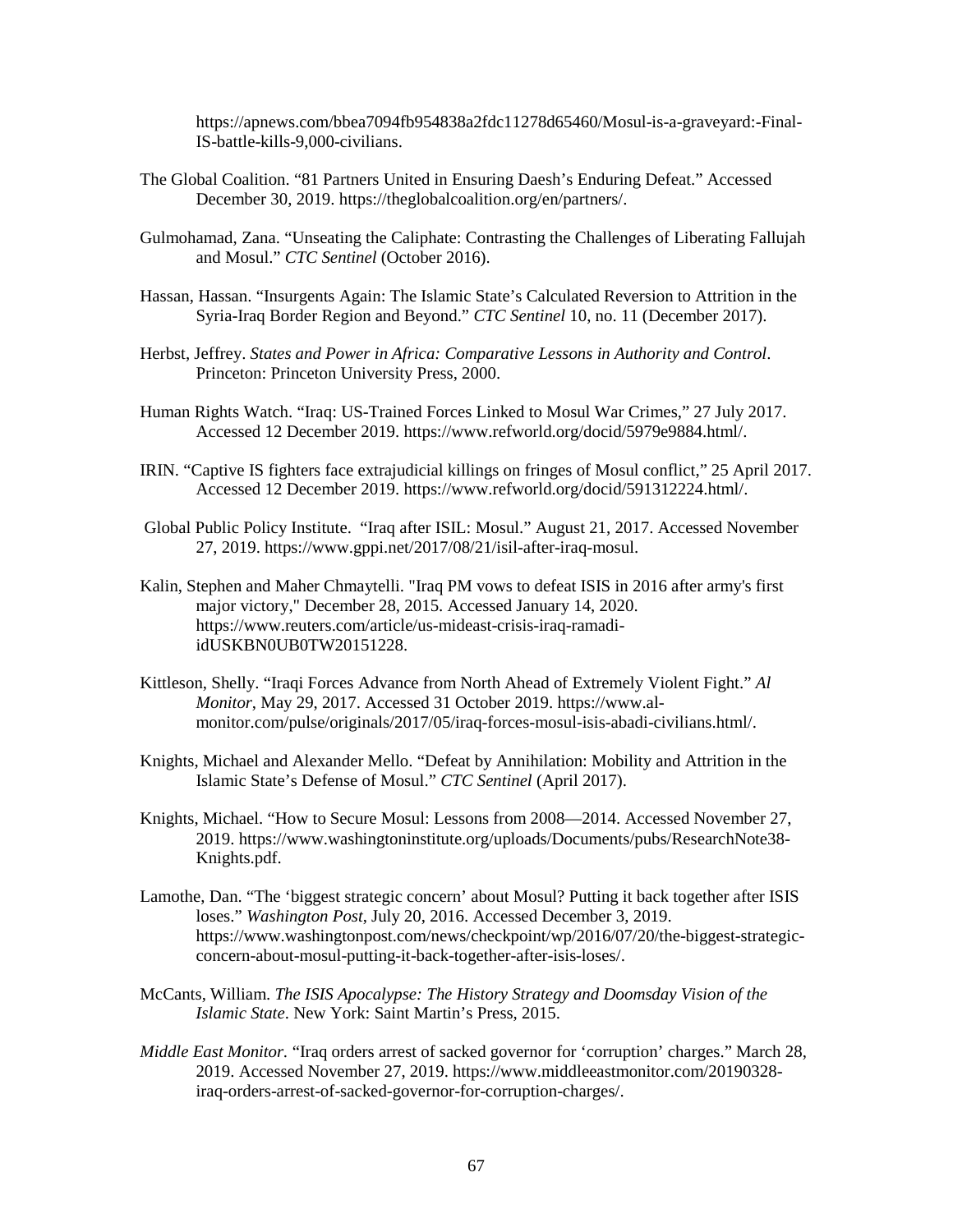https://apnews.com/bbea7094fb954838a2fdc11278d65460/Mosul-is-a-graveyard:-Final-IS-battle-kills-9,000-civilians.

The Global Coalition. "81 Partners United in Ensuring Daesh's Enduring Defeat." Accessed December 30, 2019. https://theglobalcoalition.org/en/partners/.

Gulmohamad, Zana. "Unseating the Caliphate: Contrasting the Challenges of Liberating Fallujah and Mosul." *CTC Sentinel* (October 2016).

Hassan, Hassan. "Insurgents Again: The Islamic State's Calculated Reversion to Attrition in the Syria-Iraq Border Region and Beyond." *CTC Sentinel* 10, no. 11 (December 2017).

Herbst, Jeffrey. *States and Power in Africa: Comparative Lessons in Authority and Control*. Princeton: Princeton University Press, 2000.

Human Rights Watch. "Iraq: US-Trained Forces Linked to Mosul War Crimes," 27 July 2017. Accessed 12 December 2019. https://www.refworld.org/docid/5979e9884.html/.

IRIN. "Captive IS fighters face extrajudicial killings on fringes of Mosul conflict," 25 April 2017. Accessed 12 December 2019. https://www.refworld.org/docid/591312224.html/.

Global Public Policy Institute. "Iraq after ISIL: Mosul." August 21, 2017. Accessed November 27, 2019. https://www.gppi.net/2017/08/21/isil-after-iraq-mosul.

Kalin, Stephen and Maher Chmaytelli. "Iraq PM vows to defeat ISIS in 2016 after army's first major victory," December 28, 2015. Accessed January 14, 2020. https://www.reuters.com/article/us-mideast-crisis-iraq-ramadi-idUSKBN0UB0TW20151228.

Kittleson, Shelly. "Iraqi Forces Advance from North Ahead of Extremely Violent Fight." *Al Monitor*, May 29, 2017. Accessed 31 October 2019. https://www.al-monitor.com/pulse/originals/2017/05/iraq-forces-mosul-isis-abadi-civilians.html/.

Knights, Michael and Alexander Mello. "Defeat by Annihilation: Mobility and Attrition in the Islamic State's Defense of Mosul." *CTC Sentinel* (April 2017).

Knights, Michael. "How to Secure Mosul: Lessons from 2008—2014. Accessed November 27, 2019. https://www.washingtoninstitute.org/uploads/Documents/pubs/ResearchNote38-Knights.pdf.

Lamothe, Dan. "The 'biggest strategic concern' about Mosul? Putting it back together after ISIS loses." *Washington Post*, July 20, 2016. Accessed December 3, 2019. https://www.washingtonpost.com/news/checkpoint/wp/2016/07/20/the-biggest-strategic-concern-about-mosul-putting-it-back-together-after-isis-loses/.

McCants, William. *The ISIS Apocalypse: The History Strategy and Doomsday Vision of the Islamic State*. New York: Saint Martin's Press, 2015.

*Middle East Monitor*. "Iraq orders arrest of sacked governor for 'corruption' charges." March 28, 2019. Accessed November 27, 2019. https://www.middleeastmonitor.com/20190328-iraq-orders-arrest-of-sacked-governor-for-corruption-charges/.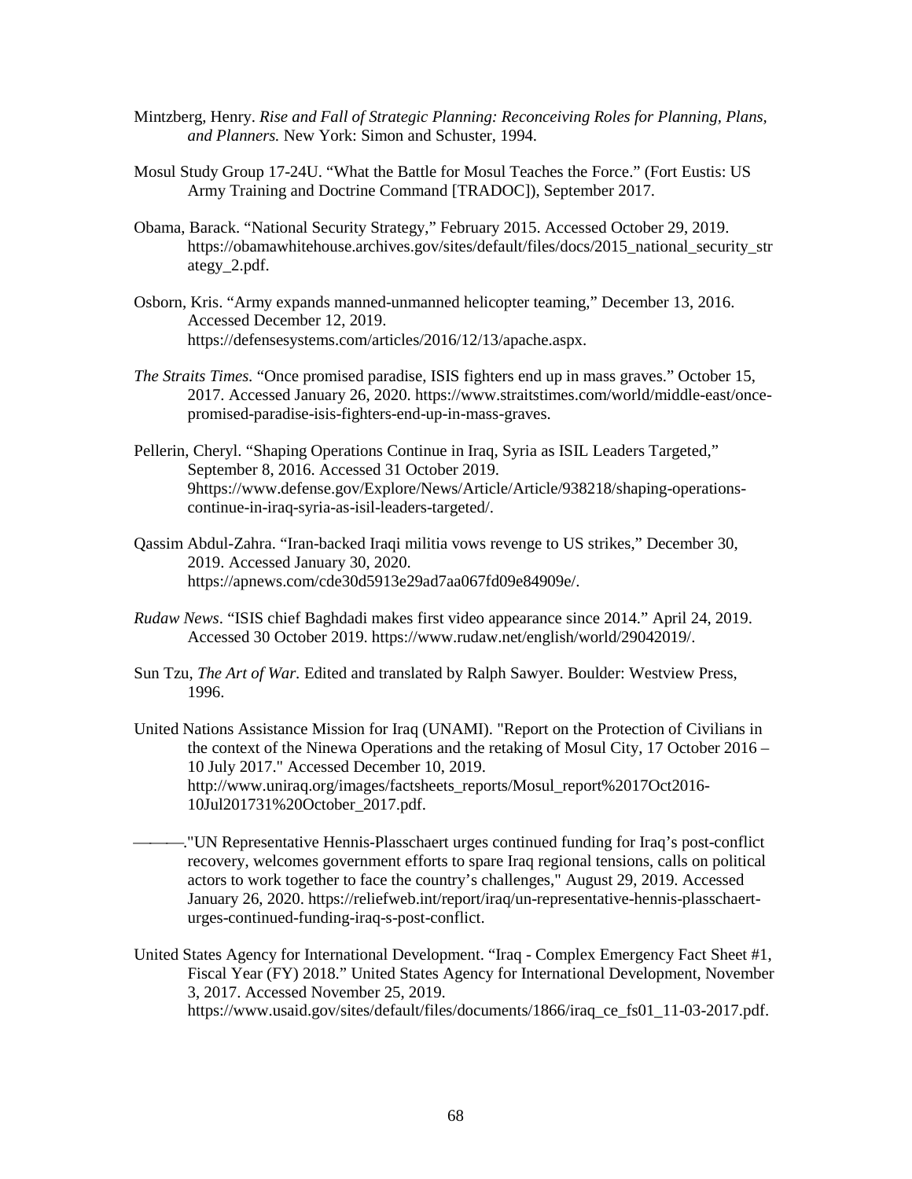Mintzberg, Henry. *Rise and Fall of Strategic Planning: Reconceiving Roles for Planning, Plans, and Planners.* New York: Simon and Schuster, 1994.

Mosul Study Group 17-24U. "What the Battle for Mosul Teaches the Force." (Fort Eustis: US Army Training and Doctrine Command [TRADOC]), September 2017.

Obama, Barack. "National Security Strategy," February 2015. Accessed October 29, 2019. https://obamawhitehouse.archives.gov/sites/default/files/docs/2015_national_security_strategy_2.pdf.

Osborn, Kris. "Army expands manned-unmanned helicopter teaming," December 13, 2016. Accessed December 12, 2019. https://defensesystems.com/articles/2016/12/13/apache.aspx.

*The Straits Times*. "Once promised paradise, ISIS fighters end up in mass graves." October 15, 2017. Accessed January 26, 2020. https://www.straitstimes.com/world/middle-east/once-promised-paradise-isis-fighters-end-up-in-mass-graves.

Pellerin, Cheryl. "Shaping Operations Continue in Iraq, Syria as ISIL Leaders Targeted," September 8, 2016. Accessed 31 October 2019. 9https://www.defense.gov/Explore/News/Article/Article/938218/shaping-operations-continue-in-iraq-syria-as-isil-leaders-targeted/.

Qassim Abdul-Zahra. "Iran-backed Iraqi militia vows revenge to US strikes," December 30, 2019. Accessed January 30, 2020. https://apnews.com/cde30d5913e29ad7aa067fd09e84909e/.

*Rudaw News*. "ISIS chief Baghdadi makes first video appearance since 2014." April 24, 2019. Accessed 30 October 2019. https://www.rudaw.net/english/world/29042019/.

Sun Tzu, *The Art of War.* Edited and translated by Ralph Sawyer. Boulder: Westview Press, 1996.

United Nations Assistance Mission for Iraq (UNAMI). "Report on the Protection of Civilians in the context of the Ninewa Operations and the retaking of Mosul City, 17 October 2016 – 10 July 2017." Accessed December 10, 2019. http://www.uniraq.org/images/factsheets_reports/Mosul_report%2017Oct2016-10Jul201731%20October_2017.pdf.

———."UN Representative Hennis-Plasschaert urges continued funding for Iraq's post-conflict recovery, welcomes government efforts to spare Iraq regional tensions, calls on political actors to work together to face the country's challenges," August 29, 2019. Accessed January 26, 2020. https://reliefweb.int/report/iraq/un-representative-hennis-plasschaert-urges-continued-funding-iraq-s-post-conflict.

United States Agency for International Development. "Iraq - Complex Emergency Fact Sheet #1, Fiscal Year (FY) 2018." United States Agency for International Development, November 3, 2017. Accessed November 25, 2019. https://www.usaid.gov/sites/default/files/documents/1866/iraq_ce_fs01_11-03-2017.pdf.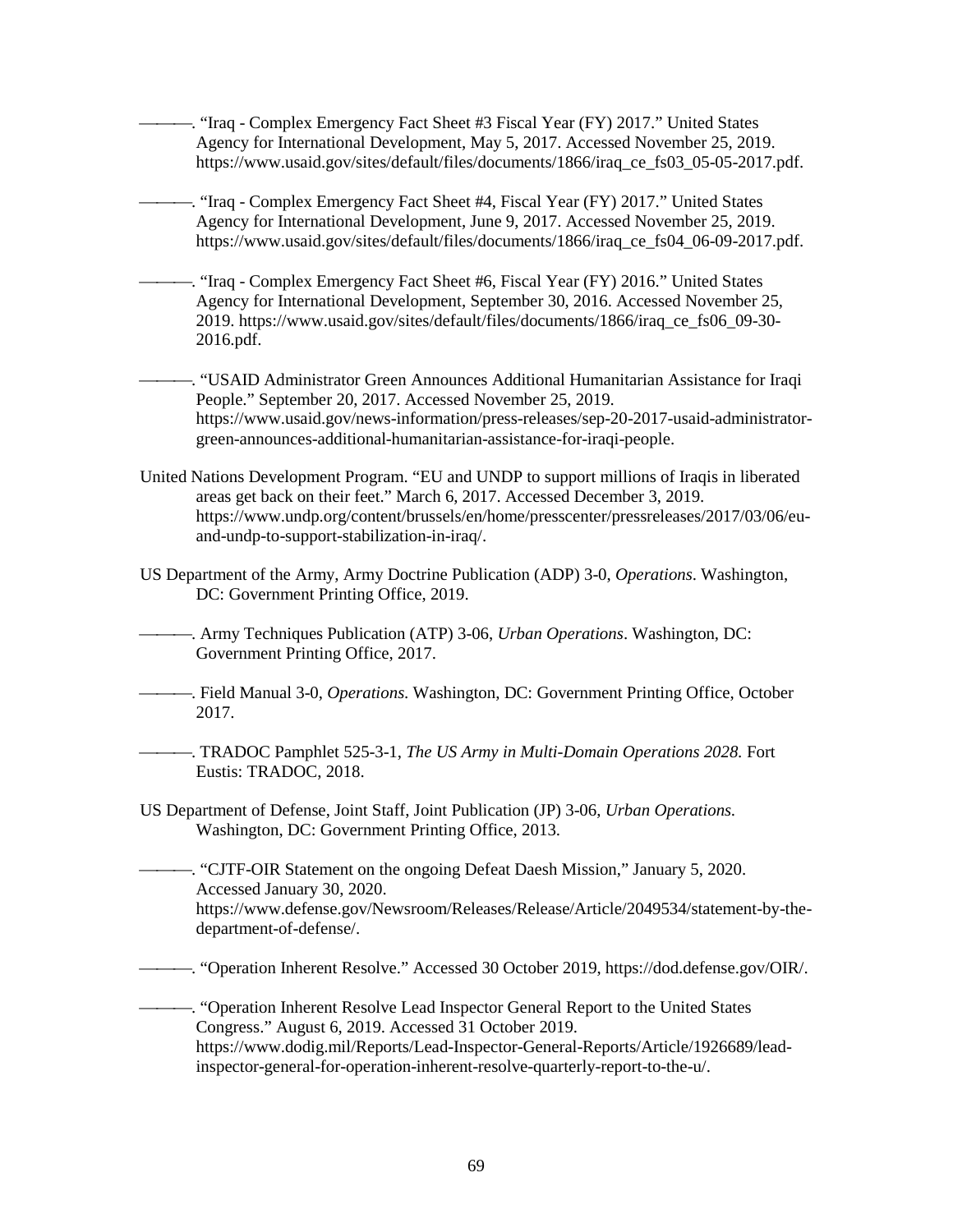———. "Iraq - Complex Emergency Fact Sheet #3 Fiscal Year (FY) 2017." United States Agency for International Development, May 5, 2017. Accessed November 25, 2019. https://www.usaid.gov/sites/default/files/documents/1866/iraq_ce_fs03_05-05-2017.pdf.

———. "Iraq - Complex Emergency Fact Sheet #4, Fiscal Year (FY) 2017." United States Agency for International Development, June 9, 2017. Accessed November 25, 2019. https://www.usaid.gov/sites/default/files/documents/1866/iraq_ce_fs04_06-09-2017.pdf.

———. "Iraq - Complex Emergency Fact Sheet #6, Fiscal Year (FY) 2016." United States Agency for International Development, September 30, 2016. Accessed November 25, 2019. https://www.usaid.gov/sites/default/files/documents/1866/iraq_ce_fs06_09-30-2016.pdf.

———. "USAID Administrator Green Announces Additional Humanitarian Assistance for Iraqi People." September 20, 2017. Accessed November 25, 2019. https://www.usaid.gov/news-information/press-releases/sep-20-2017-usaid-administrator-green-announces-additional-humanitarian-assistance-for-iraqi-people.

United Nations Development Program. "EU and UNDP to support millions of Iraqis in liberated areas get back on their feet." March 6, 2017. Accessed December 3, 2019. https://www.undp.org/content/brussels/en/home/presscenter/pressreleases/2017/03/06/eu-and-undp-to-support-stabilization-in-iraq/.

US Department of the Army, Army Doctrine Publication (ADP) 3-0, *Operations.* Washington, DC: Government Printing Office, 2019.

———. Army Techniques Publication (ATP) 3-06, *Urban Operations*. Washington, DC: Government Printing Office, 2017.

———. Field Manual 3-0, *Operations.* Washington, DC: Government Printing Office, October 2017.

———. TRADOC Pamphlet 525-3-1, *The US Army in Multi-Domain Operations 2028.* Fort Eustis: TRADOC, 2018.

US Department of Defense, Joint Staff, Joint Publication (JP) 3-06, *Urban Operations.* Washington, DC: Government Printing Office, 2013.

———. "CJTF-OIR Statement on the ongoing Defeat Daesh Mission," January 5, 2020. Accessed January 30, 2020. https://www.defense.gov/Newsroom/Releases/Release/Article/2049534/statement-by-the-department-of-defense/.

———. "Operation Inherent Resolve." Accessed 30 October 2019, https://dod.defense.gov/OIR/.

———. "Operation Inherent Resolve Lead Inspector General Report to the United States Congress." August 6, 2019. Accessed 31 October 2019. https://www.dodig.mil/Reports/Lead-Inspector-General-Reports/Article/1926689/lead-inspector-general-for-operation-inherent-resolve-quarterly-report-to-the-u/.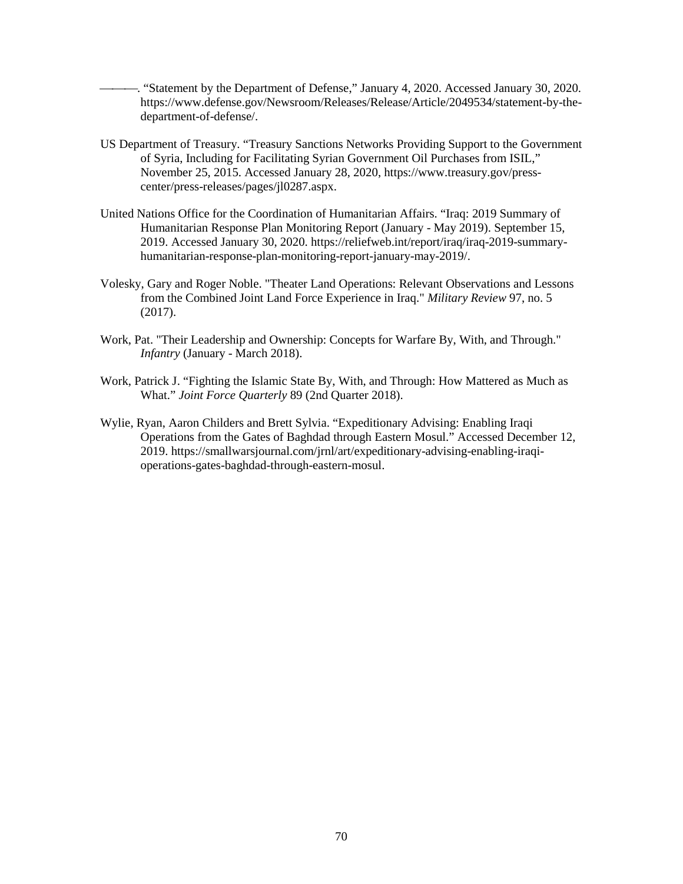———. "Statement by the Department of Defense," January 4, 2020. Accessed January 30, 2020. https://www.defense.gov/Newsroom/Releases/Release/Article/2049534/statement-by-the-department-of-defense/.

US Department of Treasury. "Treasury Sanctions Networks Providing Support to the Government of Syria, Including for Facilitating Syrian Government Oil Purchases from ISIL," November 25, 2015. Accessed January 28, 2020, https://www.treasury.gov/press-center/press-releases/pages/jl0287.aspx.

United Nations Office for the Coordination of Humanitarian Affairs. "Iraq: 2019 Summary of Humanitarian Response Plan Monitoring Report (January - May 2019). September 15, 2019. Accessed January 30, 2020. https://reliefweb.int/report/iraq/iraq-2019-summary-humanitarian-response-plan-monitoring-report-january-may-2019/.

Volesky, Gary and Roger Noble. "Theater Land Operations: Relevant Observations and Lessons from the Combined Joint Land Force Experience in Iraq." *Military Review* 97, no. 5 (2017).

Work, Pat. "Their Leadership and Ownership: Concepts for Warfare By, With, and Through." *Infantry* (January - March 2018).

Work, Patrick J. "Fighting the Islamic State By, With, and Through: How Mattered as Much as What." *Joint Force Quarterly* 89 (2nd Quarter 2018).

Wylie, Ryan, Aaron Childers and Brett Sylvia. "Expeditionary Advising: Enabling Iraqi Operations from the Gates of Baghdad through Eastern Mosul." Accessed December 12, 2019. https://smallwarsjournal.com/jrnl/art/expeditionary-advising-enabling-iraqi-operations-gates-baghdad-through-eastern-mosul.